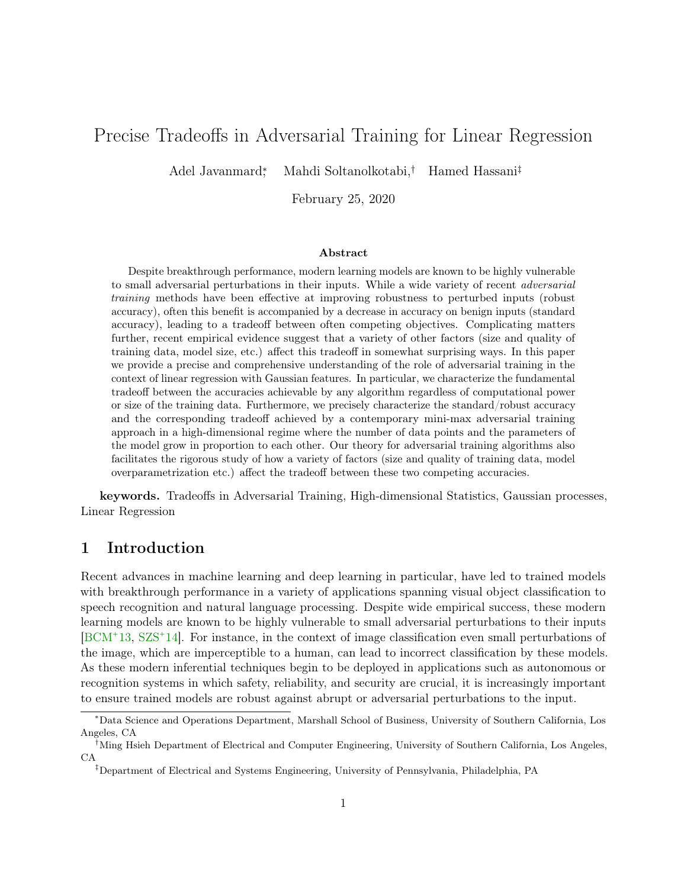# Precise Tradeoffs in Adversarial Training for Linear Regression

Adel Javanmard[*] Mahdi Soltanolkotabi[†] Hamed Hassani[‡]

February 25, 2020

### Abstract

Despite breakthrough performance, modern learning models are known to be highly vulnerable to small adversarial perturbations in their inputs. While a wide variety of recent *adversarial training* methods have been effective at improving robustness to perturbed inputs (robust accuracy), often this benefit is accompanied by a decrease in accuracy on benign inputs (standard accuracy), leading to a tradeoff between often competing objectives. Complicating matters further, recent empirical evidence suggest that a variety of other factors (size and quality of training data, model size, etc.) affect this tradeoff in somewhat surprising ways. In this paper we provide a precise and comprehensive understanding of the role of adversarial training in the context of linear regression with Gaussian features. In particular, we characterize the fundamental tradeoff between the accuracies achievable by any algorithm regardless of computational power or size of the training data. Furthermore, we precisely characterize the standard/robust accuracy and the corresponding tradeoff achieved by a contemporary mini-max adversarial training approach in a high-dimensional regime where the number of data points and the parameters of the model grow in proportion to each other. Our theory for adversarial training algorithms also facilitates the rigorous study of how a variety of factors (size and quality of training data, model overparametrization etc.) affect the tradeoff between these two competing accuracies.

**keywords.** Tradeoffs in Adversarial Training, High-dimensional Statistics, Gaussian processes, Linear Regression

## 1 Introduction

Recent advances in machine learning and deep learning in particular, have led to trained models with breakthrough performance in a variety of applications spanning visual object classification to speech recognition and natural language processing. Despite wide empirical success, these modern learning models are known to be highly vulnerable to small adversarial perturbations to their inputs [BCM+13, SZS+14]. For instance, in the context of image classification even small perturbations of the image, which are imperceptible to a human, can lead to incorrect classification by these models. As these modern inferential techniques begin to be deployed in applications such as autonomous or recognition systems in which safety, reliability, and security are crucial, it is increasingly important to ensure trained models are robust against abrupt or adversarial perturbations to the input.

[*]Data Science and Operations Department, Marshall School of Business, University of Southern California, Los Angeles, CA

[†]Ming Hsieh Department of Electrical and Computer Engineering, University of Southern California, Los Angeles, CA

[‡]Department of Electrical and Systems Engineering, University of Pennsylvania, Philadelphia, PA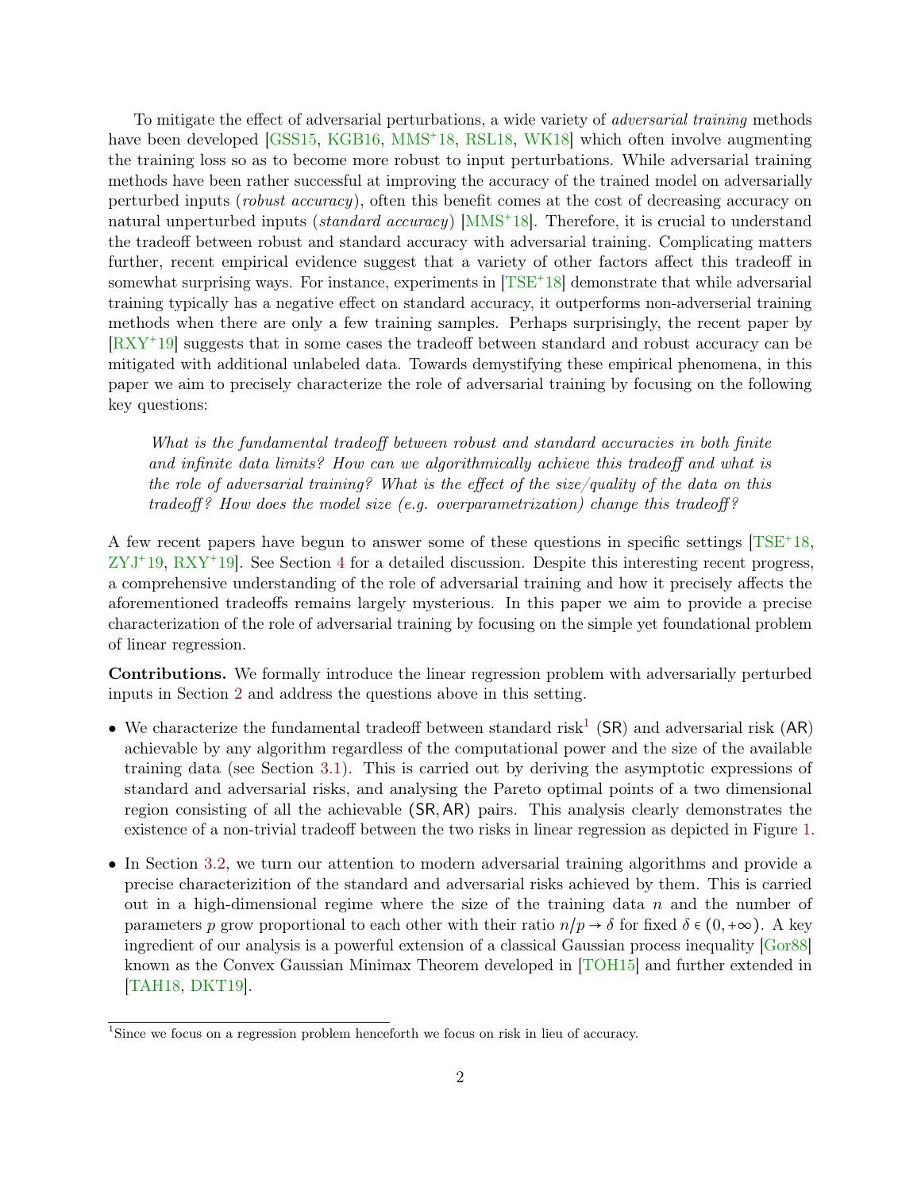To mitigate the effect of adversarial perturbations, a wide variety of *adversarial training* methods have been developed [GSS15, KGB16, MMS+18, RSL18, WK18] which often involve augmenting the training loss so as to become more robust to input perturbations. While adversarial training methods have been rather successful at improving the accuracy of the trained model on adversarially perturbed inputs (*robust accuracy*), often this benefit comes at the cost of decreasing accuracy on natural unperturbed inputs (*standard accuracy*) [MMS+18]. Therefore, it is crucial to understand the tradeoff between robust and standard accuracy with adversarial training. Complicating matters further, recent empirical evidence suggest that a variety of other factors affect this tradeoff in somewhat surprising ways. For instance, experiments in [TSE+18] demonstrate that while adversarial training typically has a negative effect on standard accuracy, it outperforms non-adverserial training methods when there are only a few training samples. Perhaps surprisingly, the recent paper by [RXY+19] suggests that in some cases the tradeoff between standard and robust accuracy can be mitigated with additional unlabeled data. Towards demystifying these empirical phenomena, in this paper we aim to precisely characterize the role of adversarial training by focusing on the following key questions:

> *What is the fundamental tradeoff between robust and standard accuracies in both finite and infinite data limits? How can we algorithmically achieve this tradeoff and what is the role of adversarial training? What is the effect of the size/quality of the data on this tradeoff? How does the model size (e.g. overparametrization) change this tradeoff?*

A few recent papers have begun to answer some of these questions in specific settings [TSE+18, ZYJ+19, RXY+19]. See Section 4 for a detailed discussion. Despite this interesting recent progress, a comprehensive understanding of the role of adversarial training and how it precisely affects the aforementioned tradeoffs remains largely mysterious. In this paper we aim to provide a precise characterization of the role of adversarial training by focusing on the simple yet foundational problem of linear regression.

**Contributions.** We formally introduce the linear regression problem with adversarially perturbed inputs in Section 2 and address the questions above in this setting.

- We characterize the fundamental tradeoff between standard risk[1] (SR) and adversarial risk (AR) achievable by any algorithm regardless of the computational power and the size of the available training data (see Section 3.1). This is carried out by deriving the asymptotic expressions of standard and adversarial risks, and analysing the Pareto optimal points of a two dimensional region consisting of all the achievable (SR, AR) pairs. This analysis clearly demonstrates the existence of a non-trivial tradeoff between the two risks in linear regression as depicted in Figure 1.
- In Section 3.2, we turn our attention to modern adversarial training algorithms and provide a precise characterizition of the standard and adversarial risks achieved by them. This is carried out in a high-dimensional regime where the size of the training data $n$ and the number of parameters $p$ grow proportional to each other with their ratio $n/p \to \delta$ for fixed $\delta \in (0, +\infty)$. A key ingredient of our analysis is a powerful extension of a classical Gaussian process inequality [Gor88] known as the Convex Gaussian Minimax Theorem developed in [TOH15] and further extended in [TAH18, DKT19].

[1] Since we focus on a regression problem henceforth we focus on risk in lieu of accuracy.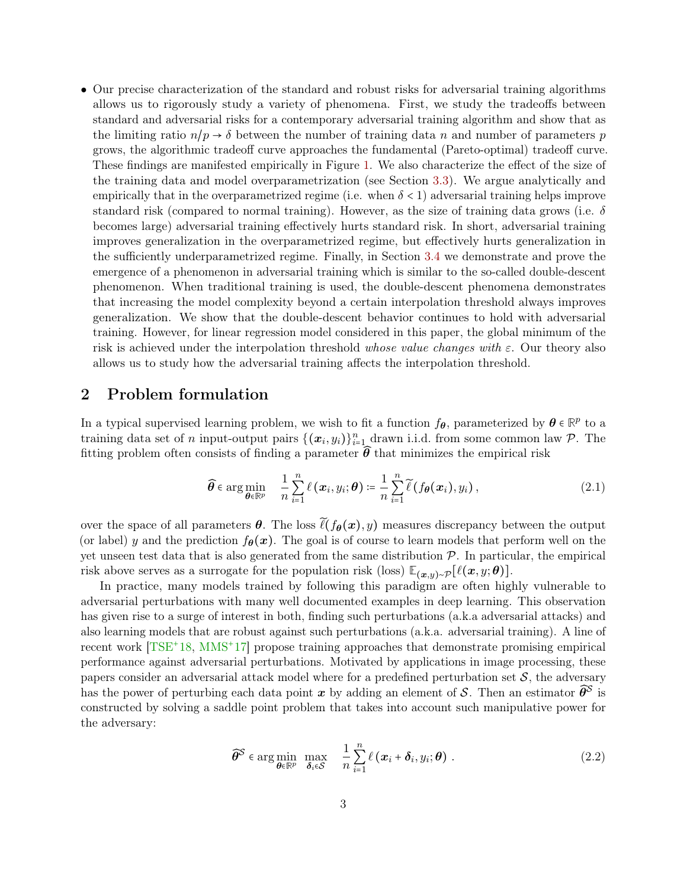- Our precise characterization of the standard and robust risks for adversarial training algorithms allows us to rigorously study a variety of phenomena. First, we study the tradeoffs between standard and adversarial risks for a contemporary adversarial training algorithm and show that as the limiting ratio $n/p \to \delta$ between the number of training data $n$ and number of parameters $p$ grows, the algorithmic tradeoff curve approaches the fundamental (Pareto-optimal) tradeoff curve. These findings are manifested empirically in Figure 1. We also characterize the effect of the size of the training data and model overparametrization (see Section 3.3). We argue analytically and empirically that in the overparametrized regime (i.e. when $\delta < 1$) adversarial training helps improve standard risk (compared to normal training). However, as the size of training data grows (i.e. $\delta$ becomes large) adversarial training effectively hurts standard risk. In short, adversarial training improves generalization in the overparametrized regime, but effectively hurts generalization in the sufficiently underparametrized regime. Finally, in Section 3.4 we demonstrate and prove the emergence of a phenomenon in adversarial training which is similar to the so-called double-descent phenomenon. When traditional training is used, the double-descent phenomena demonstrates that increasing the model complexity beyond a certain interpolation threshold always improves generalization. We show that the double-descent behavior continues to hold with adversarial training. However, for linear regression model considered in this paper, the global minimum of the risk is achieved under the interpolation threshold *whose value changes with* $\varepsilon$. Our theory also allows us to study how the adversarial training affects the interpolation threshold.

## 2 Problem formulation

In a typical supervised learning problem, we wish to fit a function $f_{\boldsymbol{\theta}}$, parameterized by $\boldsymbol{\theta} \in \mathbb{R}^p$ to a training data set of $n$ input-output pairs $\{(\boldsymbol{x}_i, y_i)\}_{i=1}^n$ drawn i.i.d. from some common law $\mathcal{P}$. The fitting problem often consists of finding a parameter $\widehat{\boldsymbol{\theta}}$ that minimizes the empirical risk

$$\widehat{\boldsymbol{\theta}} \in \arg\min_{\boldsymbol{\theta} \in \mathbb{R}^p} \quad \frac{1}{n}\sum_{i=1}^{n} \ell\left(\boldsymbol{x}_i, y_i; \boldsymbol{\theta}\right) := \frac{1}{n}\sum_{i=1}^{n} \widetilde{\ell}\left(f_{\boldsymbol{\theta}}(\boldsymbol{x}_i), y_i\right), \tag{2.1}$$

over the space of all parameters $\boldsymbol{\theta}$. The loss $\widetilde{\ell}(f_{\boldsymbol{\theta}}(\boldsymbol{x}), y)$ measures discrepancy between the output (or label) $y$ and the prediction $f_{\boldsymbol{\theta}}(\boldsymbol{x})$. The goal is of course to learn models that perform well on the yet unseen test data that is also generated from the same distribution $\mathcal{P}$. In particular, the empirical risk above serves as a surrogate for the population risk (loss) $\mathbb{E}_{(\boldsymbol{x},y)\sim\mathcal{P}}[\ell(\boldsymbol{x}, y; \boldsymbol{\theta})]$.

In practice, many models trained by following this paradigm are often highly vulnerable to adversarial perturbations with many well documented examples in deep learning. This observation has given rise to a surge of interest in both, finding such perturbations (a.k.a adversarial attacks) and also learning models that are robust against such perturbations (a.k.a. adversarial training). A line of recent work [TSE+18, MMS+17] propose training approaches that demonstrate promising empirical performance against adversarial perturbations. Motivated by applications in image processing, these papers consider an adversarial attack model where for a predefined perturbation set $\mathcal{S}$, the adversary has the power of perturbing each data point $\boldsymbol{x}$ by adding an element of $\mathcal{S}$. Then an estimator $\widehat{\boldsymbol{\theta}}^{\mathcal{S}}$ is constructed by solving a saddle point problem that takes into account such manipulative power for the adversary:

$$\widehat{\boldsymbol{\theta}}^{\mathcal{S}} \in \arg\min_{\boldsymbol{\theta} \in \mathbb{R}^p} \ \max_{\boldsymbol{\delta}_i \in \mathcal{S}} \quad \frac{1}{n}\sum_{i=1}^{n} \ell\left(\boldsymbol{x}_i + \boldsymbol{\delta}_i, y_i; \boldsymbol{\theta}\right) . \tag{2.2}$$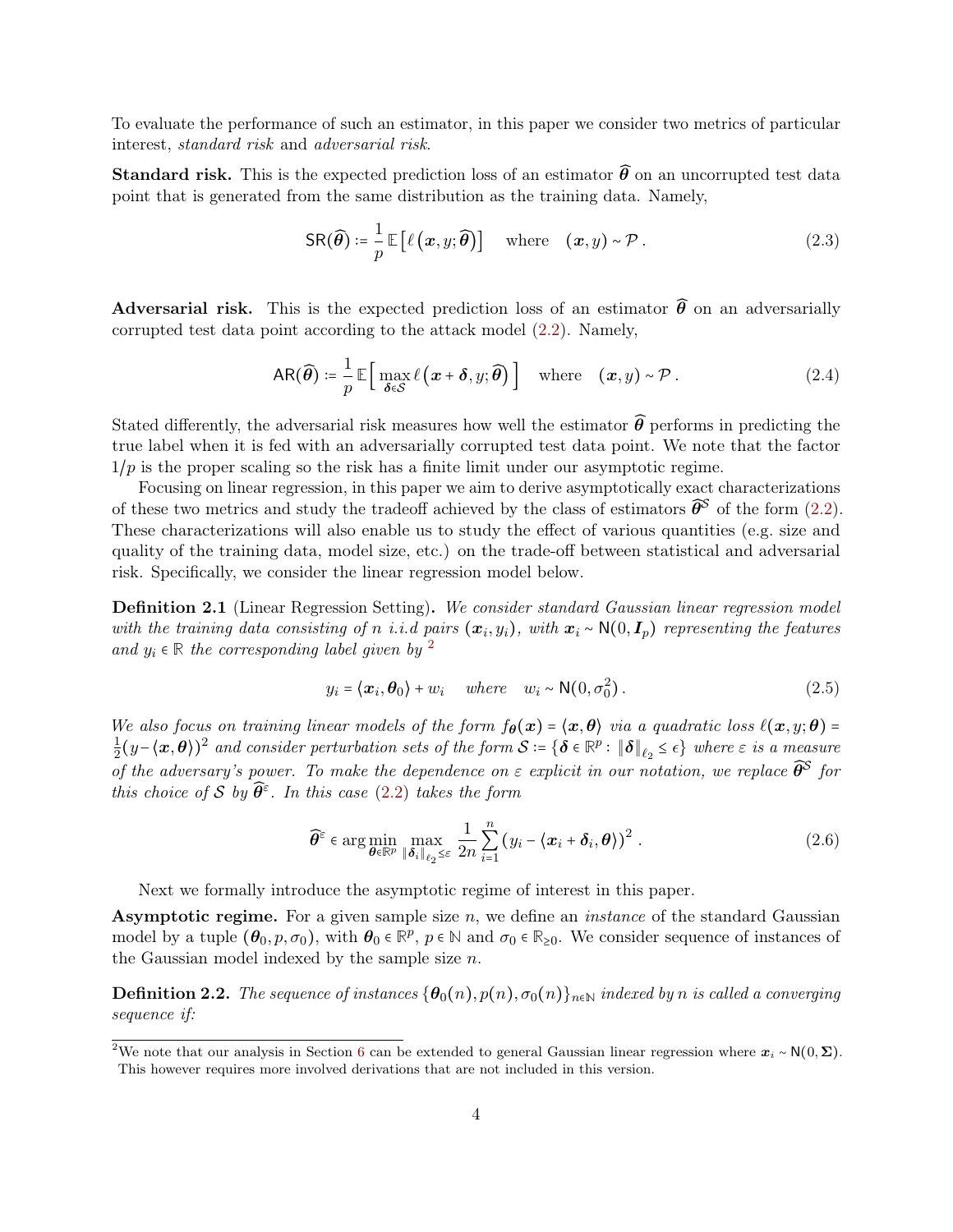To evaluate the performance of such an estimator, in this paper we consider two metrics of particular interest, *standard risk* and *adversarial risk*.

**Standard risk.** This is the expected prediction loss of an estimator $\widehat{\boldsymbol{\theta}}$ on an uncorrupted test data point that is generated from the same distribution as the training data. Namely,

$$\mathsf{SR}(\widehat{\boldsymbol{\theta}}) := \frac{1}{p}\mathbb{E}\left[\ell\left(\boldsymbol{x}, y; \widehat{\boldsymbol{\theta}}\right)\right] \quad \text{where} \quad (\boldsymbol{x}, y) \sim \mathcal{P}\,. \tag{2.3}$$

**Adversarial risk.** This is the expected prediction loss of an estimator $\widehat{\boldsymbol{\theta}}$ on an adversarially corrupted test data point according to the attack model (2.2). Namely,

$$\mathsf{AR}(\widehat{\boldsymbol{\theta}}) := \frac{1}{p}\mathbb{E}\left[\max_{\boldsymbol{\delta}\in\mathcal{S}} \ell\left(\boldsymbol{x}+\boldsymbol{\delta}, y; \widehat{\boldsymbol{\theta}}\right)\right] \quad \text{where} \quad (\boldsymbol{x}, y) \sim \mathcal{P}\,. \tag{2.4}$$

Stated differently, the adversarial risk measures how well the estimator $\widehat{\boldsymbol{\theta}}$ performs in predicting the true label when it is fed with an adversarially corrupted test data point. We note that the factor $1/p$ is the proper scaling so the risk has a finite limit under our asymptotic regime.

Focusing on linear regression, in this paper we aim to derive asymptotically exact characterizations of these two metrics and study the tradeoff achieved by the class of estimators $\widehat{\boldsymbol{\theta}}^{\mathcal{S}}$ of the form (2.2). These characterizations will also enable us to study the effect of various quantities (e.g. size and quality of the training data, model size, etc.) on the trade-off between statistical and adversarial risk. Specifically, we consider the linear regression model below.

**Definition 2.1** (Linear Regression Setting)**.** *We consider standard Gaussian linear regression model with the training data consisting of $n$ i.i.d pairs $(\boldsymbol{x}_i, y_i)$, with $\boldsymbol{x}_i \sim \mathsf{N}(0, \boldsymbol{I}_p)$ representing the features and $y_i \in \mathbb{R}$ the corresponding label given by* [2]

$$y_i = \langle \boldsymbol{x}_i, \boldsymbol{\theta}_0 \rangle + w_i \quad \textit{where} \quad w_i \sim \mathsf{N}(0, \sigma_0^2)\,. \tag{2.5}$$

*We also focus on training linear models of the form $f_{\boldsymbol{\theta}}(\boldsymbol{x}) = \langle \boldsymbol{x}, \boldsymbol{\theta} \rangle$ via a quadratic loss $\ell(\boldsymbol{x}, y; \boldsymbol{\theta}) = \frac{1}{2}(y - \langle \boldsymbol{x}, \boldsymbol{\theta}\rangle)^2$ and consider perturbation sets of the form $\mathcal{S} := \{\boldsymbol{\delta} \in \mathbb{R}^p : \|\boldsymbol{\delta}\|_{\ell_2} \le \epsilon\}$ where $\varepsilon$ is a measure of the adversary's power. To make the dependence on $\varepsilon$ explicit in our notation, we replace $\widehat{\boldsymbol{\theta}}^{\mathcal{S}}$ for this choice of $\mathcal{S}$ by $\widehat{\boldsymbol{\theta}}^{\varepsilon}$. In this case (2.2) takes the form*

$$\widehat{\boldsymbol{\theta}}^{\varepsilon} \in \arg\min_{\boldsymbol{\theta}\in\mathbb{R}^p} \max_{\|\boldsymbol{\delta}_i\|_{\ell_2}\le\varepsilon} \frac{1}{2n}\sum_{i=1}^{n}\left(y_i - \langle \boldsymbol{x}_i + \boldsymbol{\delta}_i, \boldsymbol{\theta}\rangle\right)^2\,. \tag{2.6}$$

Next we formally introduce the asymptotic regime of interest in this paper.

**Asymptotic regime.** For a given sample size $n$, we define an *instance* of the standard Gaussian model by a tuple $(\boldsymbol{\theta}_0, p, \sigma_0)$, with $\boldsymbol{\theta}_0 \in \mathbb{R}^p$, $p \in \mathbb{N}$ and $\sigma_0 \in \mathbb{R}_{\ge 0}$. We consider sequence of instances of the Gaussian model indexed by the sample size $n$.

**Definition 2.2.** *The sequence of instances $\{\boldsymbol{\theta}_0(n), p(n), \sigma_0(n)\}_{n\in\mathbb{N}}$ indexed by $n$ is called a converging sequence if:*

[2] We note that our analysis in Section 6 can be extended to general Gaussian linear regression where $\boldsymbol{x}_i \sim \mathsf{N}(0, \boldsymbol{\Sigma})$. This however requires more involved derivations that are not included in this version.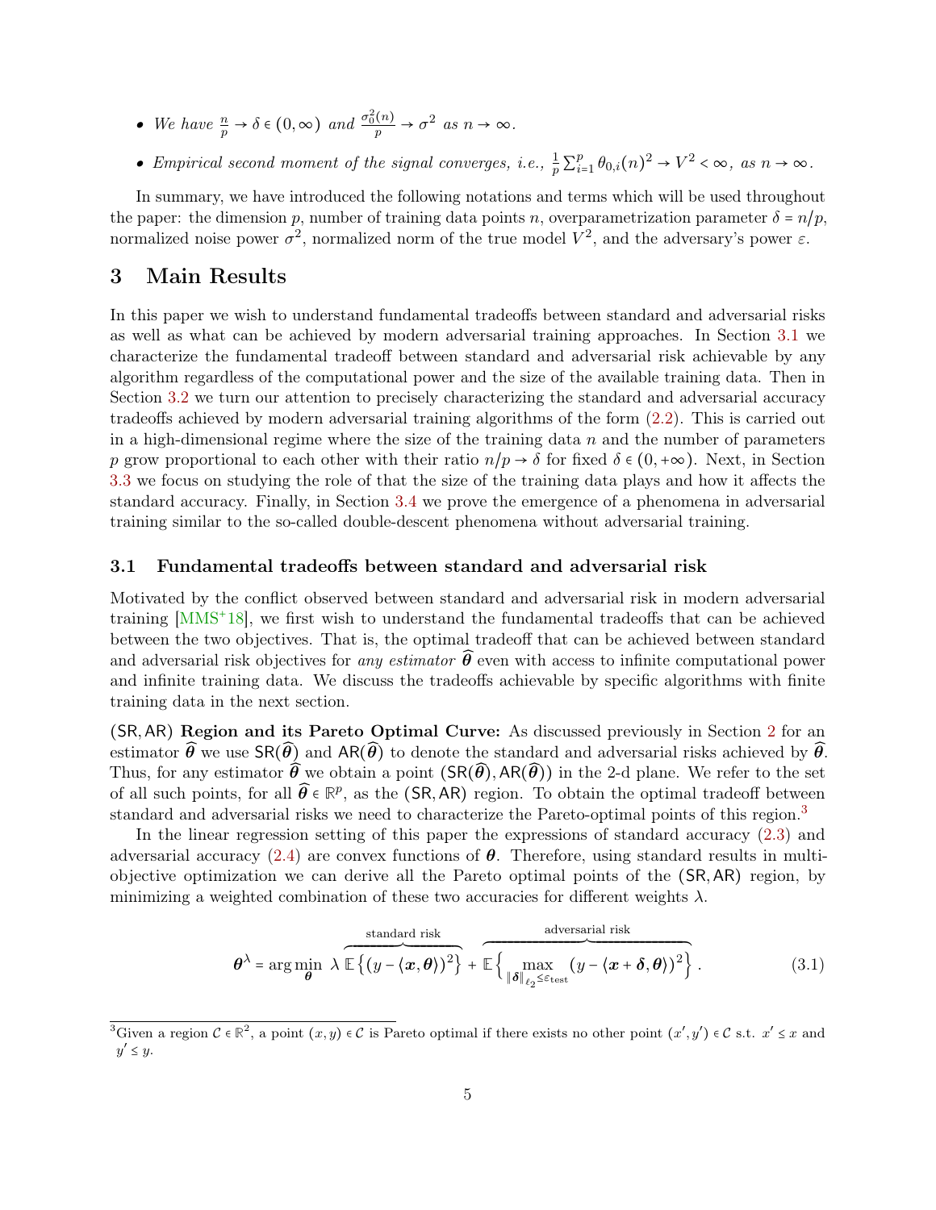- *We have $\frac{n}{p} \to \delta \in (0, \infty)$ and $\frac{\sigma_0^2(n)}{p} \to \sigma^2$ as $n \to \infty$.*
- *Empirical second moment of the signal converges, i.e., $\frac{1}{p}\sum_{i=1}^{p} \theta_{0,i}(n)^2 \to V^2 < \infty$, as $n \to \infty$.*

In summary, we have introduced the following notations and terms which will be used throughout the paper: the dimension $p$, number of training data points $n$, overparametrization parameter $\delta = n/p$, normalized noise power $\sigma^2$, normalized norm of the true model $V^2$, and the adversary's power $\varepsilon$.

# 3 Main Results

In this paper we wish to understand fundamental tradeoffs between standard and adversarial risks as well as what can be achieved by modern adversarial training approaches. In Section 3.1 we characterize the fundamental tradeoff between standard and adversarial risk achievable by any algorithm regardless of the computational power and the size of the available training data. Then in Section 3.2 we turn our attention to precisely characterizing the standard and adversarial accuracy tradeoffs achieved by modern adversarial training algorithms of the form (2.2). This is carried out in a high-dimensional regime where the size of the training data $n$ and the number of parameters $p$ grow proportional to each other with their ratio $n/p \to \delta$ for fixed $\delta \in (0, +\infty)$. Next, in Section 3.3 we focus on studying the role of that the size of the training data plays and how it affects the standard accuracy. Finally, in Section 3.4 we prove the emergence of a phenomena in adversarial training similar to the so-called double-descent phenomena without adversarial training.

## 3.1 Fundamental tradeoffs between standard and adversarial risk

Motivated by the conflict observed between standard and adversarial risk in modern adversarial training [MMS+18], we first wish to understand the fundamental tradeoffs that can be achieved between the two objectives. That is, the optimal tradeoff that can be achieved between standard and adversarial risk objectives for *any estimator* $\widehat{\boldsymbol{\theta}}$ even with access to infinite computational power and infinite training data. We discuss the tradeoffs achievable by specific algorithms with finite training data in the next section.

**$(\mathsf{SR}, \mathsf{AR})$ Region and its Pareto Optimal Curve:** As discussed previously in Section 2 for an estimator $\widehat{\boldsymbol{\theta}}$ we use $\mathsf{SR}(\widehat{\boldsymbol{\theta}})$ and $\mathsf{AR}(\widehat{\boldsymbol{\theta}})$ to denote the standard and adversarial risks achieved by $\widehat{\boldsymbol{\theta}}$. Thus, for any estimator $\widehat{\boldsymbol{\theta}}$ we obtain a point $(\mathsf{SR}(\widehat{\boldsymbol{\theta}}), \mathsf{AR}(\widehat{\boldsymbol{\theta}}))$ in the 2-d plane. We refer to the set of all such points, for all $\widehat{\boldsymbol{\theta}} \in \mathbb{R}^p$, as the $(\mathsf{SR}, \mathsf{AR})$ region. To obtain the optimal tradeoff between standard and adversarial risks we need to characterize the Pareto-optimal points of this region.[3]

In the linear regression setting of this paper the expressions of standard accuracy (2.3) and adversarial accuracy (2.4) are convex functions of $\boldsymbol{\theta}$. Therefore, using standard results in multi-objective optimization we can derive all the Pareto optimal points of the $(\mathsf{SR}, \mathsf{AR})$ region, by minimizing a weighted combination of these two accuracies for different weights $\lambda$.

$$
\boldsymbol{\theta}^{\lambda} = \arg\min_{\boldsymbol{\theta}} \; \lambda \overbrace{\mathbb{E}\left\{(y - \langle \boldsymbol{x}, \boldsymbol{\theta}\rangle)^2\right\}}^{\text{standard risk}} + \overbrace{\mathbb{E}\Big\{\max_{\|\boldsymbol{\delta}\|_{\ell_2} \le \varepsilon_{\text{test}}} (y - \langle \boldsymbol{x} + \boldsymbol{\delta}, \boldsymbol{\theta}\rangle)^2\Big\}}^{\text{adversarial risk}}. \tag{3.1}
$$

[3] Given a region $\mathcal{C} \in \mathbb{R}^2$, a point $(x, y) \in \mathcal{C}$ is Pareto optimal if there exists no other point $(x', y') \in \mathcal{C}$ s.t. $x' \le x$ and $y' \le y$.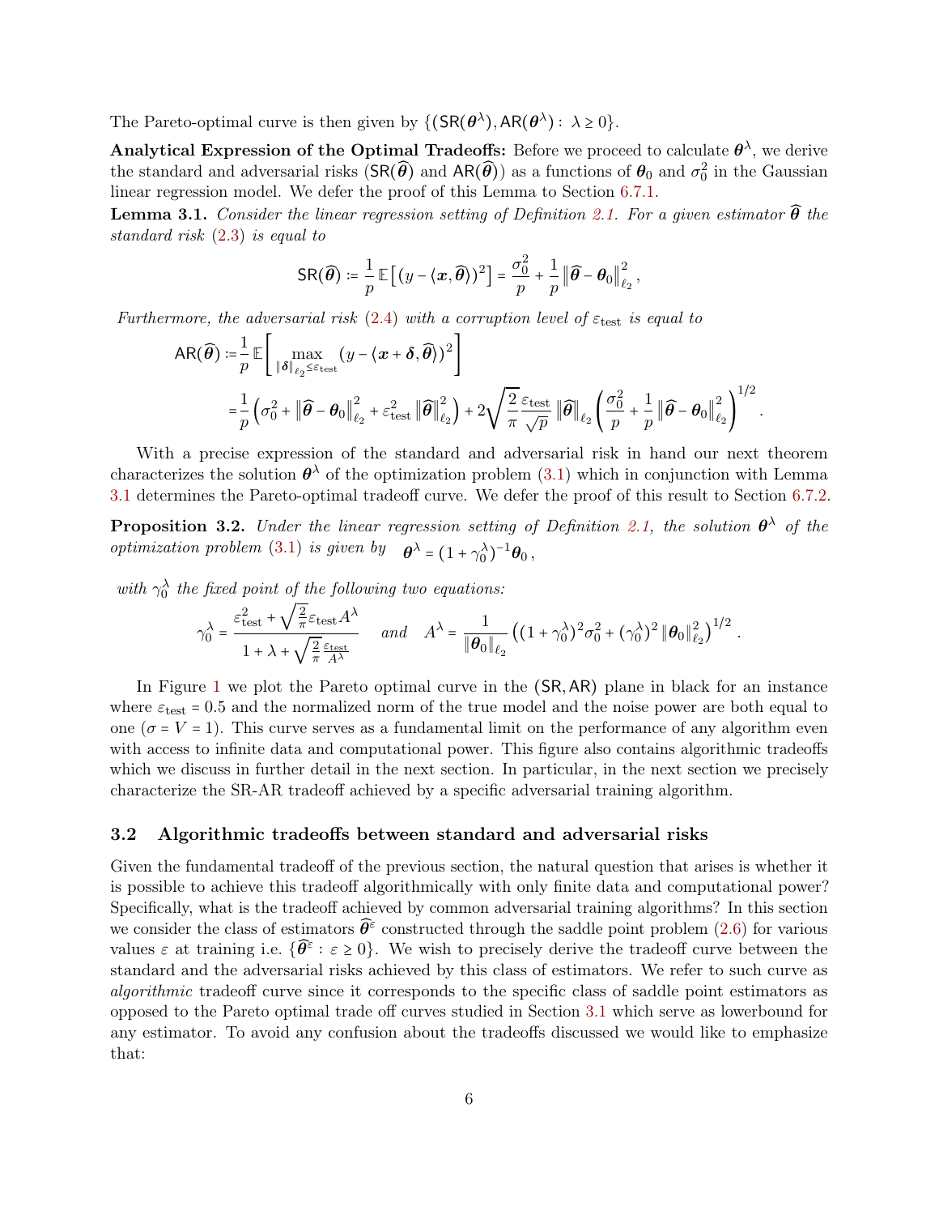The Pareto-optimal curve is then given by $\{(\mathsf{SR}(\boldsymbol{\theta}^\lambda), \mathsf{AR}(\boldsymbol{\theta}^\lambda) : \lambda \geq 0\}$.

**Analytical Expression of the Optimal Tradeoffs:** Before we proceed to calculate $\boldsymbol{\theta}^\lambda$, we derive the standard and adversarial risks ($\mathsf{SR}(\widehat{\boldsymbol{\theta}})$ and $\mathsf{AR}(\widehat{\boldsymbol{\theta}})$) as a functions of $\boldsymbol{\theta}_0$ and $\sigma_0^2$ in the Gaussian linear regression model. We defer the proof of this Lemma to Section 6.7.1.

**Lemma 3.1.** *Consider the linear regression setting of Definition 2.1. For a given estimator $\widehat{\boldsymbol{\theta}}$ the standard risk (2.3) is equal to*

$$
\mathsf{SR}(\widehat{\boldsymbol{\theta}}) := \frac{1}{p}\mathbb{E}\left[(y - \langle \boldsymbol{x}, \widehat{\boldsymbol{\theta}}\rangle)^2\right] = \frac{\sigma_0^2}{p} + \frac{1}{p}\left\|\widehat{\boldsymbol{\theta}} - \boldsymbol{\theta}_0\right\|_{\ell_2}^2,
$$

*Furthermore, the adversarial risk (2.4) with a corruption level of $\varepsilon_{\text{test}}$ is equal to*

$$
\begin{aligned}
\mathsf{AR}(\widehat{\boldsymbol{\theta}}) &:= \frac{1}{p}\mathbb{E}\left[\max_{\|\boldsymbol{\delta}\|_{\ell_2} \leq \varepsilon_{\text{test}}} (y - \langle \boldsymbol{x} + \boldsymbol{\delta}, \widehat{\boldsymbol{\theta}}\rangle)^2\right] \\
&= \frac{1}{p}\left(\sigma_0^2 + \left\|\widehat{\boldsymbol{\theta}} - \boldsymbol{\theta}_0\right\|_{\ell_2}^2 + \varepsilon_{\text{test}}^2\left\|\widehat{\boldsymbol{\theta}}\right\|_{\ell_2}^2\right) + 2\sqrt{\frac{2}{\pi}}\frac{\varepsilon_{\text{test}}}{\sqrt{p}}\left\|\widehat{\boldsymbol{\theta}}\right\|_{\ell_2}\left(\frac{\sigma_0^2}{p} + \frac{1}{p}\left\|\widehat{\boldsymbol{\theta}} - \boldsymbol{\theta}_0\right\|_{\ell_2}^2\right)^{1/2}.
\end{aligned}
$$

With a precise expression of the standard and adversarial risk in hand our next theorem characterizes the solution $\boldsymbol{\theta}^\lambda$ of the optimization problem (3.1) which in conjunction with Lemma 3.1 determines the Pareto-optimal tradeoff curve. We defer the proof of this result to Section 6.7.2.

**Proposition 3.2.** *Under the linear regression setting of Definition 2.1, the solution $\boldsymbol{\theta}^\lambda$ of the optimization problem (3.1) is given by* $\boldsymbol{\theta}^\lambda = (1 + \gamma_0^\lambda)^{-1}\boldsymbol{\theta}_0$,

*with $\gamma_0^\lambda$ the fixed point of the following two equations:*

$$
\gamma_0^\lambda = \frac{\varepsilon_{\text{test}}^2 + \sqrt{\frac{2}{\pi}}\varepsilon_{\text{test}} A^\lambda}{1 + \lambda + \sqrt{\frac{2}{\pi}}\frac{\varepsilon_{\text{test}}}{A^\lambda}} \quad \text{and} \quad A^\lambda = \frac{1}{\|\boldsymbol{\theta}_0\|_{\ell_2}}\left((1+\gamma_0^\lambda)^2\sigma_0^2 + (\gamma_0^\lambda)^2\|\boldsymbol{\theta}_0\|_{\ell_2}^2\right)^{1/2}.
$$

In Figure 1 we plot the Pareto optimal curve in the $(\mathsf{SR}, \mathsf{AR})$ plane in black for an instance where $\varepsilon_{\text{test}} = 0.5$ and the normalized norm of the true model and the noise power are both equal to one ($\sigma = V = 1$). This curve serves as a fundamental limit on the performance of any algorithm even with access to infinite data and computational power. This figure also contains algorithmic tradeoffs which we discuss in further detail in the next section. In particular, in the next section we precisely characterize the SR-AR tradeoff achieved by a specific adversarial training algorithm.

## 3.2 Algorithmic tradeoffs between standard and adversarial risks

Given the fundamental tradeoff of the previous section, the natural question that arises is whether it is possible to achieve this tradeoff algorithmically with only finite data and computational power? Specifically, what is the tradeoff achieved by common adversarial training algorithms? In this section we consider the class of estimators $\widehat{\boldsymbol{\theta}}^\varepsilon$ constructed through the saddle point problem (2.6) for various values $\varepsilon$ at training i.e. $\{\widehat{\boldsymbol{\theta}}^\varepsilon : \varepsilon \geq 0\}$. We wish to precisely derive the tradeoff curve between the standard and the adversarial risks achieved by this class of estimators. We refer to such curve as *algorithmic* tradeoff curve since it corresponds to the specific class of saddle point estimators as opposed to the Pareto optimal trade off curves studied in Section 3.1 which serve as lowerbound for any estimator. To avoid any confusion about the tradeoffs discussed we would like to emphasize that: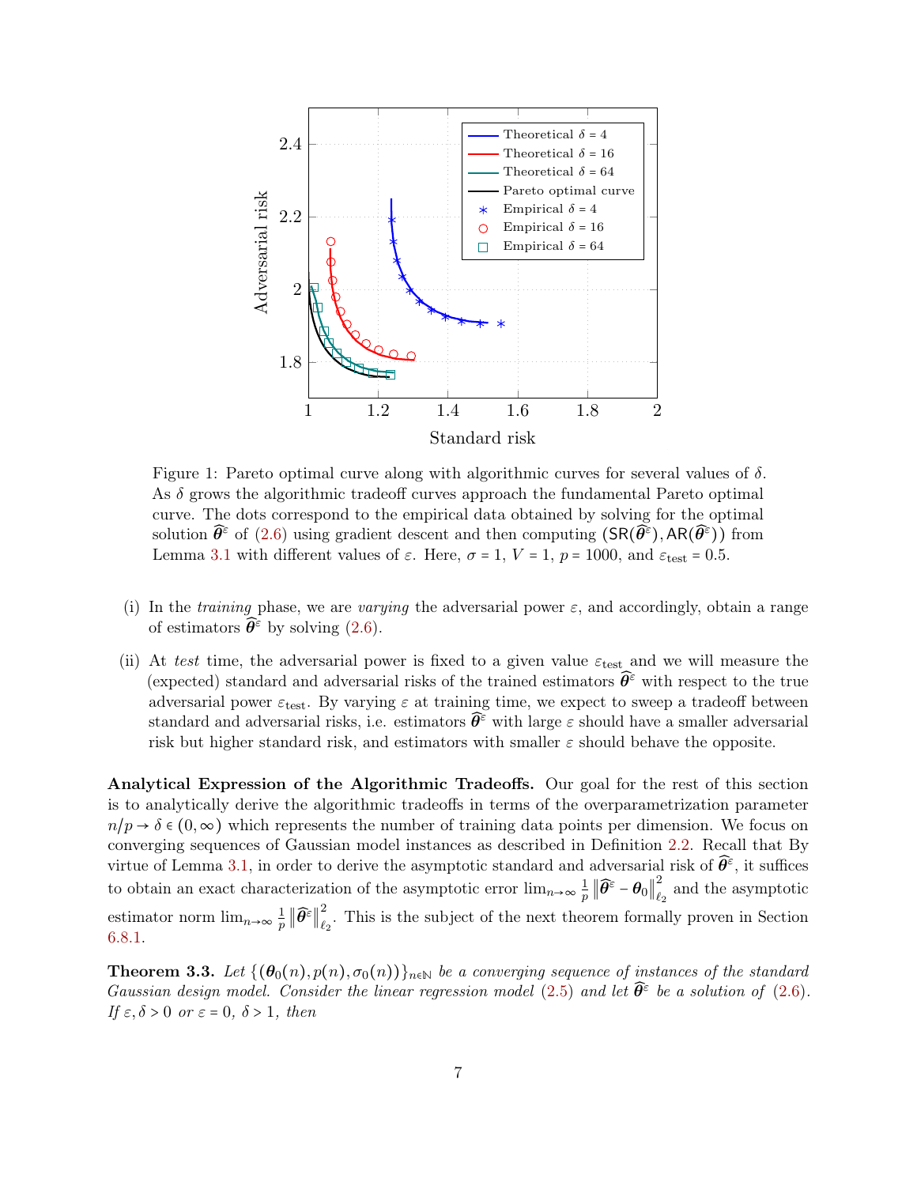Figure 1: Pareto optimal curve along with algorithmic curves for several values of $\delta$. As $\delta$ grows the algorithmic tradeoff curves approach the fundamental Pareto optimal curve. The dots correspond to the empirical data obtained by solving for the optimal solution $\widehat{\boldsymbol{\theta}}^{\varepsilon}$ of (2.6) using gradient descent and then computing $(\mathsf{SR}(\widehat{\boldsymbol{\theta}}^{\varepsilon}), \mathsf{AR}(\widehat{\boldsymbol{\theta}}^{\varepsilon}))$ from Lemma 3.1 with different values of $\varepsilon$. Here, $\sigma = 1$, $V = 1$, $p = 1000$, and $\varepsilon_{\text{test}} = 0.5$.

(i) In the *training* phase, we are *varying* the adversarial power $\varepsilon$, and accordingly, obtain a range of estimators $\widehat{\boldsymbol{\theta}}^{\varepsilon}$ by solving (2.6).

(ii) At *test* time, the adversarial power is fixed to a given value $\varepsilon_{\text{test}}$ and we will measure the (expected) standard and adversarial risks of the trained estimators $\widehat{\boldsymbol{\theta}}^{\varepsilon}$ with respect to the true adversarial power $\varepsilon_{\text{test}}$. By varying $\varepsilon$ at training time, we expect to sweep a tradeoff between standard and adversarial risks, i.e. estimators $\widehat{\boldsymbol{\theta}}^{\varepsilon}$ with large $\varepsilon$ should have a smaller adversarial risk but higher standard risk, and estimators with smaller $\varepsilon$ should behave the opposite.

**Analytical Expression of the Algorithmic Tradeoffs.** Our goal for the rest of this section is to analytically derive the algorithmic tradeoffs in terms of the overparametrization parameter $n/p \to \delta \in (0, \infty)$ which represents the number of training data points per dimension. We focus on converging sequences of Gaussian model instances as described in Definition 2.2. Recall that By virtue of Lemma 3.1, in order to derive the asymptotic standard and adversarial risk of $\widehat{\boldsymbol{\theta}}^{\varepsilon}$, it suffices to obtain an exact characterization of the asymptotic error $\lim_{n\to\infty} \frac{1}{p} \left\| \widehat{\boldsymbol{\theta}}^{\varepsilon} - \boldsymbol{\theta}_0 \right\|_{\ell_2}^2$ and the asymptotic estimator norm $\lim_{n\to\infty} \frac{1}{p} \left\| \widehat{\boldsymbol{\theta}}^{\varepsilon} \right\|_{\ell_2}^2$. This is the subject of the next theorem formally proven in Section 6.8.1.

**Theorem 3.3.** *Let $\{(\boldsymbol{\theta}_0(n), p(n), \sigma_0(n))\}_{n\in\mathbb{N}}$ be a converging sequence of instances of the standard Gaussian design model. Consider the linear regression model (2.5) and let $\widehat{\boldsymbol{\theta}}^{\varepsilon}$ be a solution of (2.6). If $\varepsilon, \delta > 0$ or $\varepsilon = 0$, $\delta > 1$, then*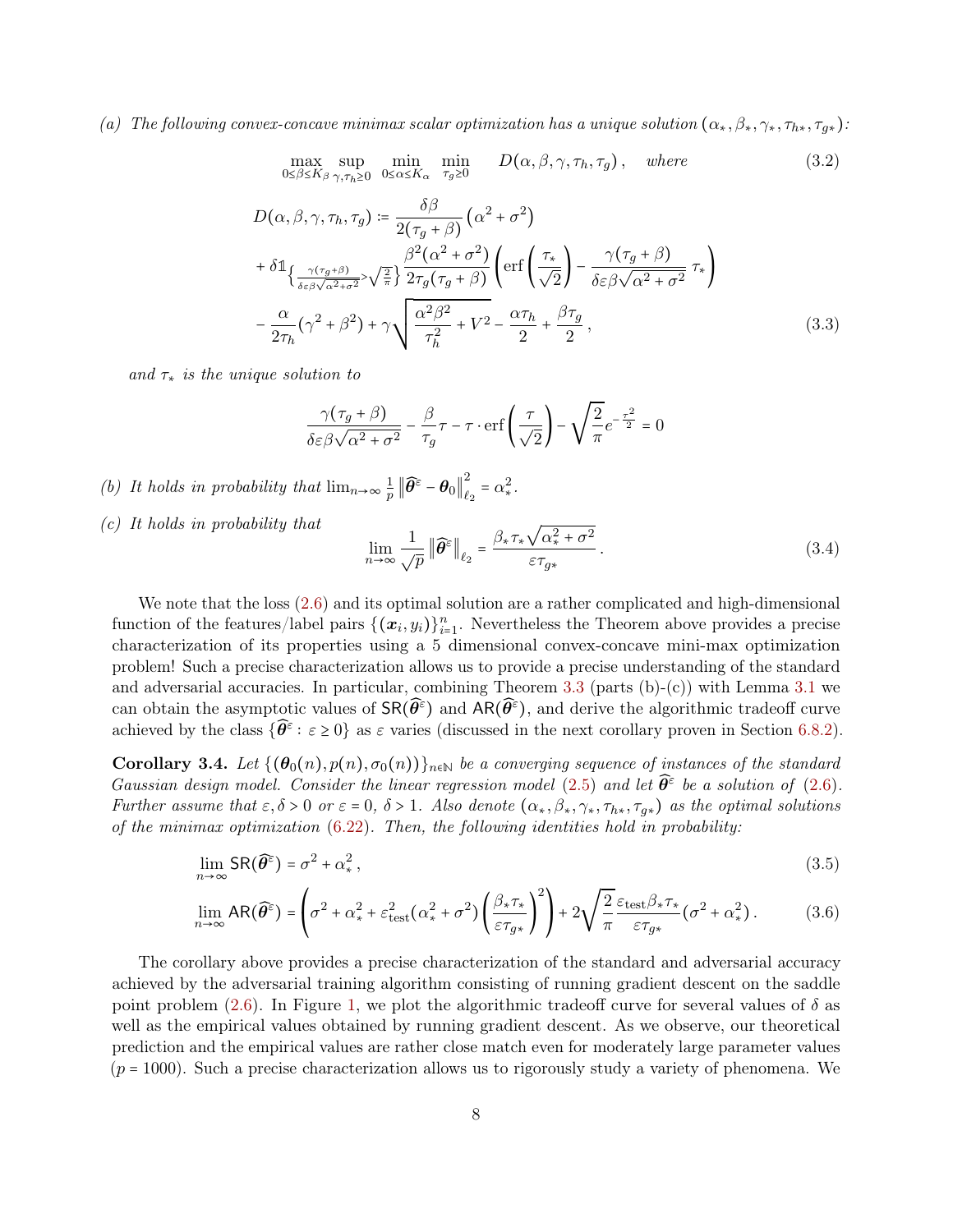*(a) The following convex-concave minimax scalar optimization has a unique solution* $(\alpha_*, \beta_*, \gamma_*, \tau_{h*}, \tau_{g*})$*:*

$$\max_{0\le\beta\le K_\beta} \sup_{\gamma,\tau_h\ge 0} \min_{0\le\alpha\le K_\alpha} \min_{\tau_g\ge 0} \quad D(\alpha,\beta,\gamma,\tau_h,\tau_g)\,, \quad \text{where} \tag{3.2}$$

$$\begin{aligned}
D(\alpha,\beta,\gamma,\tau_h,\tau_g) &\coloneqq \frac{\delta\beta}{2(\tau_g+\beta)}\left(\alpha^2+\sigma^2\right) \\
&+ \delta \mathbb{1}_{\left\{\frac{\gamma(\tau_g+\beta)}{\delta\varepsilon\beta\sqrt{\alpha^2+\sigma^2}} > \sqrt{\frac{2}{\pi}}\right\}} \frac{\beta^2(\alpha^2+\sigma^2)}{2\tau_g(\tau_g+\beta)}\left(\operatorname{erf}\left(\frac{\tau_*}{\sqrt{2}}\right) - \frac{\gamma(\tau_g+\beta)}{\delta\varepsilon\beta\sqrt{\alpha^2+\sigma^2}}\,\tau_*\right) \\
&- \frac{\alpha}{2\tau_h}(\gamma^2+\beta^2) + \gamma\sqrt{\frac{\alpha^2\beta^2}{\tau_h^2}+V^2} - \frac{\alpha\tau_h}{2} + \frac{\beta\tau_g}{2}\,,
\end{aligned} \tag{3.3}$$

*and* $\tau_*$ *is the unique solution to*

$$\frac{\gamma(\tau_g+\beta)}{\delta\varepsilon\beta\sqrt{\alpha^2+\sigma^2}} - \frac{\beta}{\tau_g}\tau - \tau\cdot\operatorname{erf}\left(\frac{\tau}{\sqrt{2}}\right) - \sqrt{\frac{2}{\pi}}e^{-\frac{\tau^2}{2}} = 0$$

*(b) It holds in probability that* $\lim_{n\to\infty}\frac{1}{p}\left\|\widehat{\boldsymbol{\theta}}^\varepsilon - \boldsymbol{\theta}_0\right\|_{\ell_2}^2 = \alpha_*^2$.

*(c) It holds in probability that*

$$\lim_{n\to\infty}\frac{1}{\sqrt{p}}\left\|\widehat{\boldsymbol{\theta}}^\varepsilon\right\|_{\ell_2} = \frac{\beta_*\tau_*\sqrt{\alpha_*^2+\sigma^2}}{\varepsilon\tau_{g*}}\,. \tag{3.4}$$

We note that the loss (2.6) and its optimal solution are a rather complicated and high-dimensional function of the features/label pairs $\{(\boldsymbol{x}_i, y_i)\}_{i=1}^n$. Nevertheless the Theorem above provides a precise characterization of its properties using a 5 dimensional convex-concave mini-max optimization problem! Such a precise characterization allows us to provide a precise understanding of the standard and adversarial accuracies. In particular, combining Theorem 3.3 (parts (b)-(c)) with Lemma 3.1 we can obtain the asymptotic values of $\mathsf{SR}(\widehat{\boldsymbol{\theta}}^\varepsilon)$ and $\mathsf{AR}(\widehat{\boldsymbol{\theta}}^\varepsilon)$, and derive the algorithmic tradeoff curve achieved by the class $\{\widehat{\boldsymbol{\theta}}^\varepsilon : \varepsilon \ge 0\}$ as $\varepsilon$ varies (discussed in the next corollary proven in Section 6.8.2).

**Corollary 3.4.** *Let* $\{(\boldsymbol{\theta}_0(n), p(n), \sigma_0(n))\}_{n\in\mathbb{N}}$ *be a converging sequence of instances of the standard Gaussian design model. Consider the linear regression model (2.5) and let* $\widehat{\boldsymbol{\theta}}^\varepsilon$ *be a solution of (2.6). Further assume that* $\varepsilon, \delta > 0$ *or* $\varepsilon = 0$*,* $\delta > 1$*. Also denote* $(\alpha_*, \beta_*, \gamma_*, \tau_{h*}, \tau_{g*})$ *as the optimal solutions of the minimax optimization (6.22). Then, the following identities hold in probability:*

$$\lim_{n\to\infty}\mathsf{SR}(\widehat{\boldsymbol{\theta}}^\varepsilon) = \sigma^2+\alpha_*^2\,, \tag{3.5}$$

$$\lim_{n\to\infty}\mathsf{AR}(\widehat{\boldsymbol{\theta}}^\varepsilon) = \left(\sigma^2+\alpha_*^2+\varepsilon_{\text{test}}^2(\alpha_*^2+\sigma^2)\left(\frac{\beta_*\tau_*}{\varepsilon\tau_{g*}}\right)^2\right) + 2\sqrt{\frac{2}{\pi}}\frac{\varepsilon_{\text{test}}\beta_*\tau_*}{\varepsilon\tau_{g*}}(\sigma^2+\alpha_*^2)\,. \tag{3.6}$$

The corollary above provides a precise characterization of the standard and adversarial accuracy achieved by the adversarial training algorithm consisting of running gradient descent on the saddle point problem (2.6). In Figure 1, we plot the algorithmic tradeoff curve for several values of $\delta$ as well as the empirical values obtained by running gradient descent. As we observe, our theoretical prediction and the empirical values are rather close match even for moderately large parameter values ($p = 1000$). Such a precise characterization allows us to rigorously study a variety of phenomena. We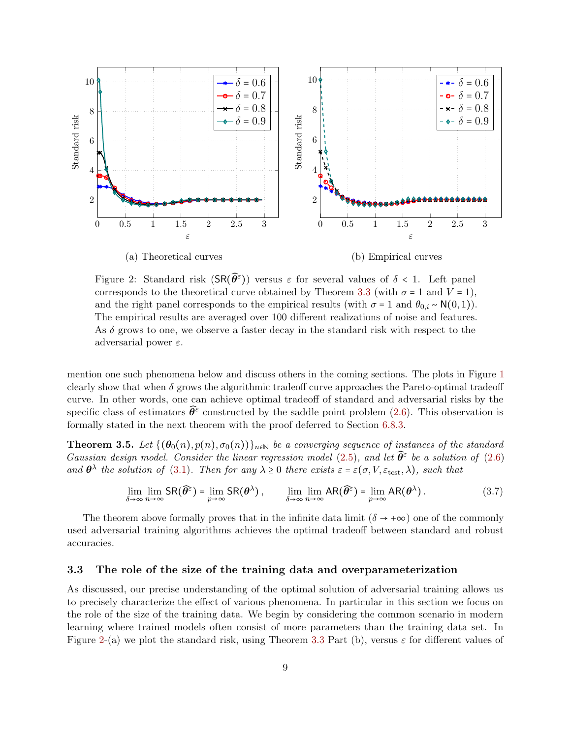(a) Theoretical curves

(b) Empirical curves

Figure 2: Standard risk ($\mathsf{SR}(\widehat{\boldsymbol{\theta}}^{\varepsilon})$) versus $\varepsilon$ for several values of $\delta < 1$. Left panel corresponds to the theoretical curve obtained by Theorem 3.3 (with $\sigma = 1$ and $V = 1$), and the right panel corresponds to the empirical results (with $\sigma = 1$ and $\theta_{0,i} \sim \mathsf{N}(0,1)$). The empirical results are averaged over 100 different realizations of noise and features. As $\delta$ grows to one, we observe a faster decay in the standard risk with respect to the adversarial power $\varepsilon$.

mention one such phenomena below and discuss others in the coming sections. The plots in Figure 1 clearly show that when $\delta$ grows the algorithmic tradeoff curve approaches the Pareto-optimal tradeoff curve. In other words, one can achieve optimal tradeoff of standard and adversarial risks by the specific class of estimators $\widehat{\boldsymbol{\theta}}^{\varepsilon}$ constructed by the saddle point problem (2.6). This observation is formally stated in the next theorem with the proof deferred to Section 6.8.3.

**Theorem 3.5.** *Let $\{(\boldsymbol{\theta}_0(n), p(n), \sigma_0(n))\}_{n\in\mathbb{N}}$ be a converging sequence of instances of the standard Gaussian design model. Consider the linear regression model (2.5), and let $\widehat{\boldsymbol{\theta}}^{\varepsilon}$ be a solution of (2.6) and $\boldsymbol{\theta}^{\lambda}$ the solution of (3.1). Then for any $\lambda \geq 0$ there exists $\varepsilon = \varepsilon(\sigma, V, \varepsilon_{\rm test}, \lambda)$, such that*

$$\lim_{\delta\to\infty}\lim_{n\to\infty} \mathsf{SR}(\widehat{\boldsymbol{\theta}}^{\varepsilon}) = \lim_{p\to\infty} \mathsf{SR}(\boldsymbol{\theta}^{\lambda}), \qquad \lim_{\delta\to\infty}\lim_{n\to\infty} \mathsf{AR}(\widehat{\boldsymbol{\theta}}^{\varepsilon}) = \lim_{p\to\infty} \mathsf{AR}(\boldsymbol{\theta}^{\lambda}). \tag{3.7}$$

The theorem above formally proves that in the infinite data limit ($\delta \to +\infty$) one of the commonly used adversarial training algorithms achieves the optimal tradeoff between standard and robust accuracies.

### 3.3 The role of the size of the training data and overparameterization

As discussed, our precise understanding of the optimal solution of adversarial training allows us to precisely characterize the effect of various phenomena. In particular in this section we focus on the role of the size of the training data. We begin by considering the common scenario in modern learning where trained models often consist of more parameters than the training data set. In Figure 2-(a) we plot the standard risk, using Theorem 3.3 Part (b), versus $\varepsilon$ for different values of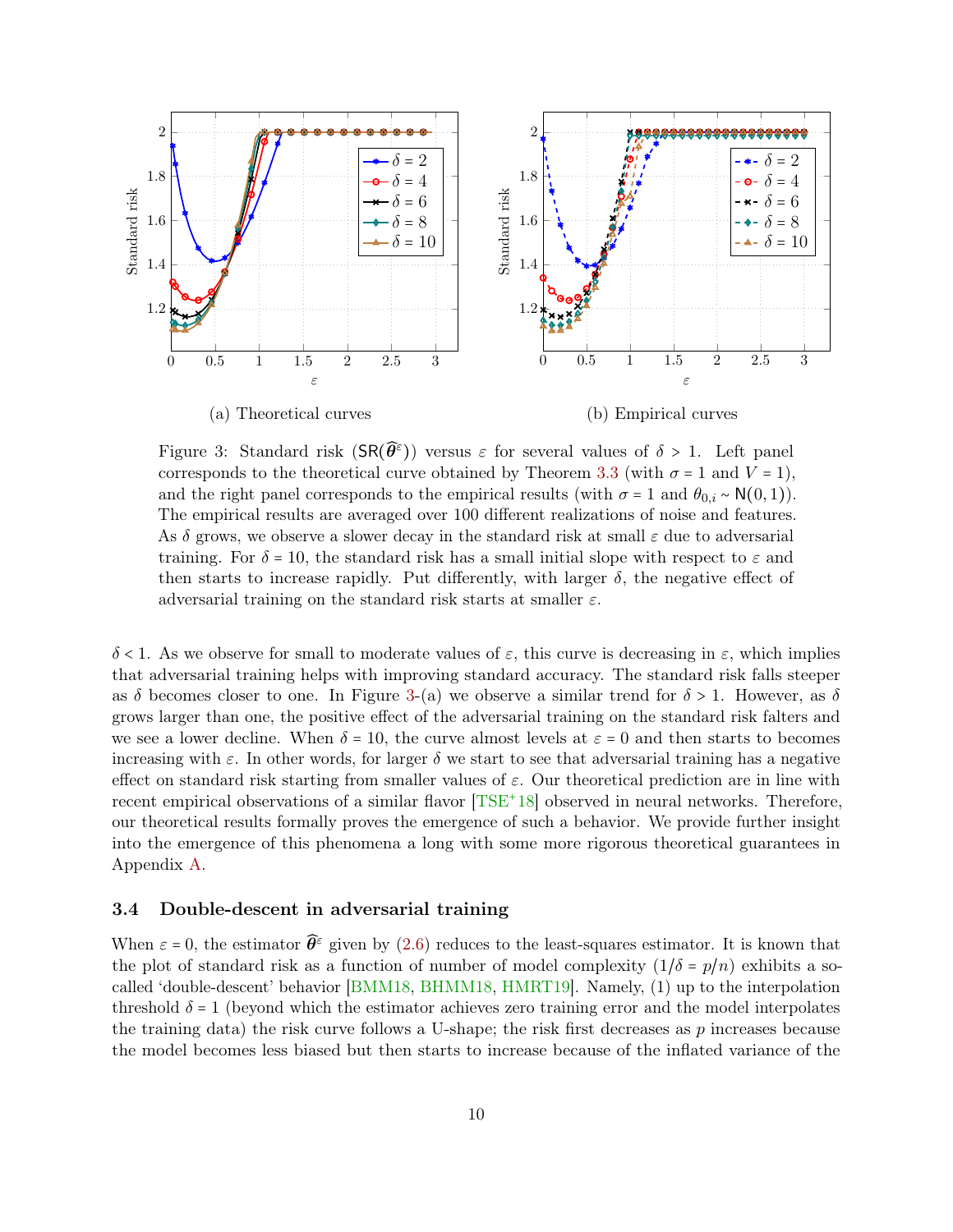(a) Theoretical curves

(b) Empirical curves

Figure 3: Standard risk ($\mathsf{SR}(\widehat{\boldsymbol{\theta}}^{\varepsilon})$) versus $\varepsilon$ for several values of $\delta > 1$. Left panel corresponds to the theoretical curve obtained by Theorem 3.3 (with $\sigma = 1$ and $V = 1$), and the right panel corresponds to the empirical results (with $\sigma = 1$ and $\theta_{0,i} \sim \mathsf{N}(0,1)$). The empirical results are averaged over 100 different realizations of noise and features. As $\delta$ grows, we observe a slower decay in the standard risk at small $\varepsilon$ due to adversarial training. For $\delta = 10$, the standard risk has a small initial slope with respect to $\varepsilon$ and then starts to increase rapidly. Put differently, with larger $\delta$, the negative effect of adversarial training on the standard risk starts at smaller $\varepsilon$.

$\delta < 1$. As we observe for small to moderate values of $\varepsilon$, this curve is decreasing in $\varepsilon$, which implies that adversarial training helps with improving standard accuracy. The standard risk falls steeper as $\delta$ becomes closer to one. In Figure 3-(a) we observe a similar trend for $\delta > 1$. However, as $\delta$ grows larger than one, the positive effect of the adversarial training on the standard risk falters and we see a lower decline. When $\delta = 10$, the curve almost levels at $\varepsilon = 0$ and then starts to becomes increasing with $\varepsilon$. In other words, for larger $\delta$ we start to see that adversarial training has a negative effect on standard risk starting from smaller values of $\varepsilon$. Our theoretical prediction are in line with recent empirical observations of a similar flavor [TSE+18] observed in neural networks. Therefore, our theoretical results formally proves the emergence of such a behavior. We provide further insight into the emergence of this phenomena a long with some more rigorous theoretical guarantees in Appendix A.

### 3.4 Double-descent in adversarial training

When $\varepsilon = 0$, the estimator $\widehat{\boldsymbol{\theta}}^{\varepsilon}$ given by (2.6) reduces to the least-squares estimator. It is known that the plot of standard risk as a function of number of model complexity ($1/\delta = p/n$) exhibits a so-called 'double-descent' behavior [BMM18, BHMM18, HMRT19]. Namely, (1) up to the interpolation threshold $\delta = 1$ (beyond which the estimator achieves zero training error and the model interpolates the training data) the risk curve follows a U-shape; the risk first decreases as $p$ increases because the model becomes less biased but then starts to increase because of the inflated variance of the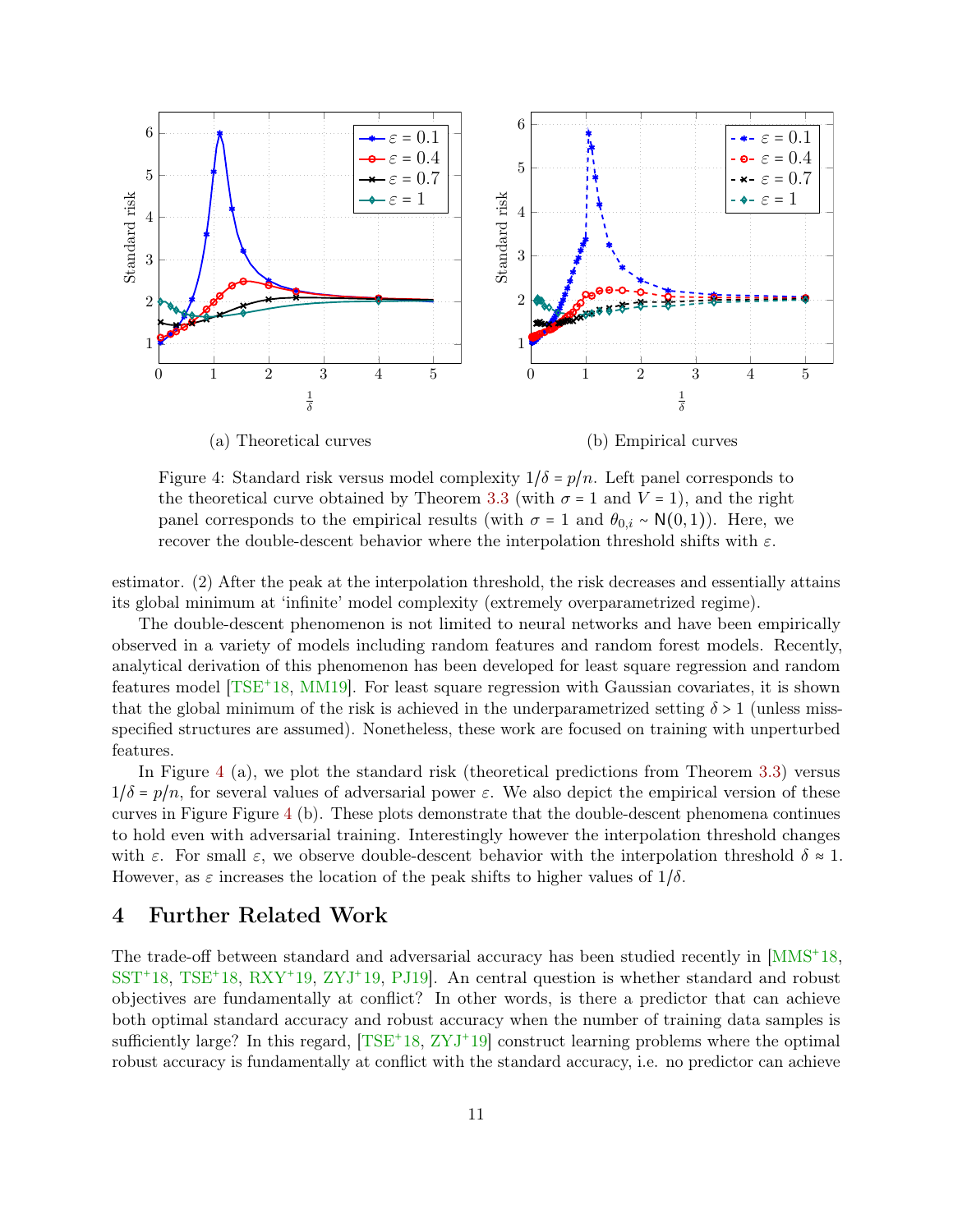(a) Theoretical curves

(b) Empirical curves

Figure 4: Standard risk versus model complexity $1/\delta = p/n$. Left panel corresponds to the theoretical curve obtained by Theorem 3.3 (with $\sigma = 1$ and $V = 1$), and the right panel corresponds to the empirical results (with $\sigma = 1$ and $\theta_{0,i} \sim \mathsf{N}(0,1)$). Here, we recover the double-descent behavior where the interpolation threshold shifts with $\varepsilon$.

estimator. (2) After the peak at the interpolation threshold, the risk decreases and essentially attains its global minimum at 'infinite' model complexity (extremely overparametrized regime).

The double-descent phenomenon is not limited to neural networks and have been empirically observed in a variety of models including random features and random forest models. Recently, analytical derivation of this phenomenon has been developed for least square regression and random features model [TSE+18, MM19]. For least square regression with Gaussian covariates, it is shown that the global minimum of the risk is achieved in the underparametrized setting $\delta > 1$ (unless miss-specified structures are assumed). Nonetheless, these work are focused on training with unperturbed features.

In Figure 4 (a), we plot the standard risk (theoretical predictions from Theorem 3.3) versus $1/\delta = p/n$, for several values of adversarial power $\varepsilon$. We also depict the empirical version of these curves in Figure Figure 4 (b). These plots demonstrate that the double-descent phenomena continues to hold even with adversarial training. Interestingly however the interpolation threshold changes with $\varepsilon$. For small $\varepsilon$, we observe double-descent behavior with the interpolation threshold $\delta \approx 1$. However, as $\varepsilon$ increases the location of the peak shifts to higher values of $1/\delta$.

# 4 Further Related Work

The trade-off between standard and adversarial accuracy has been studied recently in [MMS+18, SST+18, TSE+18, RXY+19, ZYJ+19, PJ19]. An central question is whether standard and robust objectives are fundamentally at conflict? In other words, is there a predictor that can achieve both optimal standard accuracy and robust accuracy when the number of training data samples is sufficiently large? In this regard, [TSE+18, ZYJ+19] construct learning problems where the optimal robust accuracy is fundamentally at conflict with the standard accuracy, i.e. no predictor can achieve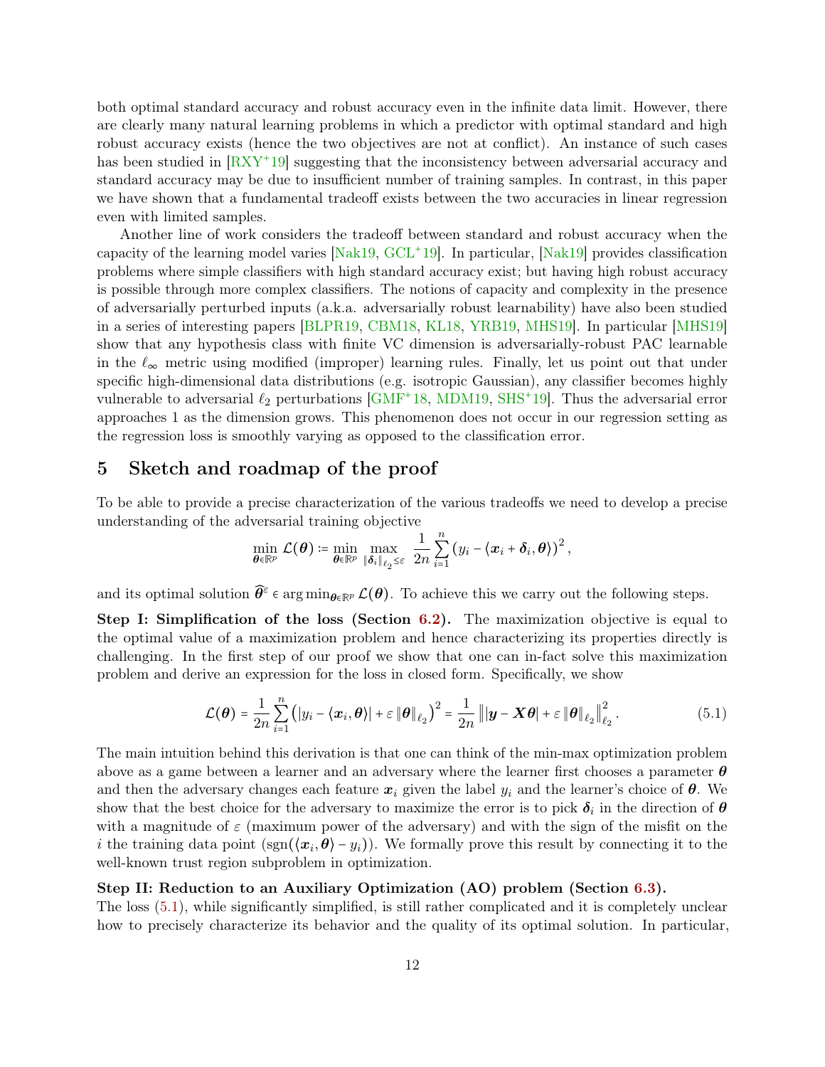both optimal standard accuracy and robust accuracy even in the infinite data limit. However, there are clearly many natural learning problems in which a predictor with optimal standard and high robust accuracy exists (hence the two objectives are not at conflict). An instance of such cases has been studied in [RXY+19] suggesting that the inconsistency between adversarial accuracy and standard accuracy may be due to insufficient number of training samples. In contrast, in this paper we have shown that a fundamental tradeoff exists between the two accuracies in linear regression even with limited samples.

Another line of work considers the tradeoff between standard and robust accuracy when the capacity of the learning model varies [Nak19, GCL+19]. In particular, [Nak19] provides classification problems where simple classifiers with high standard accuracy exist; but having high robust accuracy is possible through more complex classifiers. The notions of capacity and complexity in the presence of adversarially perturbed inputs (a.k.a. adversarially robust learnability) have also been studied in a series of interesting papers [BLPR19, CBM18, KL18, YRB19, MHS19]. In particular [MHS19] show that any hypothesis class with finite VC dimension is adversarially-robust PAC learnable in the $\ell_\infty$ metric using modified (improper) learning rules. Finally, let us point out that under specific high-dimensional data distributions (e.g. isotropic Gaussian), any classifier becomes highly vulnerable to adversarial $\ell_2$ perturbations [GMF+18, MDM19, SHS+19]. Thus the adversarial error approaches 1 as the dimension grows. This phenomenon does not occur in our regression setting as the regression loss is smoothly varying as opposed to the classification error.

# 5 Sketch and roadmap of the proof

To be able to provide a precise characterization of the various tradeoffs we need to develop a precise understanding of the adversarial training objective

$$\min_{\boldsymbol{\theta}\in\mathbb{R}^p} \mathcal{L}(\boldsymbol{\theta}) := \min_{\boldsymbol{\theta}\in\mathbb{R}^p} \max_{\|\boldsymbol{\delta}_i\|_{\ell_2}\le\varepsilon} \frac{1}{2n}\sum_{i=1}^n \left(y_i - \langle \boldsymbol{x}_i + \boldsymbol{\delta}_i, \boldsymbol{\theta}\rangle\right)^2,$$

and its optimal solution $\widehat{\boldsymbol{\theta}}^\varepsilon \in \arg\min_{\boldsymbol{\theta}\in\mathbb{R}^p} \mathcal{L}(\boldsymbol{\theta})$. To achieve this we carry out the following steps.

**Step I: Simplification of the loss (Section 6.2).** The maximization objective is equal to the optimal value of a maximization problem and hence characterizing its properties directly is challenging. In the first step of our proof we show that one can in-fact solve this maximization problem and derive an expression for the loss in closed form. Specifically, we show

$$\mathcal{L}(\boldsymbol{\theta}) = \frac{1}{2n}\sum_{i=1}^n \left(|y_i - \langle \boldsymbol{x}_i, \boldsymbol{\theta}\rangle| + \varepsilon\,\|\boldsymbol{\theta}\|_{\ell_2}\right)^2 = \frac{1}{2n}\left\||\boldsymbol{y} - \boldsymbol{X}\boldsymbol{\theta}| + \varepsilon\,\|\boldsymbol{\theta}\|_{\ell_2}\right\|_{\ell_2}^2. \tag{5.1}$$

The main intuition behind this derivation is that one can think of the min-max optimization problem above as a game between a learner and an adversary where the learner first chooses a parameter $\boldsymbol{\theta}$ and then the adversary changes each feature $\boldsymbol{x}_i$ given the label $y_i$ and the learner's choice of $\boldsymbol{\theta}$. We show that the best choice for the adversary to maximize the error is to pick $\boldsymbol{\delta}_i$ in the direction of $\boldsymbol{\theta}$ with a magnitude of $\varepsilon$ (maximum power of the adversary) and with the sign of the misfit on the $i$ the training data point ($\mathrm{sgn}(\langle \boldsymbol{x}_i, \boldsymbol{\theta}\rangle - y_i)$). We formally prove this result by connecting it to the well-known trust region subproblem in optimization.

**Step II: Reduction to an Auxiliary Optimization (AO) problem (Section 6.3).**
The loss (5.1), while significantly simplified, is still rather complicated and it is completely unclear how to precisely characterize its behavior and the quality of its optimal solution. In particular,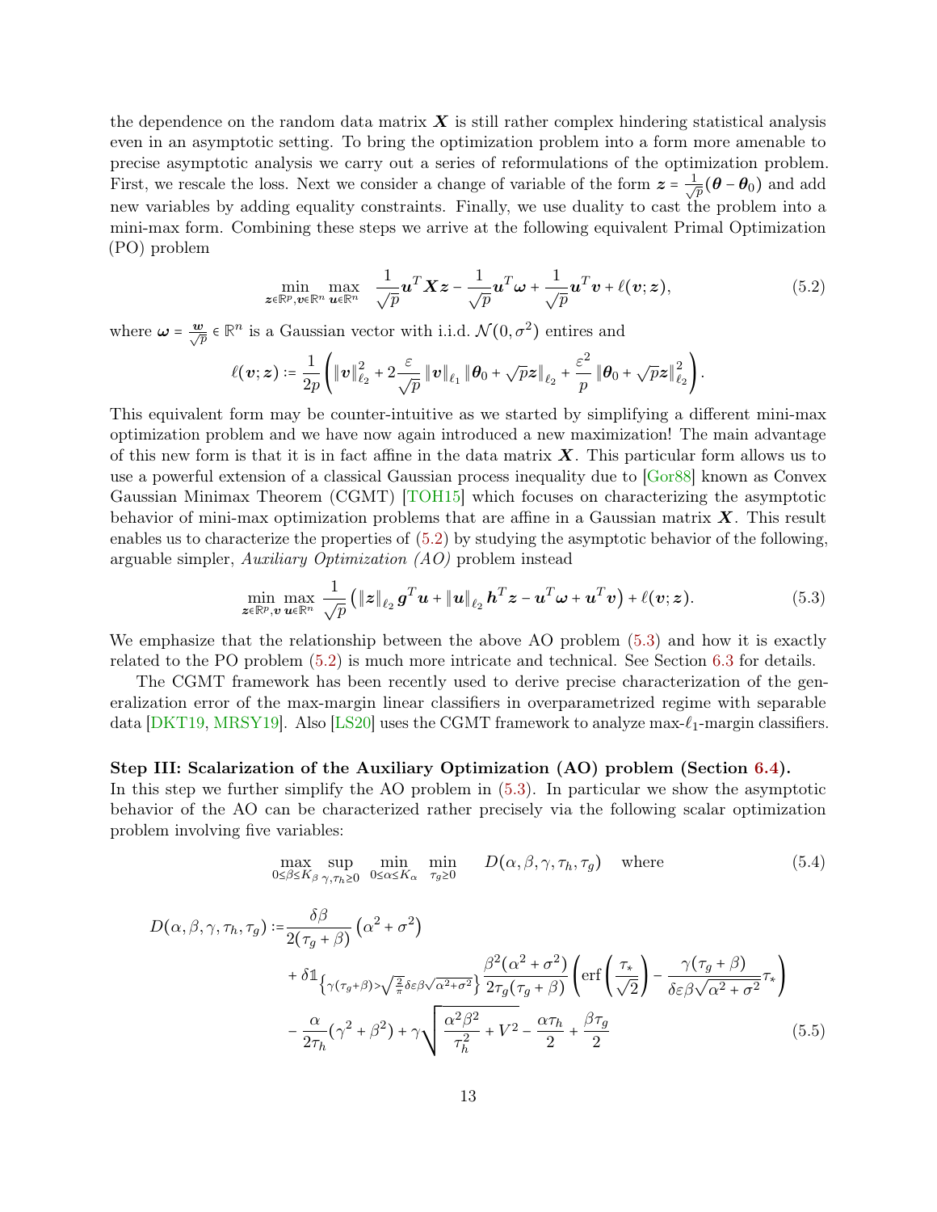the dependence on the random data matrix $\boldsymbol{X}$ is still rather complex hindering statistical analysis even in an asymptotic setting. To bring the optimization problem into a form more amenable to precise asymptotic analysis we carry out a series of reformulations of the optimization problem. First, we rescale the loss. Next we consider a change of variable of the form $\boldsymbol{z} = \frac{1}{\sqrt{p}}(\boldsymbol{\theta} - \boldsymbol{\theta}_0)$ and add new variables by adding equality constraints. Finally, we use duality to cast the problem into a mini-max form. Combining these steps we arrive at the following equivalent Primal Optimization (PO) problem

$$\min_{\boldsymbol{z}\in\mathbb{R}^p, \boldsymbol{v}\in\mathbb{R}^n} \max_{\boldsymbol{u}\in\mathbb{R}^n} \quad \frac{1}{\sqrt{p}}\boldsymbol{u}^T\boldsymbol{X}\boldsymbol{z} - \frac{1}{\sqrt{p}}\boldsymbol{u}^T\boldsymbol{\omega} + \frac{1}{\sqrt{p}}\boldsymbol{u}^T\boldsymbol{v} + \ell(\boldsymbol{v};\boldsymbol{z}), \tag{5.2}$$

where $\boldsymbol{\omega} = \frac{\boldsymbol{w}}{\sqrt{p}} \in \mathbb{R}^n$ is a Gaussian vector with i.i.d. $\mathcal{N}(0,\sigma^2)$ entires and

$$\ell(\boldsymbol{v};\boldsymbol{z}) := \frac{1}{2p}\left( \|\boldsymbol{v}\|_{\ell_2}^2 + 2\frac{\varepsilon}{\sqrt{p}}\|\boldsymbol{v}\|_{\ell_1}\|\boldsymbol{\theta}_0 + \sqrt{p}\boldsymbol{z}\|_{\ell_2} + \frac{\varepsilon^2}{p}\|\boldsymbol{\theta}_0 + \sqrt{p}\boldsymbol{z}\|_{\ell_2}^2 \right).$$

This equivalent form may be counter-intuitive as we started by simplifying a different mini-max optimization problem and we have now again introduced a new maximization! The main advantage of this new form is that it is in fact affine in the data matrix $\boldsymbol{X}$. This particular form allows us to use a powerful extension of a classical Gaussian process inequality due to [Gor88] known as Convex Gaussian Minimax Theorem (CGMT) [TOH15] which focuses on characterizing the asymptotic behavior of mini-max optimization problems that are affine in a Gaussian matrix $\boldsymbol{X}$. This result enables us to characterize the properties of (5.2) by studying the asymptotic behavior of the following, arguable simpler, *Auxiliary Optimization (AO)* problem instead

$$\min_{\boldsymbol{z}\in\mathbb{R}^p, \boldsymbol{v}} \max_{\boldsymbol{u}\in\mathbb{R}^n} \frac{1}{\sqrt{p}}\left( \|\boldsymbol{z}\|_{\ell_2}\boldsymbol{g}^T\boldsymbol{u} + \|\boldsymbol{u}\|_{\ell_2}\boldsymbol{h}^T\boldsymbol{z} - \boldsymbol{u}^T\boldsymbol{\omega} + \boldsymbol{u}^T\boldsymbol{v}\right) + \ell(\boldsymbol{v};\boldsymbol{z}). \tag{5.3}$$

We emphasize that the relationship between the above AO problem (5.3) and how it is exactly related to the PO problem (5.2) is much more intricate and technical. See Section 6.3 for details.

The CGMT framework has been recently used to derive precise characterization of the generalization error of the max-margin linear classifiers in overparametrized regime with separable data [DKT19, MRSY19]. Also [LS20] uses the CGMT framework to analyze max-$\ell_1$-margin classifiers.

**Step III: Scalarization of the Auxiliary Optimization (AO) problem (Section 6.4).** In this step we further simplify the AO problem in (5.3). In particular we show the asymptotic behavior of the AO can be characterized rather precisely via the following scalar optimization problem involving five variables:

$$\max_{0\le\beta\le K_\beta} \sup_{\gamma,\tau_h\ge 0} \min_{0\le\alpha\le K_\alpha} \min_{\tau_g\ge 0} \quad D(\alpha,\beta,\gamma,\tau_h,\tau_g) \quad \text{where} \tag{5.4}$$

$$\begin{aligned}
D(\alpha,\beta,\gamma,\tau_h,\tau_g) :=& \frac{\delta\beta}{2(\tau_g+\beta)}\left(\alpha^2+\sigma^2\right) \\
&+ \delta\mathbb{1}_{\left\{\gamma(\tau_g+\beta) > \sqrt{\frac{2}{\pi}}\delta\varepsilon\beta\sqrt{\alpha^2+\sigma^2}\right\}} \frac{\beta^2(\alpha^2+\sigma^2)}{2\tau_g(\tau_g+\beta)}\left(\text{erf}\left(\frac{\tau_*}{\sqrt{2}}\right) - \frac{\gamma(\tau_g+\beta)}{\delta\varepsilon\beta\sqrt{\alpha^2+\sigma^2}}\tau_*\right) \\
&- \frac{\alpha}{2\tau_h}(\gamma^2+\beta^2) + \gamma\sqrt{\frac{\alpha^2\beta^2}{\tau_h^2} + V^2} - \frac{\alpha\tau_h}{2} + \frac{\beta\tau_g}{2}
\end{aligned} \tag{5.5}$$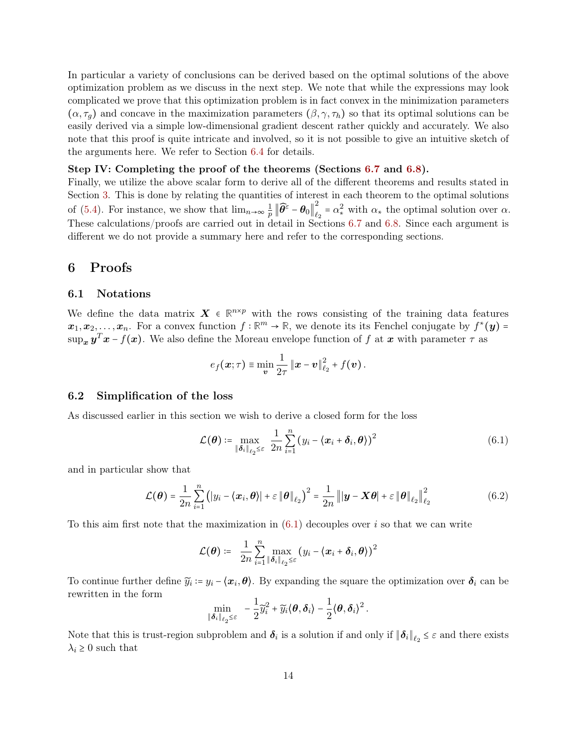In particular a variety of conclusions can be derived based on the optimal solutions of the above optimization problem as we discuss in the next step. We note that while the expressions may look complicated we prove that this optimization problem is in fact convex in the minimization parameters $(\alpha, \tau_g)$ and concave in the maximization parameters $(\beta, \gamma, \tau_h)$ so that its optimal solutions can be easily derived via a simple low-dimensional gradient descent rather quickly and accurately. We also note that this proof is quite intricate and involved, so it is not possible to give an intuitive sketch of the arguments here. We refer to Section 6.4 for details.

**Step IV: Completing the proof of the theorems (Sections 6.7 and 6.8).**
Finally, we utilize the above scalar form to derive all of the different theorems and results stated in Section 3. This is done by relating the quantities of interest in each theorem to the optimal solutions of (5.4). For instance, we show that $\lim_{n\to\infty} \frac{1}{p}\left\|\widehat{\boldsymbol{\theta}}^{\varepsilon} - \boldsymbol{\theta}_0\right\|_{\ell_2}^2 = \alpha_*^2$ with $\alpha_*$ the optimal solution over $\alpha$. These calculations/proofs are carried out in detail in Sections 6.7 and 6.8. Since each argument is different we do not provide a summary here and refer to the corresponding sections.

# 6 Proofs

## 6.1 Notations

We define the data matrix $\boldsymbol{X} \in \mathbb{R}^{n\times p}$ with the rows consisting of the training data features $\boldsymbol{x}_1, \boldsymbol{x}_2, \ldots, \boldsymbol{x}_n$. For a convex function $f : \mathbb{R}^m \to \mathbb{R}$, we denote its its Fenchel conjugate by $f^*(\boldsymbol{y}) = \sup_{\boldsymbol{x}} \boldsymbol{y}^T\boldsymbol{x} - f(\boldsymbol{x})$. We also define the Moreau envelope function of $f$ at $\boldsymbol{x}$ with parameter $\tau$ as

$$
e_f(\boldsymbol{x};\tau) \equiv \min_{\boldsymbol{v}} \frac{1}{2\tau}\left\|\boldsymbol{x}-\boldsymbol{v}\right\|_{\ell_2}^2 + f(\boldsymbol{v}).
$$

## 6.2 Simplification of the loss

As discussed earlier in this section we wish to derive a closed form for the loss

$$
\mathcal{L}(\boldsymbol{\theta}) := \max_{\|\boldsymbol{\delta}_i\|_{\ell_2}\le\varepsilon} \frac{1}{2n}\sum_{i=1}^{n}\left(y_i - \langle \boldsymbol{x}_i + \boldsymbol{\delta}_i, \boldsymbol{\theta}\rangle\right)^2 \tag{6.1}
$$

and in particular show that

$$
\mathcal{L}(\boldsymbol{\theta}) = \frac{1}{2n}\sum_{i=1}^{n}\left(|y_i - \langle \boldsymbol{x}_i, \boldsymbol{\theta}\rangle| + \varepsilon\left\|\boldsymbol{\theta}\right\|_{\ell_2}\right)^2 = \frac{1}{2n}\left\||\boldsymbol{y}-\boldsymbol{X}\boldsymbol{\theta}| + \varepsilon\left\|\boldsymbol{\theta}\right\|_{\ell_2}\right\|_{\ell_2}^2 \tag{6.2}
$$

To this aim first note that the maximization in (6.1) decouples over $i$ so that we can write

$$
\mathcal{L}(\boldsymbol{\theta}) := \frac{1}{2n}\sum_{i=1}^{n}\max_{\|\boldsymbol{\delta}_i\|_{\ell_2}\le\varepsilon}\left(y_i - \langle \boldsymbol{x}_i + \boldsymbol{\delta}_i, \boldsymbol{\theta}\rangle\right)^2
$$

To continue further define $\widetilde{y}_i := y_i - \langle \boldsymbol{x}_i, \boldsymbol{\theta}\rangle$. By expanding the square the optimization over $\boldsymbol{\delta}_i$ can be rewritten in the form

$$
\min_{\|\boldsymbol{\delta}_i\|_{\ell_2}\le\varepsilon} \quad -\frac{1}{2}\widetilde{y}_i^2 + \widetilde{y}_i\langle\boldsymbol{\theta}, \boldsymbol{\delta}_i\rangle - \frac{1}{2}\langle\boldsymbol{\theta}, \boldsymbol{\delta}_i\rangle^2.
$$

Note that this is trust-region subproblem and $\boldsymbol{\delta}_i$ is a solution if and only if $\|\boldsymbol{\delta}_i\|_{\ell_2} \le \varepsilon$ and there exists $\lambda_i \ge 0$ such that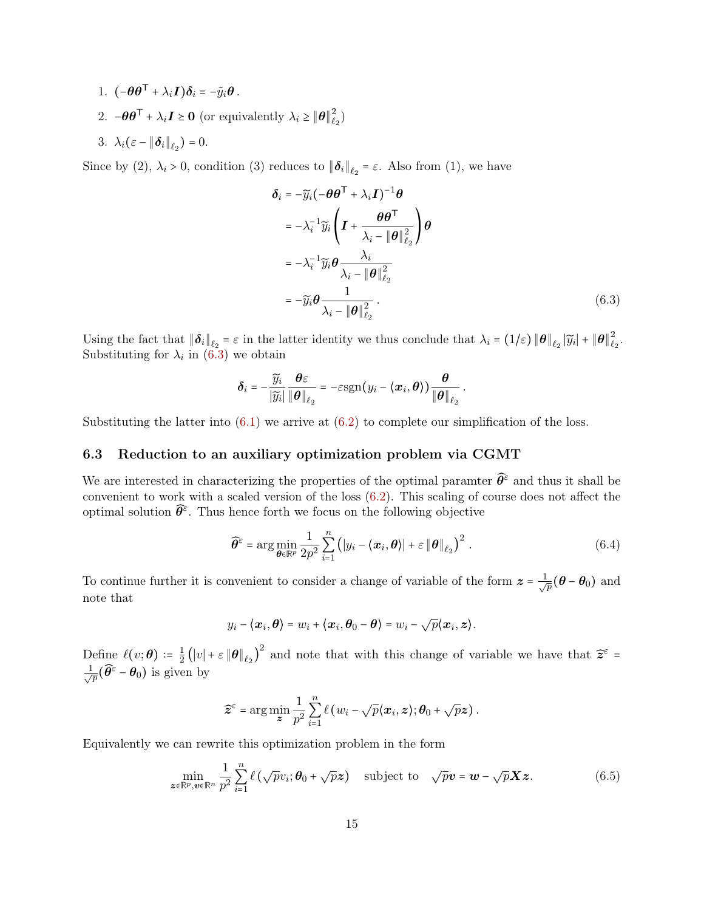1. $(-\boldsymbol{\theta}\boldsymbol{\theta}^\mathsf{T} + \lambda_i \boldsymbol{I})\boldsymbol{\delta}_i = -\tilde{y}_i \boldsymbol{\theta}$.
2. $-\boldsymbol{\theta}\boldsymbol{\theta}^\mathsf{T} + \lambda_i \boldsymbol{I} \succeq \mathbf{0}$ (or equivalently $\lambda_i \ge \|\boldsymbol{\theta}\|_{\ell_2}^2$)
3. $\lambda_i(\varepsilon - \|\boldsymbol{\delta}_i\|_{\ell_2}) = 0$.

Since by (2), $\lambda_i > 0$, condition (3) reduces to $\|\boldsymbol{\delta}_i\|_{\ell_2} = \varepsilon$. Also from (1), we have

$$
\begin{aligned}
\boldsymbol{\delta}_i &= -\widetilde{y}_i(-\boldsymbol{\theta}\boldsymbol{\theta}^\mathsf{T} + \lambda_i \boldsymbol{I})^{-1}\boldsymbol{\theta} \\
&= -\lambda_i^{-1}\widetilde{y}_i\left(\boldsymbol{I} + \frac{\boldsymbol{\theta}\boldsymbol{\theta}^\mathsf{T}}{\lambda_i - \|\boldsymbol{\theta}\|_{\ell_2}^2}\right)\boldsymbol{\theta} \\
&= -\lambda_i^{-1}\widetilde{y}_i\boldsymbol{\theta}\frac{\lambda_i}{\lambda_i - \|\boldsymbol{\theta}\|_{\ell_2}^2} \\
&= -\widetilde{y}_i\boldsymbol{\theta}\frac{1}{\lambda_i - \|\boldsymbol{\theta}\|_{\ell_2}^2}\,.
\end{aligned} \tag{6.3}
$$

Using the fact that $\|\boldsymbol{\delta}_i\|_{\ell_2} = \varepsilon$ in the latter identity we thus conclude that $\lambda_i = (1/\varepsilon)\|\boldsymbol{\theta}\|_{\ell_2}|\widetilde{y}_i| + \|\boldsymbol{\theta}\|_{\ell_2}^2$. Substituting for $\lambda_i$ in (6.3) we obtain

$$
\boldsymbol{\delta}_i = -\frac{\widetilde{y}_i}{|\widetilde{y}_i|}\frac{\boldsymbol{\theta}\varepsilon}{\|\boldsymbol{\theta}\|_{\ell_2}} = -\varepsilon\,\mathrm{sgn}(y_i - \langle \boldsymbol{x}_i, \boldsymbol{\theta}\rangle)\frac{\boldsymbol{\theta}}{\|\boldsymbol{\theta}\|_{\ell_2}}\,.
$$

Substituting the latter into (6.1) we arrive at (6.2) to complete our simplification of the loss.

### 6.3 Reduction to an auxiliary optimization problem via CGMT

We are interested in characterizing the properties of the optimal paramter $\widehat{\boldsymbol{\theta}}^\varepsilon$ and thus it shall be convenient to work with a scaled version of the loss (6.2). This scaling of course does not affect the optimal solution $\widehat{\boldsymbol{\theta}}^\varepsilon$. Thus hence forth we focus on the following objective

$$
\widehat{\boldsymbol{\theta}}^\varepsilon = \arg\min_{\boldsymbol{\theta}\in\mathbb{R}^p} \frac{1}{2p^2}\sum_{i=1}^n \left(|y_i - \langle \boldsymbol{x}_i, \boldsymbol{\theta}\rangle| + \varepsilon\|\boldsymbol{\theta}\|_{\ell_2}\right)^2\,. \tag{6.4}
$$

To continue further it is convenient to consider a change of variable of the form $\boldsymbol{z} = \frac{1}{\sqrt{p}}(\boldsymbol{\theta} - \boldsymbol{\theta}_0)$ and note that

$$
y_i - \langle \boldsymbol{x}_i, \boldsymbol{\theta}\rangle = w_i + \langle \boldsymbol{x}_i, \boldsymbol{\theta}_0 - \boldsymbol{\theta}\rangle = w_i - \sqrt{p}\langle \boldsymbol{x}_i, \boldsymbol{z}\rangle.
$$

Define $\ell(v;\boldsymbol{\theta}) := \frac{1}{2}\left(|v| + \varepsilon\|\boldsymbol{\theta}\|_{\ell_2}\right)^2$ and note that with this change of variable we have that $\widehat{\boldsymbol{z}}^\varepsilon = \frac{1}{\sqrt{p}}(\widehat{\boldsymbol{\theta}}^\varepsilon - \boldsymbol{\theta}_0)$ is given by

$$
\widehat{\boldsymbol{z}}^\varepsilon = \arg\min_{\boldsymbol{z}} \frac{1}{p^2}\sum_{i=1}^n \ell\left(w_i - \sqrt{p}\langle \boldsymbol{x}_i, \boldsymbol{z}\rangle; \boldsymbol{\theta}_0 + \sqrt{p}\boldsymbol{z}\right).
$$

Equivalently we can rewrite this optimization problem in the form

$$
\min_{\boldsymbol{z}\in\mathbb{R}^p, \boldsymbol{v}\in\mathbb{R}^n} \frac{1}{p^2}\sum_{i=1}^n \ell\left(\sqrt{p}v_i; \boldsymbol{\theta}_0 + \sqrt{p}\boldsymbol{z}\right) \quad \text{subject to} \quad \sqrt{p}\boldsymbol{v} = \boldsymbol{w} - \sqrt{p}\boldsymbol{X}\boldsymbol{z}. \tag{6.5}
$$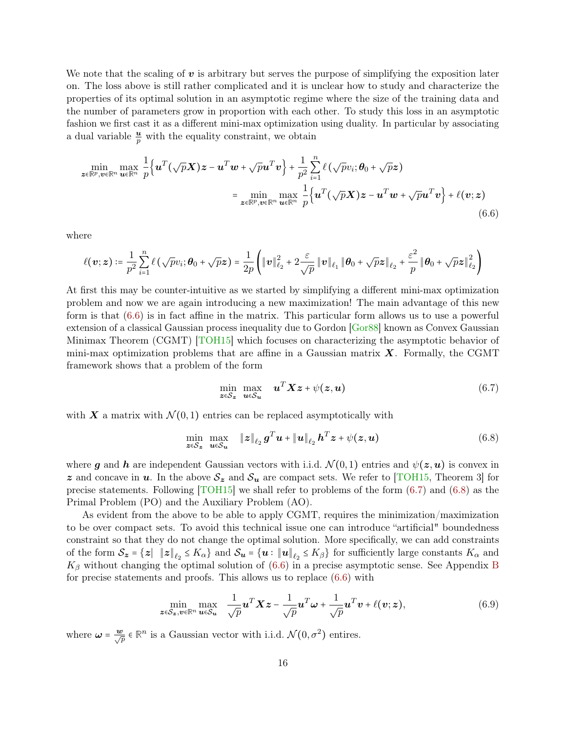We note that the scaling of $\boldsymbol{v}$ is arbitrary but serves the purpose of simplifying the exposition later on. The loss above is still rather complicated and it is unclear how to study and characterize the properties of its optimal solution in an asymptotic regime where the size of the training data and the number of parameters grow in proportion with each other. To study this loss in an asymptotic fashion we first cast it as a different mini-max optimization using duality. In particular by associating a dual variable $\frac{\boldsymbol{u}}{p}$ with the equality constraint, we obtain

$$\min_{\boldsymbol{z}\in\mathbb{R}^p,\boldsymbol{v}\in\mathbb{R}^n}\max_{\boldsymbol{u}\in\mathbb{R}^n}\ \frac{1}{p}\Big\{\boldsymbol{u}^T(\sqrt{p}\boldsymbol{X})\boldsymbol{z}-\boldsymbol{u}^T\boldsymbol{w}+\sqrt{p}\boldsymbol{u}^T\boldsymbol{v}\Big\}+\frac{1}{p^2}\sum_{i=1}^n \ell\left(\sqrt{p}v_i;\boldsymbol{\theta}_0+\sqrt{p}\boldsymbol{z}\right)$$

$$=\min_{\boldsymbol{z}\in\mathbb{R}^p,\boldsymbol{v}\in\mathbb{R}^n}\max_{\boldsymbol{u}\in\mathbb{R}^n}\ \frac{1}{p}\Big\{\boldsymbol{u}^T(\sqrt{p}\boldsymbol{X})\boldsymbol{z}-\boldsymbol{u}^T\boldsymbol{w}+\sqrt{p}\boldsymbol{u}^T\boldsymbol{v}\Big\}+\ell(\boldsymbol{v};\boldsymbol{z}) \tag{6.6}$$

where

$$\ell(\boldsymbol{v};\boldsymbol{z}) := \frac{1}{p^2}\sum_{i=1}^n \ell\left(\sqrt{p}v_i;\boldsymbol{\theta}_0+\sqrt{p}\boldsymbol{z}\right)=\frac{1}{2p}\left(\|\boldsymbol{v}\|_{\ell_2}^2+2\frac{\varepsilon}{\sqrt{p}}\|\boldsymbol{v}\|_{\ell_1}\|\boldsymbol{\theta}_0+\sqrt{p}\boldsymbol{z}\|_{\ell_2}+\frac{\varepsilon^2}{p}\|\boldsymbol{\theta}_0+\sqrt{p}\boldsymbol{z}\|_{\ell_2}^2\right)$$

At first this may be counter-intuitive as we started by simplifying a different mini-max optimization problem and now we are again introducing a new maximization! The main advantage of this new form is that (6.6) is in fact affine in the matrix. This particular form allows us to use a powerful extension of a classical Gaussian process inequality due to Gordon [Gor88] known as Convex Gaussian Minimax Theorem (CGMT) [TOH15] which focuses on characterizing the asymptotic behavior of mini-max optimization problems that are affine in a Gaussian matrix $\boldsymbol{X}$. Formally, the CGMT framework shows that a problem of the form

$$\min_{\boldsymbol{z}\in\mathcal{S}_{\boldsymbol{z}}}\ \max_{\boldsymbol{u}\in\mathcal{S}_{\boldsymbol{u}}}\quad \boldsymbol{u}^T\boldsymbol{X}\boldsymbol{z}+\psi(\boldsymbol{z},\boldsymbol{u}) \tag{6.7}$$

with $\boldsymbol{X}$ a matrix with $\mathcal{N}(0,1)$ entries can be replaced asymptotically with

$$\min_{\boldsymbol{z}\in\mathcal{S}_{\boldsymbol{z}}}\ \max_{\boldsymbol{u}\in\mathcal{S}_{\boldsymbol{u}}}\quad \|\boldsymbol{z}\|_{\ell_2}\boldsymbol{g}^T\boldsymbol{u}+\|\boldsymbol{u}\|_{\ell_2}\boldsymbol{h}^T\boldsymbol{z}+\psi(\boldsymbol{z},\boldsymbol{u}) \tag{6.8}$$

where $\boldsymbol{g}$ and $\boldsymbol{h}$ are independent Gaussian vectors with i.i.d. $\mathcal{N}(0,1)$ entries and $\psi(\boldsymbol{z},\boldsymbol{u})$ is convex in $\boldsymbol{z}$ and concave in $\boldsymbol{u}$. In the above $\mathcal{S}_{\boldsymbol{z}}$ and $\mathcal{S}_{\boldsymbol{u}}$ are compact sets. We refer to [TOH15, Theorem 3] for precise statements. Following [TOH15] we shall refer to problems of the form (6.7) and (6.8) as the Primal Problem (PO) and the Auxiliary Problem (AO).

As evident from the above to be able to apply CGMT, requires the minimization/maximization to be over compact sets. To avoid this technical issue one can introduce "artificial" boundedness constraint so that they do not change the optimal solution. More specifically, we can add constraints of the form $\mathcal{S}_{\boldsymbol{z}}=\{\boldsymbol{z}\mid\ \|\boldsymbol{z}\|_{\ell_2}\le K_\alpha\}$ and $\mathcal{S}_{\boldsymbol{u}}=\{\boldsymbol{u}:\ \|\boldsymbol{u}\|_{\ell_2}\le K_\beta\}$ for sufficiently large constants $K_\alpha$ and $K_\beta$ without changing the optimal solution of (6.6) in a precise asymptotic sense. See Appendix B for precise statements and proofs. This allows us to replace (6.6) with

$$\min_{\boldsymbol{z}\in\mathcal{S}_{\boldsymbol{z}},\boldsymbol{v}\in\mathbb{R}^n}\max_{\boldsymbol{u}\in\mathcal{S}_{\boldsymbol{u}}}\quad \frac{1}{\sqrt{p}}\boldsymbol{u}^T\boldsymbol{X}\boldsymbol{z}-\frac{1}{\sqrt{p}}\boldsymbol{u}^T\boldsymbol{\omega}+\frac{1}{\sqrt{p}}\boldsymbol{u}^T\boldsymbol{v}+\ell(\boldsymbol{v};\boldsymbol{z}), \tag{6.9}$$

where $\boldsymbol{\omega}=\frac{\boldsymbol{w}}{\sqrt{p}}\in\mathbb{R}^n$ is a Gaussian vector with i.i.d. $\mathcal{N}(0,\sigma^2)$ entires.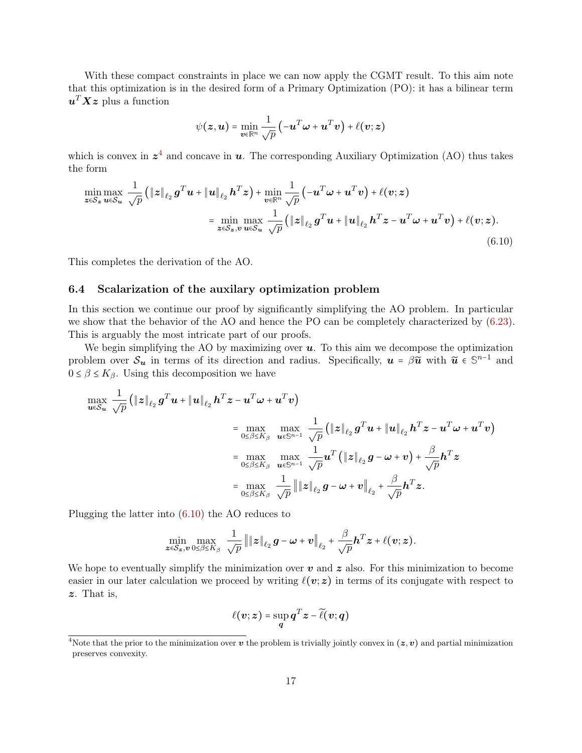With these compact constraints in place we can now apply the CGMT result. To this aim note that this optimization is in the desired form of a Primary Optimization (PO): it has a bilinear term $\boldsymbol{u}^T\boldsymbol{X}\boldsymbol{z}$ plus a function

$$\psi(\boldsymbol{z},\boldsymbol{u})=\min_{\boldsymbol{v}\in\mathbb{R}^n}\frac{1}{\sqrt{p}}\left(-\boldsymbol{u}^T\boldsymbol{\omega}+\boldsymbol{u}^T\boldsymbol{v}\right)+\ell(\boldsymbol{v};\boldsymbol{z})$$

which is convex in $\boldsymbol{z}$[4] and concave in $\boldsymbol{u}$. The corresponding Auxiliary Optimization (AO) thus takes the form

$$\begin{aligned}\min_{\boldsymbol{z}\in\mathcal{S}_{\boldsymbol{z}}}\max_{\boldsymbol{u}\in\mathcal{S}_{\boldsymbol{u}}}\ &\frac{1}{\sqrt{p}}\left(\|\boldsymbol{z}\|_{\ell_2}\boldsymbol{g}^T\boldsymbol{u}+\|\boldsymbol{u}\|_{\ell_2}\boldsymbol{h}^T\boldsymbol{z}\right)+\min_{\boldsymbol{v}\in\mathbb{R}^n}\frac{1}{\sqrt{p}}\left(-\boldsymbol{u}^T\boldsymbol{\omega}+\boldsymbol{u}^T\boldsymbol{v}\right)+\ell(\boldsymbol{v};\boldsymbol{z})\\&=\min_{\boldsymbol{z}\in\mathcal{S}_{\boldsymbol{z}},\boldsymbol{v}}\max_{\boldsymbol{u}\in\mathcal{S}_{\boldsymbol{u}}}\frac{1}{\sqrt{p}}\left(\|\boldsymbol{z}\|_{\ell_2}\boldsymbol{g}^T\boldsymbol{u}+\|\boldsymbol{u}\|_{\ell_2}\boldsymbol{h}^T\boldsymbol{z}-\boldsymbol{u}^T\boldsymbol{\omega}+\boldsymbol{u}^T\boldsymbol{v}\right)+\ell(\boldsymbol{v};\boldsymbol{z}).\end{aligned}\tag{6.10}$$

This completes the derivation of the AO.

## 6.4 Scalarization of the auxilary optimization problem

In this section we continue our proof by significantly simplifying the AO problem. In particular we show that the behavior of the AO and hence the PO can be completely characterized by (6.23). This is arguably the most intricate part of our proofs.

We begin simplifying the AO by maximizing over $\boldsymbol{u}$. To this aim we decompose the optimization problem over $\mathcal{S}_{\boldsymbol{u}}$ in terms of its direction and radius. Specifically, $\boldsymbol{u}=\beta\widetilde{\boldsymbol{u}}$ with $\widetilde{\boldsymbol{u}}\in\mathbb{S}^{n-1}$ and $0\le\beta\le K_\beta$. Using this decomposition we have

$$\begin{aligned}\max_{\boldsymbol{u}\in\mathcal{S}_{\boldsymbol{u}}}\ &\frac{1}{\sqrt{p}}\left(\|\boldsymbol{z}\|_{\ell_2}\boldsymbol{g}^T\boldsymbol{u}+\|\boldsymbol{u}\|_{\ell_2}\boldsymbol{h}^T\boldsymbol{z}-\boldsymbol{u}^T\boldsymbol{\omega}+\boldsymbol{u}^T\boldsymbol{v}\right)\\&=\max_{0\le\beta\le K_\beta}\ \max_{\boldsymbol{u}\in\mathbb{S}^{n-1}}\ \frac{1}{\sqrt{p}}\left(\|\boldsymbol{z}\|_{\ell_2}\boldsymbol{g}^T\boldsymbol{u}+\|\boldsymbol{u}\|_{\ell_2}\boldsymbol{h}^T\boldsymbol{z}-\boldsymbol{u}^T\boldsymbol{\omega}+\boldsymbol{u}^T\boldsymbol{v}\right)\\&=\max_{0\le\beta\le K_\beta}\ \max_{\boldsymbol{u}\in\mathbb{S}^{n-1}}\ \frac{1}{\sqrt{p}}\boldsymbol{u}^T\left(\|\boldsymbol{z}\|_{\ell_2}\boldsymbol{g}-\boldsymbol{\omega}+\boldsymbol{v}\right)+\frac{\beta}{\sqrt{p}}\boldsymbol{h}^T\boldsymbol{z}\\&=\max_{0\le\beta\le K_\beta}\ \frac{1}{\sqrt{p}}\left\|\|\boldsymbol{z}\|_{\ell_2}\boldsymbol{g}-\boldsymbol{\omega}+\boldsymbol{v}\right\|_{\ell_2}+\frac{\beta}{\sqrt{p}}\boldsymbol{h}^T\boldsymbol{z}.\end{aligned}$$

Plugging the latter into (6.10) the AO reduces to

$$\min_{\boldsymbol{z}\in\mathcal{S}_{\boldsymbol{z}},\boldsymbol{v}}\max_{0\le\beta\le K_\beta}\ \frac{1}{\sqrt{p}}\left\|\|\boldsymbol{z}\|_{\ell_2}\boldsymbol{g}-\boldsymbol{\omega}+\boldsymbol{v}\right\|_{\ell_2}+\frac{\beta}{\sqrt{p}}\boldsymbol{h}^T\boldsymbol{z}+\ell(\boldsymbol{v};\boldsymbol{z}).$$

We hope to eventually simplify the minimization over $\boldsymbol{v}$ and $\boldsymbol{z}$ also. For this minimization to become easier in our later calculation we proceed by writing $\ell(\boldsymbol{v};\boldsymbol{z})$ in terms of its conjugate with respect to $\boldsymbol{z}$. That is,

$$\ell(\boldsymbol{v};\boldsymbol{z})=\sup_{\boldsymbol{q}}\boldsymbol{q}^T\boldsymbol{z}-\widetilde{\ell}(\boldsymbol{v};\boldsymbol{q})$$

[4] Note that the prior to the minimization over $\boldsymbol{v}$ the problem is trivially jointly convex in $(\boldsymbol{z},\boldsymbol{v})$ and partial minimization preserves convexity.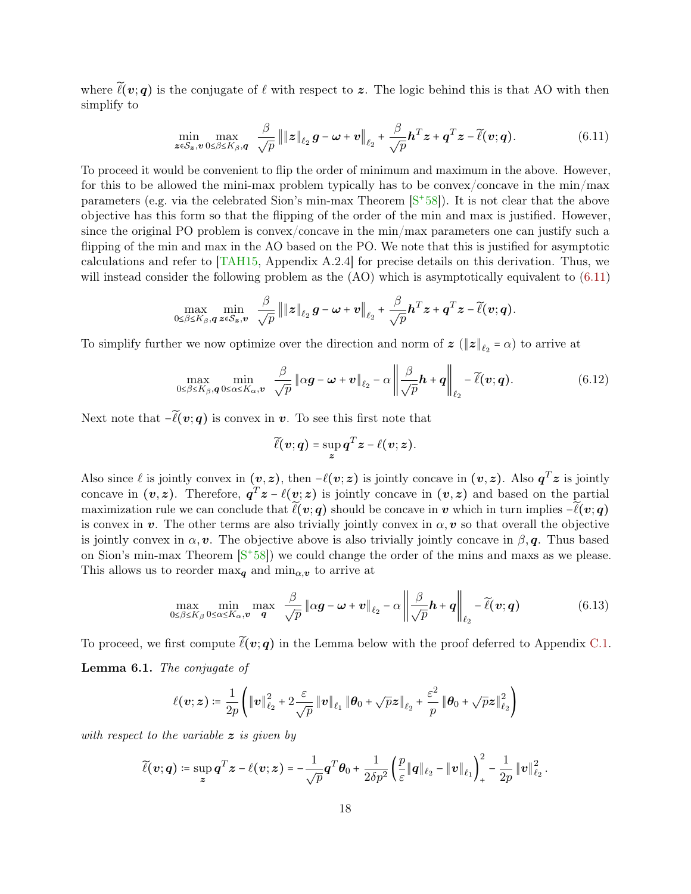where $\widetilde{\ell}(\boldsymbol{v};\boldsymbol{q})$ is the conjugate of $\ell$ with respect to $\boldsymbol{z}$. The logic behind this is that AO with then simplify to

$$
\min_{\boldsymbol{z}\in\mathcal{S}_{\boldsymbol{z}},\boldsymbol{v}} \max_{0\le\beta\le K_\beta,\boldsymbol{q}} \quad \frac{\beta}{\sqrt{p}} \left\| \|\boldsymbol{z}\|_{\ell_2} \boldsymbol{g} - \boldsymbol{\omega} + \boldsymbol{v} \right\|_{\ell_2} + \frac{\beta}{\sqrt{p}} \boldsymbol{h}^T \boldsymbol{z} + \boldsymbol{q}^T \boldsymbol{z} - \widetilde{\ell}(\boldsymbol{v};\boldsymbol{q}). \tag{6.11}
$$

To proceed it would be convenient to flip the order of minimum and maximum in the above. However, for this to be allowed the mini-max problem typically has to be convex/concave in the min/max parameters (e.g. via the celebrated Sion's min-max Theorem [S+58]). It is not clear that the above objective has this form so that the flipping of the order of the min and max is justified. However, since the original PO problem is convex/concave in the min/max parameters one can justify such a flipping of the min and max in the AO based on the PO. We note that this is justified for asymptotic calculations and refer to [TAH15, Appendix A.2.4] for precise details on this derivation. Thus, we will instead consider the following problem as the (AO) which is asymptotically equivalent to (6.11)

$$
\max_{0\le\beta\le K_\beta,\boldsymbol{q}} \min_{\boldsymbol{z}\in\mathcal{S}_{\boldsymbol{z}},\boldsymbol{v}} \quad \frac{\beta}{\sqrt{p}} \left\| \|\boldsymbol{z}\|_{\ell_2} \boldsymbol{g} - \boldsymbol{\omega} + \boldsymbol{v} \right\|_{\ell_2} + \frac{\beta}{\sqrt{p}} \boldsymbol{h}^T \boldsymbol{z} + \boldsymbol{q}^T \boldsymbol{z} - \widetilde{\ell}(\boldsymbol{v};\boldsymbol{q}).
$$

To simplify further we now optimize over the direction and norm of $\boldsymbol{z}$ ($\|\boldsymbol{z}\|_{\ell_2} = \alpha$) to arrive at

$$
\max_{0\le\beta\le K_\beta,\boldsymbol{q}} \min_{0\le\alpha\le K_\alpha,\boldsymbol{v}} \quad \frac{\beta}{\sqrt{p}} \|\alpha\boldsymbol{g} - \boldsymbol{\omega} + \boldsymbol{v}\|_{\ell_2} - \alpha \left\| \frac{\beta}{\sqrt{p}} \boldsymbol{h} + \boldsymbol{q} \right\|_{\ell_2} - \widetilde{\ell}(\boldsymbol{v};\boldsymbol{q}). \tag{6.12}
$$

Next note that $-\widetilde{\ell}(\boldsymbol{v};\boldsymbol{q})$ is convex in $\boldsymbol{v}$. To see this first note that

$$
\widetilde{\ell}(\boldsymbol{v};\boldsymbol{q}) = \sup_{\boldsymbol{z}} \boldsymbol{q}^T \boldsymbol{z} - \ell(\boldsymbol{v};\boldsymbol{z}).
$$

Also since $\ell$ is jointly convex in $(\boldsymbol{v},\boldsymbol{z})$, then $-\ell(\boldsymbol{v};\boldsymbol{z})$ is jointly concave in $(\boldsymbol{v},\boldsymbol{z})$. Also $\boldsymbol{q}^T\boldsymbol{z}$ is jointly concave in $(\boldsymbol{v},\boldsymbol{z})$. Therefore, $\boldsymbol{q}^T\boldsymbol{z} - \ell(\boldsymbol{v};\boldsymbol{z})$ is jointly concave in $(\boldsymbol{v},\boldsymbol{z})$ and based on the partial maximization rule we can conclude that $\widetilde{\ell}(\boldsymbol{v};\boldsymbol{q})$ should be concave in $\boldsymbol{v}$ which in turn implies $-\widetilde{\ell}(\boldsymbol{v};\boldsymbol{q})$ is convex in $\boldsymbol{v}$. The other terms are also trivially jointly convex in $\alpha,\boldsymbol{v}$ so that overall the objective is jointly convex in $\alpha,\boldsymbol{v}$. The objective above is also trivially jointly concave in $\beta,\boldsymbol{q}$. Thus based on Sion's min-max Theorem [S+58]) we could change the order of the mins and maxs as we please. This allows us to reorder $\max_{\boldsymbol{q}}$ and $\min_{\alpha,\boldsymbol{v}}$ to arrive at

$$
\max_{0\le\beta\le K_\beta} \min_{0\le\alpha\le K_\alpha,\boldsymbol{v}} \max_{\boldsymbol{q}} \quad \frac{\beta}{\sqrt{p}} \|\alpha\boldsymbol{g} - \boldsymbol{\omega} + \boldsymbol{v}\|_{\ell_2} - \alpha \left\| \frac{\beta}{\sqrt{p}} \boldsymbol{h} + \boldsymbol{q} \right\|_{\ell_2} - \widetilde{\ell}(\boldsymbol{v};\boldsymbol{q}) \tag{6.13}
$$

To proceed, we first compute $\widetilde{\ell}(\boldsymbol{v};\boldsymbol{q})$ in the Lemma below with the proof deferred to Appendix C.1.

**Lemma 6.1.** *The conjugate of*

$$
\ell(\boldsymbol{v};\boldsymbol{z}) := \frac{1}{2p} \left( \|\boldsymbol{v}\|_{\ell_2}^2 + 2\frac{\varepsilon}{\sqrt{p}} \|\boldsymbol{v}\|_{\ell_1} \|\boldsymbol{\theta}_0 + \sqrt{p}\boldsymbol{z}\|_{\ell_2} + \frac{\varepsilon^2}{p} \|\boldsymbol{\theta}_0 + \sqrt{p}\boldsymbol{z}\|_{\ell_2}^2 \right)
$$

*with respect to the variable $\boldsymbol{z}$ is given by*

$$
\widetilde{\ell}(\boldsymbol{v};\boldsymbol{q}) := \sup_{\boldsymbol{z}} \boldsymbol{q}^T\boldsymbol{z} - \ell(\boldsymbol{v};\boldsymbol{z}) = -\frac{1}{\sqrt{p}} \boldsymbol{q}^T \boldsymbol{\theta}_0 + \frac{1}{2\delta p^2} \left( \frac{p}{\varepsilon} \|\boldsymbol{q}\|_{\ell_2} - \|\boldsymbol{v}\|_{\ell_1} \right)_+^2 - \frac{1}{2p} \|\boldsymbol{v}\|_{\ell_2}^2 .
$$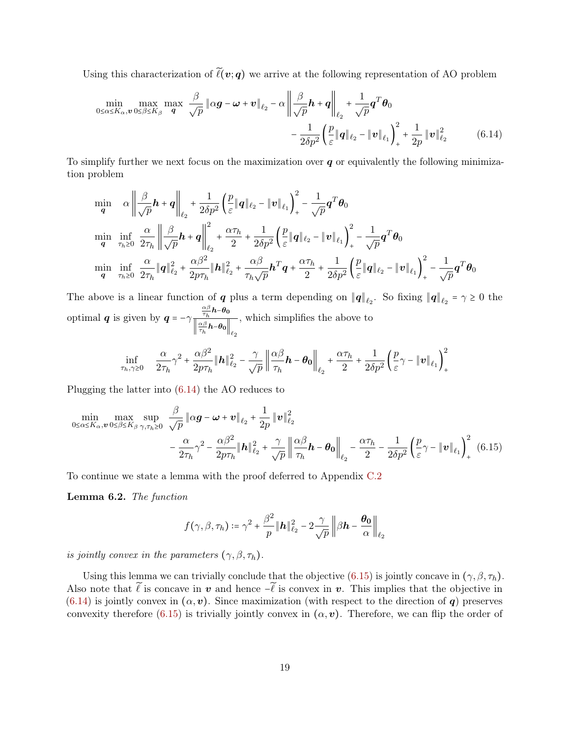Using this characterization of $\widetilde{\ell}(\boldsymbol{v};\boldsymbol{q})$ we arrive at the following representation of AO problem

$$\min_{0\le\alpha\le K_\alpha,\boldsymbol{v}} \max_{0\le\beta\le K_\beta} \max_{\boldsymbol{q}} \ \frac{\beta}{\sqrt{p}}\left\|\alpha\boldsymbol{g}-\boldsymbol{\omega}+\boldsymbol{v}\right\|_{\ell_2} - \alpha\left\|\frac{\beta}{\sqrt{p}}\boldsymbol{h}+\boldsymbol{q}\right\|_{\ell_2} + \frac{1}{\sqrt{p}}\boldsymbol{q}^T\boldsymbol{\theta}_0 - \frac{1}{2\delta p^2}\left(\frac{p}{\varepsilon}\|\boldsymbol{q}\|_{\ell_2}-\|\boldsymbol{v}\|_{\ell_1}\right)_+^2 + \frac{1}{2p}\|\boldsymbol{v}\|_{\ell_2}^2 \tag{6.14}$$

To simplify further we next focus on the maximization over $\boldsymbol{q}$ or equivalently the following minimization problem

$$\min_{\boldsymbol{q}} \quad \alpha\left\|\frac{\beta}{\sqrt{p}}\boldsymbol{h}+\boldsymbol{q}\right\|_{\ell_2} + \frac{1}{2\delta p^2}\left(\frac{p}{\varepsilon}\|\boldsymbol{q}\|_{\ell_2}-\|\boldsymbol{v}\|_{\ell_1}\right)_+^2 - \frac{1}{\sqrt{p}}\boldsymbol{q}^T\boldsymbol{\theta}_0$$

$$\min_{\boldsymbol{q}} \ \inf_{\tau_h\ge0} \ \frac{\alpha}{2\tau_h}\left\|\frac{\beta}{\sqrt{p}}\boldsymbol{h}+\boldsymbol{q}\right\|_{\ell_2}^2 + \frac{\alpha\tau_h}{2} + \frac{1}{2\delta p^2}\left(\frac{p}{\varepsilon}\|\boldsymbol{q}\|_{\ell_2}-\|\boldsymbol{v}\|_{\ell_1}\right)_+^2 - \frac{1}{\sqrt{p}}\boldsymbol{q}^T\boldsymbol{\theta}_0$$

$$\min_{\boldsymbol{q}} \ \inf_{\tau_h\ge0} \ \frac{\alpha}{2\tau_h}\|\boldsymbol{q}\|_{\ell_2}^2 + \frac{\alpha\beta^2}{2p\tau_h}\|\boldsymbol{h}\|_{\ell_2}^2 + \frac{\alpha\beta}{\tau_h\sqrt{p}}\boldsymbol{h}^T\boldsymbol{q} + \frac{\alpha\tau_h}{2} + \frac{1}{2\delta p^2}\left(\frac{p}{\varepsilon}\|\boldsymbol{q}\|_{\ell_2}-\|\boldsymbol{v}\|_{\ell_1}\right)_+^2 - \frac{1}{\sqrt{p}}\boldsymbol{q}^T\boldsymbol{\theta}_0$$

The above is a linear function of $\boldsymbol{q}$ plus a term depending on $\|\boldsymbol{q}\|_{\ell_2}$. So fixing $\|\boldsymbol{q}\|_{\ell_2}=\gamma\ge0$ the optimal $\boldsymbol{q}$ is given by $\boldsymbol{q}=-\gamma\frac{\frac{\alpha\beta}{\tau_h}\boldsymbol{h}-\boldsymbol{\theta_0}}{\left\|\frac{\alpha\beta}{\tau_h}\boldsymbol{h}-\boldsymbol{\theta_0}\right\|_{\ell_2}}$, which simplifies the above to

$$\inf_{\tau_h,\gamma\ge0} \quad \frac{\alpha}{2\tau_h}\gamma^2 + \frac{\alpha\beta^2}{2p\tau_h}\|\boldsymbol{h}\|_{\ell_2}^2 - \frac{\gamma}{\sqrt{p}}\left\|\frac{\alpha\beta}{\tau_h}\boldsymbol{h}-\boldsymbol{\theta_0}\right\|_{\ell_2} + \frac{\alpha\tau_h}{2} + \frac{1}{2\delta p^2}\left(\frac{p}{\varepsilon}\gamma-\|\boldsymbol{v}\|_{\ell_1}\right)_+^2$$

Plugging the latter into (6.14) the AO reduces to

$$\min_{0\le\alpha\le K_\alpha,\boldsymbol{v}} \max_{0\le\beta\le K_\beta} \sup_{\gamma,\tau_h\ge0} \ \frac{\beta}{\sqrt{p}}\|\alpha\boldsymbol{g}-\boldsymbol{\omega}+\boldsymbol{v}\|_{\ell_2} + \frac{1}{2p}\|\boldsymbol{v}\|_{\ell_2}^2 - \frac{\alpha}{2\tau_h}\gamma^2 - \frac{\alpha\beta^2}{2p\tau_h}\|\boldsymbol{h}\|_{\ell_2}^2 + \frac{\gamma}{\sqrt{p}}\left\|\frac{\alpha\beta}{\tau_h}\boldsymbol{h}-\boldsymbol{\theta_0}\right\|_{\ell_2} - \frac{\alpha\tau_h}{2} - \frac{1}{2\delta p^2}\left(\frac{p}{\varepsilon}\gamma-\|\boldsymbol{v}\|_{\ell_1}\right)_+^2 \tag{6.15}$$

To continue we state a lemma with the proof deferred to Appendix C.2

**Lemma 6.2.** *The function*

$$f(\gamma,\beta,\tau_h) := \gamma^2 + \frac{\beta^2}{p}\|\boldsymbol{h}\|_{\ell_2}^2 - 2\frac{\gamma}{\sqrt{p}}\left\|\beta\boldsymbol{h}-\frac{\boldsymbol{\theta_0}}{\alpha}\right\|_{\ell_2}$$

*is jointly convex in the parameters* $(\gamma,\beta,\tau_h)$.

Using this lemma we can trivially conclude that the objective (6.15) is jointly concave in $(\gamma,\beta,\tau_h)$. Also note that $\widetilde{\ell}$ is concave in $\boldsymbol{v}$ and hence $-\widetilde{\ell}$ is convex in $\boldsymbol{v}$. This implies that the objective in (6.14) is jointly convex in $(\alpha,\boldsymbol{v})$. Since maximization (with respect to the direction of $\boldsymbol{q}$) preserves convexity therefore (6.15) is trivially jointly convex in $(\alpha,\boldsymbol{v})$. Therefore, we can flip the order of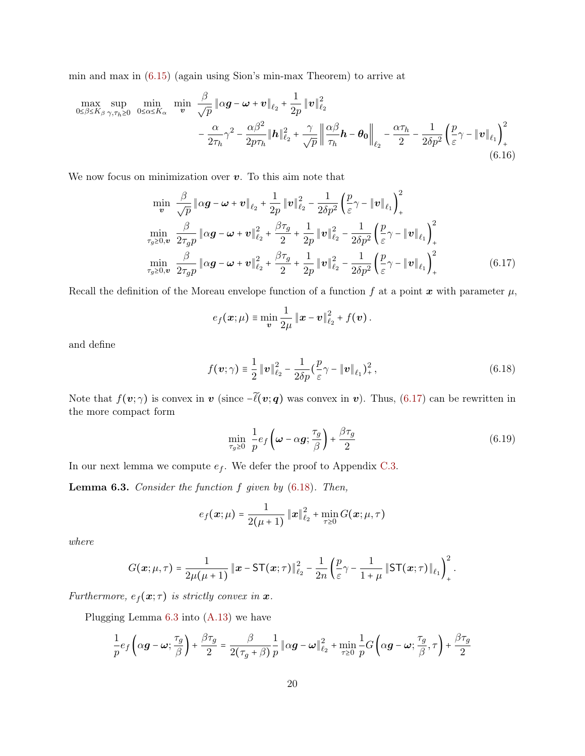min and max in (6.15) (again using Sion's min-max Theorem) to arrive at

$$
\begin{aligned}
\max_{0\le\beta\le K_\beta}\ \sup_{\gamma,\tau_h\ge 0}\ \min_{0\le\alpha\le K_\alpha}\ \min_{\boldsymbol{v}}\ & \frac{\beta}{\sqrt{p}}\left\|\alpha\boldsymbol{g}-\boldsymbol{\omega}+\boldsymbol{v}\right\|_{\ell_2}+\frac{1}{2p}\left\|\boldsymbol{v}\right\|_{\ell_2}^2 \\
& -\frac{\alpha}{2\tau_h}\gamma^2-\frac{\alpha\beta^2}{2p\tau_h}\|\boldsymbol{h}\|_{\ell_2}^2+\frac{\gamma}{\sqrt{p}}\left\|\frac{\alpha\beta}{\tau_h}\boldsymbol{h}-\boldsymbol{\theta_0}\right\|_{\ell_2}-\frac{\alpha\tau_h}{2}-\frac{1}{2\delta p^2}\left(\frac{p}{\varepsilon}\gamma-\left\|\boldsymbol{v}\right\|_{\ell_1}\right)_+^2
\end{aligned}
\tag{6.16}
$$

We now focus on minimization over $\boldsymbol{v}$. To this aim note that

$$
\begin{aligned}
&\min_{\boldsymbol{v}}\ \frac{\beta}{\sqrt{p}}\left\|\alpha\boldsymbol{g}-\boldsymbol{\omega}+\boldsymbol{v}\right\|_{\ell_2}+\frac{1}{2p}\left\|\boldsymbol{v}\right\|_{\ell_2}^2-\frac{1}{2\delta p^2}\left(\frac{p}{\varepsilon}\gamma-\left\|\boldsymbol{v}\right\|_{\ell_1}\right)_+^2 \\
&\min_{\tau_g\ge 0,\boldsymbol{v}}\ \frac{\beta}{2\tau_g p}\left\|\alpha\boldsymbol{g}-\boldsymbol{\omega}+\boldsymbol{v}\right\|_{\ell_2}^2+\frac{\beta\tau_g}{2}+\frac{1}{2p}\left\|\boldsymbol{v}\right\|_{\ell_2}^2-\frac{1}{2\delta p^2}\left(\frac{p}{\varepsilon}\gamma-\left\|\boldsymbol{v}\right\|_{\ell_1}\right)_+^2 \\
&\min_{\tau_g\ge 0,\boldsymbol{v}}\ \frac{\beta}{2\tau_g p}\left\|\alpha\boldsymbol{g}-\boldsymbol{\omega}+\boldsymbol{v}\right\|_{\ell_2}^2+\frac{\beta\tau_g}{2}+\frac{1}{2p}\left\|\boldsymbol{v}\right\|_{\ell_2}^2-\frac{1}{2\delta p^2}\left(\frac{p}{\varepsilon}\gamma-\left\|\boldsymbol{v}\right\|_{\ell_1}\right)_+^2
\end{aligned}
\tag{6.17}
$$

Recall the definition of the Moreau envelope function of a function $f$ at a point $\boldsymbol{x}$ with parameter $\mu$,

$$
e_f(\boldsymbol{x};\mu)\equiv\min_{\boldsymbol{v}}\frac{1}{2\mu}\left\|\boldsymbol{x}-\boldsymbol{v}\right\|_{\ell_2}^2+f(\boldsymbol{v})\,.
$$

and define

$$
f(\boldsymbol{v};\gamma)\equiv\frac{1}{2}\left\|\boldsymbol{v}\right\|_{\ell_2}^2-\frac{1}{2\delta p}(\frac{p}{\varepsilon}\gamma-\left\|\boldsymbol{v}\right\|_{\ell_1})_+^2\,,
\tag{6.18}
$$

Note that $f(\boldsymbol{v};\gamma)$ is convex in $\boldsymbol{v}$ (since $-\widetilde{\ell}(\boldsymbol{v};\boldsymbol{q})$ was convex in $\boldsymbol{v}$). Thus, (6.17) can be rewritten in the more compact form

$$
\min_{\tau_g\ge 0}\ \frac{1}{p}e_f\left(\boldsymbol{\omega}-\alpha\boldsymbol{g};\frac{\tau_g}{\beta}\right)+\frac{\beta\tau_g}{2}
\tag{6.19}
$$

In our next lemma we compute $e_f$. We defer the proof to Appendix C.3.

**Lemma 6.3.** *Consider the function $f$ given by (6.18). Then,*

$$
e_f(\boldsymbol{x};\mu)=\frac{1}{2(\mu+1)}\left\|\boldsymbol{x}\right\|_{\ell_2}^2+\min_{\tau\ge 0}G(\boldsymbol{x};\mu,\tau)
$$

*where*

$$
G(\boldsymbol{x};\mu,\tau)=\frac{1}{2\mu(\mu+1)}\left\|\boldsymbol{x}-\mathsf{ST}(\boldsymbol{x};\tau)\right\|_{\ell_2}^2-\frac{1}{2n}\left(\frac{p}{\varepsilon}\gamma-\frac{1}{1+\mu}\left\|\mathsf{ST}(\boldsymbol{x};\tau)\right\|_{\ell_1}\right)_+^2.
$$

*Furthermore, $e_f(\boldsymbol{x};\tau)$ is strictly convex in $\boldsymbol{x}$.*

Plugging Lemma 6.3 into (A.13) we have

$$
\frac{1}{p}e_f\left(\alpha\boldsymbol{g}-\boldsymbol{\omega};\frac{\tau_g}{\beta}\right)+\frac{\beta\tau_g}{2}=\frac{\beta}{2(\tau_g+\beta)}\frac{1}{p}\left\|\alpha\boldsymbol{g}-\boldsymbol{\omega}\right\|_{\ell_2}^2+\min_{\tau\ge 0}\frac{1}{p}G\left(\alpha\boldsymbol{g}-\boldsymbol{\omega};\frac{\tau_g}{\beta},\tau\right)+\frac{\beta\tau_g}{2}
$$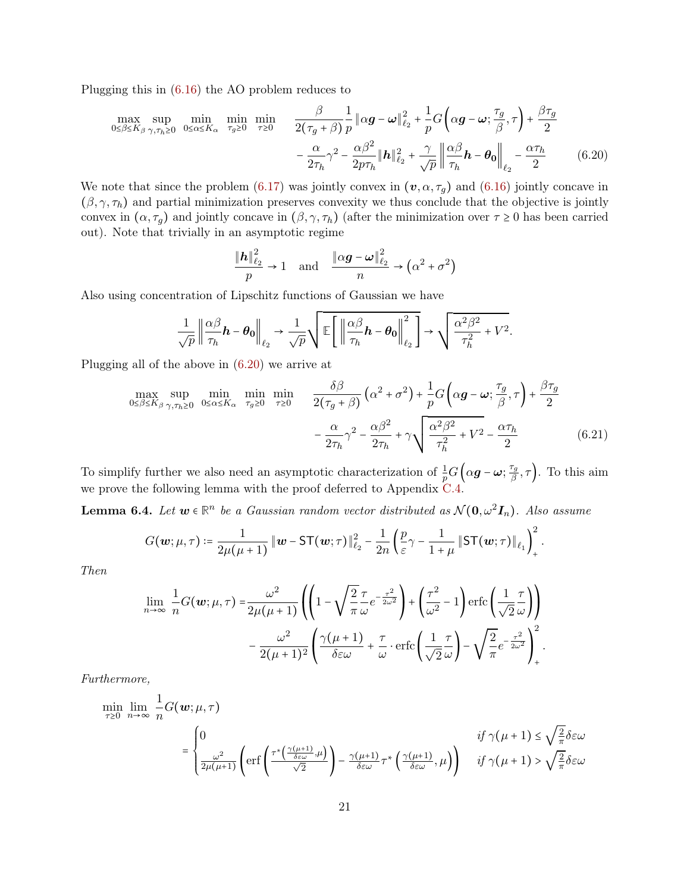Plugging this in (6.16) the AO problem reduces to

$$
\begin{aligned}
\max_{0\le\beta\le K_\beta}\ \sup_{\gamma,\tau_h\ge 0}\ \min_{0\le\alpha\le K_\alpha}\ \min_{\tau_g\ge 0}\ \min_{\tau\ge 0}\quad & \frac{\beta}{2(\tau_g+\beta)}\frac{1}{p}\left\|\alpha\boldsymbol{g}-\boldsymbol{\omega}\right\|_{\ell_2}^2+\frac{1}{p}G\left(\alpha\boldsymbol{g}-\boldsymbol{\omega};\frac{\tau_g}{\beta},\tau\right)+\frac{\beta\tau_g}{2}\\
&-\frac{\alpha}{2\tau_h}\gamma^2-\frac{\alpha\beta^2}{2p\tau_h}\|\boldsymbol{h}\|_{\ell_2}^2+\frac{\gamma}{\sqrt{p}}\left\|\frac{\alpha\beta}{\tau_h}\boldsymbol{h}-\boldsymbol{\theta_0}\right\|_{\ell_2}-\frac{\alpha\tau_h}{2}
\end{aligned}
\tag{6.20}
$$

We note that since the problem (6.17) was jointly convex in $(\boldsymbol{v},\alpha,\tau_g)$ and (6.16) jointly concave in $(\beta,\gamma,\tau_h)$ and partial minimization preserves convexity we thus conclude that the objective is jointly convex in $(\alpha,\tau_g)$ and jointly concave in $(\beta,\gamma,\tau_h)$ (after the minimization over $\tau\ge 0$ has been carried out). Note that trivially in an asymptotic regime

$$
\frac{\|\boldsymbol{h}\|_{\ell_2}^2}{p}\to 1\quad\text{and}\quad\frac{\|\alpha\boldsymbol{g}-\boldsymbol{\omega}\|_{\ell_2}^2}{n}\to\left(\alpha^2+\sigma^2\right)
$$

Also using concentration of Lipschitz functions of Gaussian we have

$$
\frac{1}{\sqrt{p}}\left\|\frac{\alpha\beta}{\tau_h}\boldsymbol{h}-\boldsymbol{\theta_0}\right\|_{\ell_2}\to\frac{1}{\sqrt{p}}\sqrt{\mathbb{E}\left[\left\|\frac{\alpha\beta}{\tau_h}\boldsymbol{h}-\boldsymbol{\theta_0}\right\|_{\ell_2}^2\right]}\to\sqrt{\frac{\alpha^2\beta^2}{\tau_h^2}+V^2}.
$$

Plugging all of the above in (6.20) we arrive at

$$
\begin{aligned}
\max_{0\le\beta\le K_\beta}\ \sup_{\gamma,\tau_h\ge 0}\ \min_{0\le\alpha\le K_\alpha}\ \min_{\tau_g\ge 0}\ \min_{\tau\ge 0}\quad & \frac{\delta\beta}{2(\tau_g+\beta)}\left(\alpha^2+\sigma^2\right)+\frac{1}{p}G\left(\alpha\boldsymbol{g}-\boldsymbol{\omega};\frac{\tau_g}{\beta},\tau\right)+\frac{\beta\tau_g}{2}\\
&-\frac{\alpha}{2\tau_h}\gamma^2-\frac{\alpha\beta^2}{2\tau_h}+\gamma\sqrt{\frac{\alpha^2\beta^2}{\tau_h^2}+V^2}-\frac{\alpha\tau_h}{2}
\end{aligned}
\tag{6.21}
$$

To simplify further we also need an asymptotic characterization of $\frac{1}{p}G\left(\alpha\boldsymbol{g}-\boldsymbol{\omega};\frac{\tau_g}{\beta},\tau\right)$. To this aim we prove the following lemma with the proof deferred to Appendix C.4.

**Lemma 6.4.** *Let $\boldsymbol{w}\in\mathbb{R}^n$ be a Gaussian random vector distributed as $\mathcal{N}(\boldsymbol{0},\omega^2\boldsymbol{I}_n)$. Also assume*

$$
G(\boldsymbol{w};\mu,\tau):=\frac{1}{2\mu(\mu+1)}\left\|\boldsymbol{w}-\mathsf{ST}(\boldsymbol{w};\tau)\right\|_{\ell_2}^2-\frac{1}{2n}\left(\frac{p}{\varepsilon}\gamma-\frac{1}{1+\mu}\left\|\mathsf{ST}(\boldsymbol{w};\tau)\right\|_{\ell_1}\right)_+^2.
$$

*Then*

$$
\begin{aligned}
\lim_{n\to\infty}\frac{1}{n}G(\boldsymbol{w};\mu,\tau)=&\frac{\omega^2}{2\mu(\mu+1)}\left(\left(1-\sqrt{\frac{2}{\pi}}\frac{\tau}{\omega}e^{-\frac{\tau^2}{2\omega^2}}\right)+\left(\frac{\tau^2}{\omega^2}-1\right)\operatorname{erfc}\left(\frac{1}{\sqrt{2}}\frac{\tau}{\omega}\right)\right)\\
&-\frac{\omega^2}{2(\mu+1)^2}\left(\frac{\gamma(\mu+1)}{\delta\varepsilon\omega}+\frac{\tau}{\omega}\cdot\operatorname{erfc}\left(\frac{1}{\sqrt{2}}\frac{\tau}{\omega}\right)-\sqrt{\frac{2}{\pi}}e^{-\frac{\tau^2}{2\omega^2}}\right)_+^2.
\end{aligned}
$$

*Furthermore,*

$$
\min_{\tau\ge 0}\ \lim_{n\to\infty}\ \frac{1}{n}G(\boldsymbol{w};\mu,\tau)
=\begin{cases}
0 & \text{if } \gamma(\mu+1)\le\sqrt{\frac{2}{\pi}}\delta\varepsilon\omega\\
\frac{\omega^2}{2\mu(\mu+1)}\left(\operatorname{erf}\left(\frac{\tau^*\left(\frac{\gamma(\mu+1)}{\delta\varepsilon\omega},\mu\right)}{\sqrt{2}}\right)-\frac{\gamma(\mu+1)}{\delta\varepsilon\omega}\tau^*\left(\frac{\gamma(\mu+1)}{\delta\varepsilon\omega},\mu\right)\right) & \text{if } \gamma(\mu+1)>\sqrt{\frac{2}{\pi}}\delta\varepsilon\omega
\end{cases}
$$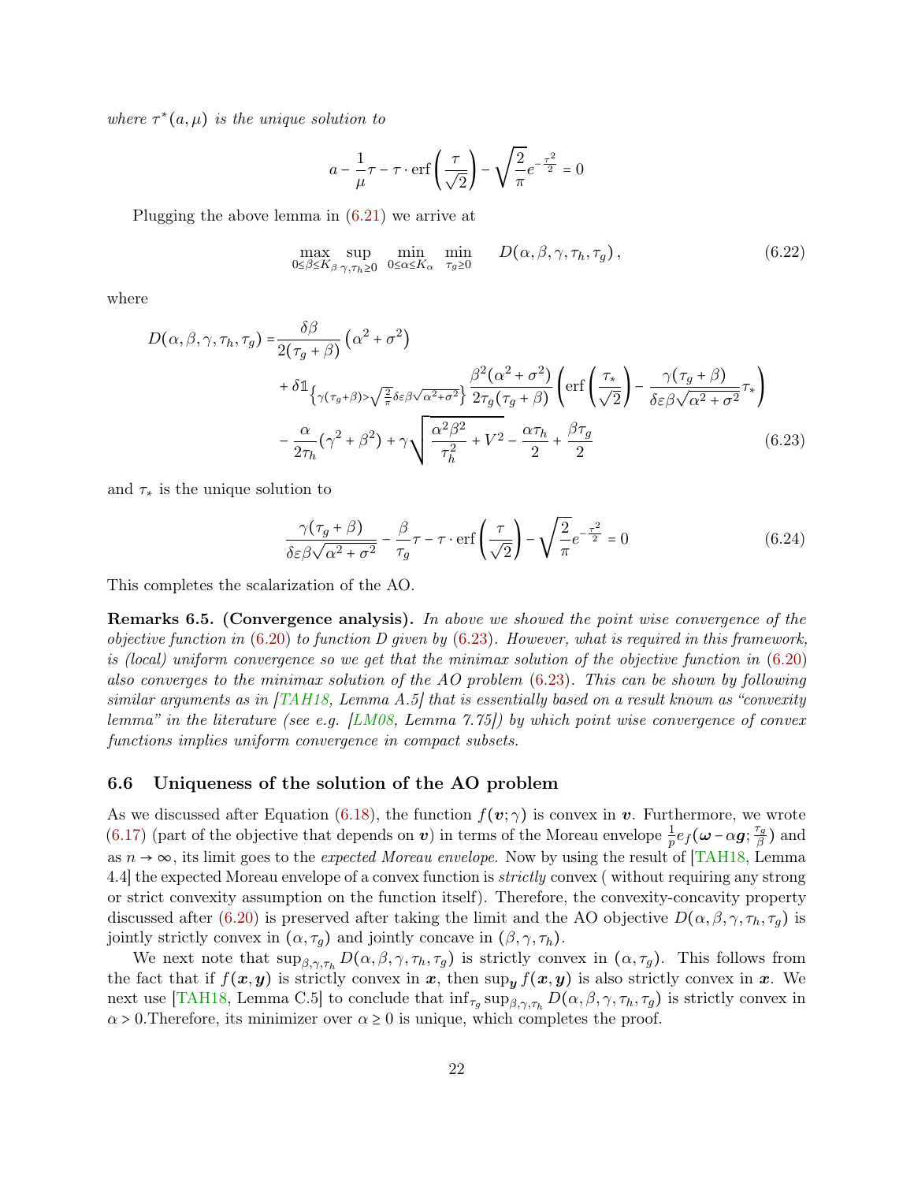*where $\tau^*(a,\mu)$ is the unique solution to*

$$a - \frac{1}{\mu}\tau - \tau \cdot \mathrm{erf}\left(\frac{\tau}{\sqrt{2}}\right) - \sqrt{\frac{2}{\pi}} e^{-\frac{\tau^2}{2}} = 0$$

Plugging the above lemma in (6.21) we arrive at

$$\max_{0 \le \beta \le K_\beta} \sup_{\gamma, \tau_h \ge 0} \min_{0 \le \alpha \le K_\alpha} \min_{\tau_g \ge 0} \quad D(\alpha, \beta, \gamma, \tau_h, \tau_g), \tag{6.22}$$

where

$$\begin{aligned} D(\alpha, \beta, \gamma, \tau_h, \tau_g) = & \frac{\delta \beta}{2(\tau_g + \beta)} \left(\alpha^2 + \sigma^2\right) \\ & + \delta \mathbb{1}_{\left\{\gamma(\tau_g + \beta) > \sqrt{\frac{2}{\pi}} \delta \varepsilon \beta \sqrt{\alpha^2 + \sigma^2}\right\}} \frac{\beta^2(\alpha^2 + \sigma^2)}{2\tau_g(\tau_g + \beta)} \left(\mathrm{erf}\left(\frac{\tau_*}{\sqrt{2}}\right) - \frac{\gamma(\tau_g + \beta)}{\delta \varepsilon \beta \sqrt{\alpha^2 + \sigma^2}} \tau_*\right) \\ & - \frac{\alpha}{2\tau_h}(\gamma^2 + \beta^2) + \gamma \sqrt{\frac{\alpha^2 \beta^2}{\tau_h^2} + V^2} - \frac{\alpha \tau_h}{2} + \frac{\beta \tau_g}{2} \end{aligned} \tag{6.23}$$

and $\tau_*$ is the unique solution to

$$\frac{\gamma(\tau_g + \beta)}{\delta \varepsilon \beta \sqrt{\alpha^2 + \sigma^2}} - \frac{\beta}{\tau_g}\tau - \tau \cdot \mathrm{erf}\left(\frac{\tau}{\sqrt{2}}\right) - \sqrt{\frac{2}{\pi}} e^{-\frac{\tau^2}{2}} = 0 \tag{6.24}$$

This completes the scalarization of the AO.

**Remarks 6.5. (Convergence analysis).** *In above we showed the point wise convergence of the objective function in (6.20) to function D given by (6.23). However, what is required in this framework, is (local) uniform convergence so we get that the minimax solution of the objective function in (6.20) also converges to the minimax solution of the AO problem (6.23). This can be shown by following similar arguments as in [TAH18, Lemma A.5] that is essentially based on a result known as "convexity lemma" in the literature (see e.g. [LM08, Lemma 7.75]) by which point wise convergence of convex functions implies uniform convergence in compact subsets.*

### 6.6 Uniqueness of the solution of the AO problem

As we discussed after Equation (6.18), the function $f(\boldsymbol{v};\gamma)$ is convex in $\boldsymbol{v}$. Furthermore, we wrote (6.17) (part of the objective that depends on $\boldsymbol{v}$) in terms of the Moreau envelope $\frac{1}{p} e_f(\boldsymbol{\omega} - \alpha \boldsymbol{g}; \frac{\tau_g}{\beta})$ and as $n \to \infty$, its limit goes to the *expected Moreau envelope*. Now by using the result of [TAH18, Lemma 4.4] the expected Moreau envelope of a convex function is *strictly* convex ( without requiring any strong or strict convexity assumption on the function itself). Therefore, the convexity-concavity property discussed after (6.20) is preserved after taking the limit and the AO objective $D(\alpha, \beta, \gamma, \tau_h, \tau_g)$ is jointly strictly convex in $(\alpha, \tau_g)$ and jointly concave in $(\beta, \gamma, \tau_h)$.

We next note that $\sup_{\beta,\gamma,\tau_h} D(\alpha, \beta, \gamma, \tau_h, \tau_g)$ is strictly convex in $(\alpha, \tau_g)$. This follows from the fact that if $f(\boldsymbol{x}, \boldsymbol{y})$ is strictly convex in $\boldsymbol{x}$, then $\sup_{\boldsymbol{y}} f(\boldsymbol{x}, \boldsymbol{y})$ is also strictly convex in $\boldsymbol{x}$. We next use [TAH18, Lemma C.5] to conclude that $\inf_{\tau_g} \sup_{\beta,\gamma,\tau_h} D(\alpha, \beta, \gamma, \tau_h, \tau_g)$ is strictly convex in $\alpha > 0$.Therefore, its minimizer over $\alpha \ge 0$ is unique, which completes the proof.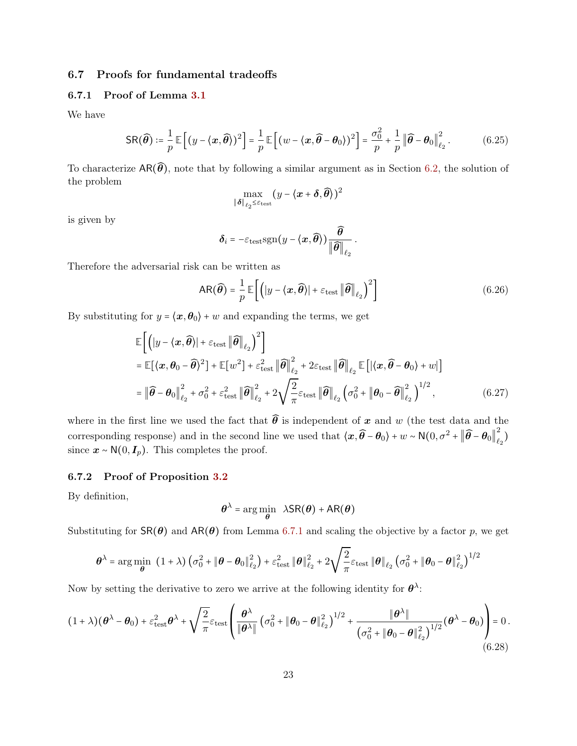## 6.7 Proofs for fundamental tradeoffs

### 6.7.1 Proof of Lemma 3.1

We have

$$\mathsf{SR}(\widehat{\boldsymbol{\theta}}) := \frac{1}{p}\mathbb{E}\left[(y - \langle \boldsymbol{x}, \widehat{\boldsymbol{\theta}}\rangle)^2\right] = \frac{1}{p}\mathbb{E}\left[(w - \langle \boldsymbol{x}, \widehat{\boldsymbol{\theta}} - \boldsymbol{\theta}_0\rangle)^2\right] = \frac{\sigma_0^2}{p} + \frac{1}{p}\left\|\widehat{\boldsymbol{\theta}} - \boldsymbol{\theta}_0\right\|_{\ell_2}^2. \tag{6.25}$$

To characterize $\mathsf{AR}(\widehat{\boldsymbol{\theta}})$, note that by following a similar argument as in Section 6.2, the solution of the problem

$$\max_{\|\boldsymbol{\delta}\|_{\ell_2} \le \varepsilon_{\text{test}}} (y - \langle \boldsymbol{x} + \boldsymbol{\delta}, \widehat{\boldsymbol{\theta}}\rangle)^2$$

is given by

$$\boldsymbol{\delta}_i = -\varepsilon_{\text{test}} \text{sgn}(y - \langle \boldsymbol{x}, \boldsymbol{\theta}\rangle) \frac{\widehat{\boldsymbol{\theta}}}{\|\widehat{\boldsymbol{\theta}}\|_{\ell_2}}.$$

Therefore the adversarial risk can be written as

$$\mathsf{AR}(\widehat{\boldsymbol{\theta}}) = \frac{1}{p}\mathbb{E}\left[\left(|y - \langle \boldsymbol{x}, \widehat{\boldsymbol{\theta}}\rangle| + \varepsilon_{\text{test}}\left\|\widehat{\boldsymbol{\theta}}\right\|_{\ell_2}\right)^2\right] \tag{6.26}$$

By substituting for $y = \langle \boldsymbol{x}, \boldsymbol{\theta}_0\rangle + w$ and expanding the terms, we get

$$\begin{aligned}
&\mathbb{E}\left[\left(|y - \langle \boldsymbol{x}, \widehat{\boldsymbol{\theta}}\rangle| + \varepsilon_{\text{test}}\left\|\widehat{\boldsymbol{\theta}}\right\|_{\ell_2}\right)^2\right] \\
&= \mathbb{E}[\langle \boldsymbol{x}, \boldsymbol{\theta}_0 - \widehat{\boldsymbol{\theta}}\rangle^2] + \mathbb{E}[w^2] + \varepsilon_{\text{test}}^2\left\|\widehat{\boldsymbol{\theta}}\right\|_{\ell_2}^2 + 2\varepsilon_{\text{test}}\left\|\widehat{\boldsymbol{\theta}}\right\|_{\ell_2}\mathbb{E}\left[|\langle \boldsymbol{x}, \widehat{\boldsymbol{\theta}} - \boldsymbol{\theta}_0\rangle + w|\right] \\
&= \left\|\widehat{\boldsymbol{\theta}} - \boldsymbol{\theta}_0\right\|_{\ell_2}^2 + \sigma_0^2 + \varepsilon_{\text{test}}^2\left\|\widehat{\boldsymbol{\theta}}\right\|_{\ell_2}^2 + 2\sqrt{\frac{2}{\pi}}\varepsilon_{\text{test}}\left\|\widehat{\boldsymbol{\theta}}\right\|_{\ell_2}\left(\sigma_0^2 + \left\|\boldsymbol{\theta}_0 - \widehat{\boldsymbol{\theta}}\right\|_{\ell_2}^2\right)^{1/2},
\end{aligned} \tag{6.27}$$

where in the first line we used the fact that $\widehat{\boldsymbol{\theta}}$ is independent of $\boldsymbol{x}$ and $w$ (the test data and the corresponding response) and in the second line we used that $\langle \boldsymbol{x}, \widehat{\boldsymbol{\theta}} - \boldsymbol{\theta}_0\rangle + w \sim \mathsf{N}(0, \sigma^2 + \left\|\widehat{\boldsymbol{\theta}} - \boldsymbol{\theta}_0\right\|_{\ell_2}^2)$ since $\boldsymbol{x} \sim \mathsf{N}(0, \boldsymbol{I}_p)$. This completes the proof.

### 6.7.2 Proof of Proposition 3.2

By definition,

$$\boldsymbol{\theta}^{\lambda} = \arg\min_{\boldsymbol{\theta}} \ \lambda \mathsf{SR}(\boldsymbol{\theta}) + \mathsf{AR}(\boldsymbol{\theta})$$

Substituting for $\mathsf{SR}(\boldsymbol{\theta})$ and $\mathsf{AR}(\boldsymbol{\theta})$ from Lemma 6.7.1 and scaling the objective by a factor $p$, we get

$$\boldsymbol{\theta}^{\lambda} = \arg\min_{\boldsymbol{\theta}} \ (1+\lambda)\left(\sigma_0^2 + \|\boldsymbol{\theta} - \boldsymbol{\theta}_0\|_{\ell_2}^2\right) + \varepsilon_{\text{test}}^2\|\boldsymbol{\theta}\|_{\ell_2}^2 + 2\sqrt{\frac{2}{\pi}}\varepsilon_{\text{test}}\|\boldsymbol{\theta}\|_{\ell_2}\left(\sigma_0^2 + \|\boldsymbol{\theta}_0 - \boldsymbol{\theta}\|_{\ell_2}^2\right)^{1/2}$$

Now by setting the derivative to zero we arrive at the following identity for $\boldsymbol{\theta}^{\lambda}$:

$$(1+\lambda)(\boldsymbol{\theta}^{\lambda} - \boldsymbol{\theta}_0) + \varepsilon_{\text{test}}^2\boldsymbol{\theta}^{\lambda} + \sqrt{\frac{2}{\pi}}\varepsilon_{\text{test}}\left(\frac{\boldsymbol{\theta}^{\lambda}}{\|\boldsymbol{\theta}^{\lambda}\|}\left(\sigma_0^2 + \|\boldsymbol{\theta}_0 - \boldsymbol{\theta}\|_{\ell_2}^2\right)^{1/2} + \frac{\|\boldsymbol{\theta}^{\lambda}\|}{\left(\sigma_0^2 + \|\boldsymbol{\theta}_0 - \boldsymbol{\theta}\|_{\ell_2}^2\right)^{1/2}}(\boldsymbol{\theta}^{\lambda} - \boldsymbol{\theta}_0)\right) = 0. \tag{6.28}$$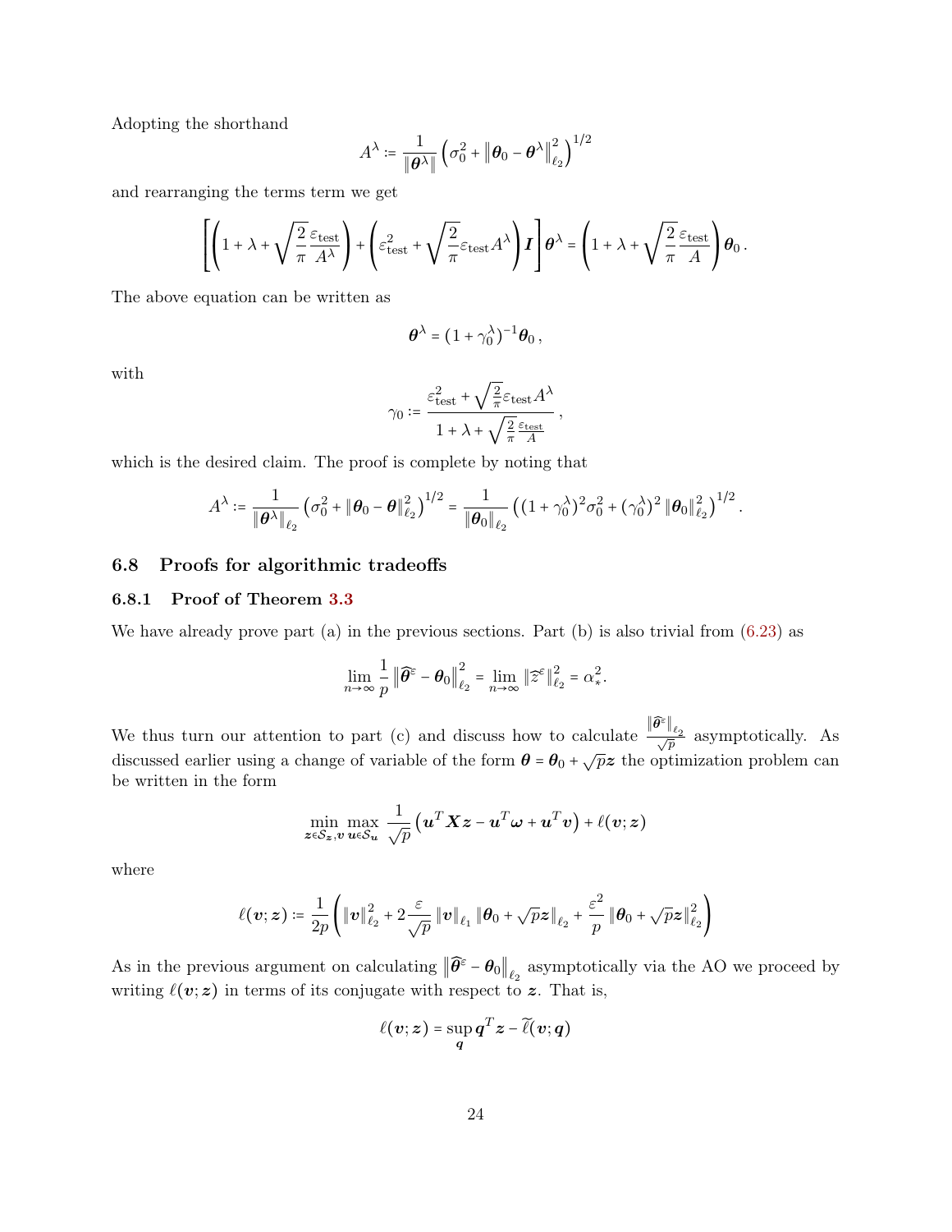Adopting the shorthand

$$A^\lambda := \frac{1}{\|\boldsymbol{\theta}^\lambda\|}\left(\sigma_0^2 + \left\|\boldsymbol{\theta}_0 - \boldsymbol{\theta}^\lambda\right\|_{\ell_2}^2\right)^{1/2}$$

and rearranging the terms term we get

$$\left[\left(1 + \lambda + \sqrt{\frac{2}{\pi}}\frac{\varepsilon_{\text{test}}}{A^\lambda}\right) + \left(\varepsilon_{\text{test}}^2 + \sqrt{\frac{2}{\pi}}\varepsilon_{\text{test}}A^\lambda\right)\boldsymbol{I}\right]\boldsymbol{\theta}^\lambda = \left(1 + \lambda + \sqrt{\frac{2}{\pi}}\frac{\varepsilon_{\text{test}}}{A}\right)\boldsymbol{\theta}_0\,.$$

The above equation can be written as

$$\boldsymbol{\theta}^\lambda = (1 + \gamma_0^\lambda)^{-1}\boldsymbol{\theta}_0\,,$$

with

$$\gamma_0 := \frac{\varepsilon_{\text{test}}^2 + \sqrt{\frac{2}{\pi}}\varepsilon_{\text{test}}A^\lambda}{1 + \lambda + \sqrt{\frac{2}{\pi}}\frac{\varepsilon_{\text{test}}}{A}}\,,$$

which is the desired claim. The proof is complete by noting that

$$A^\lambda := \frac{1}{\|\boldsymbol{\theta}^\lambda\|_{\ell_2}}\left(\sigma_0^2 + \|\boldsymbol{\theta}_0 - \boldsymbol{\theta}\|_{\ell_2}^2\right)^{1/2} = \frac{1}{\|\boldsymbol{\theta}_0\|_{\ell_2}}\left((1 + \gamma_0^\lambda)^2\sigma_0^2 + (\gamma_0^\lambda)^2\|\boldsymbol{\theta}_0\|_{\ell_2}^2\right)^{1/2}.$$

## 6.8 Proofs for algorithmic tradeoffs

### 6.8.1 Proof of Theorem 3.3

We have already prove part (a) in the previous sections. Part (b) is also trivial from (6.23) as

$$\lim_{n\to\infty}\frac{1}{p}\left\|\widehat{\boldsymbol{\theta}}^\varepsilon - \boldsymbol{\theta}_0\right\|_{\ell_2}^2 = \lim_{n\to\infty}\|\widehat{z}^\varepsilon\|_{\ell_2}^2 = \alpha_*^2.$$

We thus turn our attention to part (c) and discuss how to calculate $\frac{\|\widehat{\boldsymbol{\theta}}^\varepsilon\|_{\ell_2}}{\sqrt{p}}$ asymptotically. As discussed earlier using a change of variable of the form $\boldsymbol{\theta} = \boldsymbol{\theta}_0 + \sqrt{p}\boldsymbol{z}$ the optimization problem can be written in the form

$$\min_{\boldsymbol{z}\in\mathcal{S}_{\boldsymbol{z}},\boldsymbol{v}}\max_{\boldsymbol{u}\in\mathcal{S}_{\boldsymbol{u}}}\frac{1}{\sqrt{p}}\left(\boldsymbol{u}^T\boldsymbol{X}\boldsymbol{z} - \boldsymbol{u}^T\boldsymbol{\omega} + \boldsymbol{u}^T\boldsymbol{v}\right) + \ell(\boldsymbol{v};\boldsymbol{z})$$

where

$$\ell(\boldsymbol{v};\boldsymbol{z}) := \frac{1}{2p}\left(\|\boldsymbol{v}\|_{\ell_2}^2 + 2\frac{\varepsilon}{\sqrt{p}}\|\boldsymbol{v}\|_{\ell_1}\|\boldsymbol{\theta}_0 + \sqrt{p}\boldsymbol{z}\|_{\ell_2} + \frac{\varepsilon^2}{p}\|\boldsymbol{\theta}_0 + \sqrt{p}\boldsymbol{z}\|_{\ell_2}^2\right)$$

As in the previous argument on calculating $\left\|\widehat{\boldsymbol{\theta}}^\varepsilon - \boldsymbol{\theta}_0\right\|_{\ell_2}$ asymptotically via the AO we proceed by writing $\ell(\boldsymbol{v};\boldsymbol{z})$ in terms of its conjugate with respect to $\boldsymbol{z}$. That is,

$$\ell(\boldsymbol{v};\boldsymbol{z}) = \sup_{\boldsymbol{q}}\boldsymbol{q}^T\boldsymbol{z} - \widetilde{\ell}(\boldsymbol{v};\boldsymbol{q})$$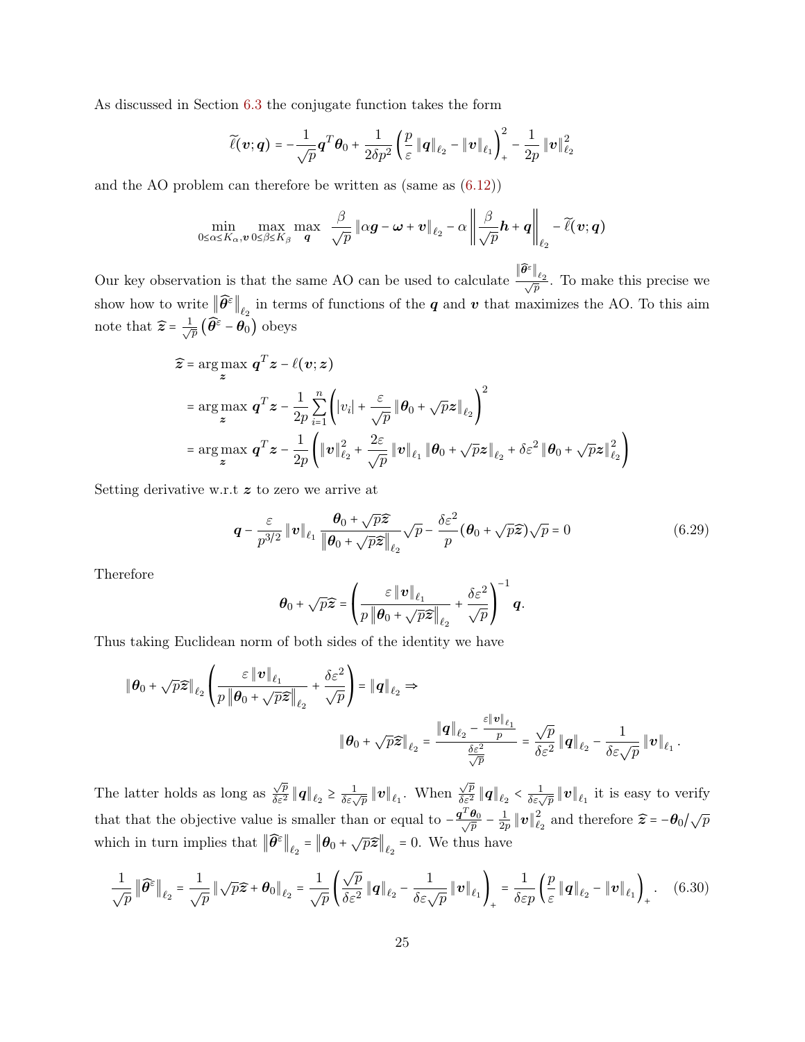As discussed in Section 6.3 the conjugate function takes the form

$$\widetilde{\ell}(\boldsymbol{v};\boldsymbol{q}) = -\frac{1}{\sqrt{p}}\boldsymbol{q}^T\boldsymbol{\theta}_0 + \frac{1}{2\delta p^2}\left(\frac{p}{\varepsilon}\left\|\boldsymbol{q}\right\|_{\ell_2} - \left\|\boldsymbol{v}\right\|_{\ell_1}\right)_+^2 - \frac{1}{2p}\left\|\boldsymbol{v}\right\|_{\ell_2}^2$$

and the AO problem can therefore be written as (same as (6.12))

$$\min_{0\le\alpha\le K_\alpha,\boldsymbol{v}}\max_{0\le\beta\le K_\beta}\max_{\boldsymbol{q}}\ \frac{\beta}{\sqrt{p}}\left\|\alpha\boldsymbol{g}-\boldsymbol{\omega}+\boldsymbol{v}\right\|_{\ell_2} - \alpha\left\|\frac{\beta}{\sqrt{p}}\boldsymbol{h}+\boldsymbol{q}\right\|_{\ell_2} - \widetilde{\ell}(\boldsymbol{v};\boldsymbol{q})$$

Our key observation is that the same AO can be used to calculate $\frac{\|\widehat{\boldsymbol{\theta}}^\varepsilon\|_{\ell_2}}{\sqrt{p}}$. To make this precise we show how to write $\left\|\widehat{\boldsymbol{\theta}}^\varepsilon\right\|_{\ell_2}$ in terms of functions of the $\boldsymbol{q}$ and $\boldsymbol{v}$ that maximizes the AO. To this aim note that $\widehat{\boldsymbol{z}} = \frac{1}{\sqrt{p}}\left(\widehat{\boldsymbol{\theta}}^\varepsilon - \boldsymbol{\theta}_0\right)$ obeys

$$\begin{aligned}
\widehat{\boldsymbol{z}} &= \arg\max_{\boldsymbol{z}}\ \boldsymbol{q}^T\boldsymbol{z} - \ell(\boldsymbol{v};\boldsymbol{z})\\
&= \arg\max_{\boldsymbol{z}}\ \boldsymbol{q}^T\boldsymbol{z} - \frac{1}{2p}\sum_{i=1}^n\left(|v_i| + \frac{\varepsilon}{\sqrt{p}}\left\|\boldsymbol{\theta}_0+\sqrt{p}\boldsymbol{z}\right\|_{\ell_2}\right)^2\\
&= \arg\max_{\boldsymbol{z}}\ \boldsymbol{q}^T\boldsymbol{z} - \frac{1}{2p}\left(\left\|\boldsymbol{v}\right\|_{\ell_2}^2 + \frac{2\varepsilon}{\sqrt{p}}\left\|\boldsymbol{v}\right\|_{\ell_1}\left\|\boldsymbol{\theta}_0+\sqrt{p}\boldsymbol{z}\right\|_{\ell_2} + \delta\varepsilon^2\left\|\boldsymbol{\theta}_0+\sqrt{p}\boldsymbol{z}\right\|_{\ell_2}^2\right)
\end{aligned}$$

Setting derivative w.r.t $\boldsymbol{z}$ to zero we arrive at

$$\boldsymbol{q} - \frac{\varepsilon}{p^{3/2}}\left\|\boldsymbol{v}\right\|_{\ell_1}\frac{\boldsymbol{\theta}_0+\sqrt{p}\widehat{\boldsymbol{z}}}{\left\|\boldsymbol{\theta}_0+\sqrt{p}\widehat{\boldsymbol{z}}\right\|_{\ell_2}}\sqrt{p} - \frac{\delta\varepsilon^2}{p}(\boldsymbol{\theta}_0+\sqrt{p}\widehat{\boldsymbol{z}})\sqrt{p} = 0 \tag{6.29}$$

Therefore

$$\boldsymbol{\theta}_0+\sqrt{p}\widehat{\boldsymbol{z}} = \left(\frac{\varepsilon\left\|\boldsymbol{v}\right\|_{\ell_1}}{p\left\|\boldsymbol{\theta}_0+\sqrt{p}\widehat{\boldsymbol{z}}\right\|_{\ell_2}} + \frac{\delta\varepsilon^2}{\sqrt{p}}\right)^{-1}\boldsymbol{q}.$$

Thus taking Euclidean norm of both sides of the identity we have

$$\begin{aligned}
&\|\boldsymbol{\theta}_0+\sqrt{p}\widehat{\boldsymbol{z}}\|_{\ell_2}\left(\frac{\varepsilon\left\|\boldsymbol{v}\right\|_{\ell_1}}{p\left\|\boldsymbol{\theta}_0+\sqrt{p}\widehat{\boldsymbol{z}}\right\|_{\ell_2}} + \frac{\delta\varepsilon^2}{\sqrt{p}}\right) = \left\|\boldsymbol{q}\right\|_{\ell_2} \Rightarrow\\
&\qquad\qquad\left\|\boldsymbol{\theta}_0+\sqrt{p}\widehat{\boldsymbol{z}}\right\|_{\ell_2} = \frac{\left\|\boldsymbol{q}\right\|_{\ell_2} - \frac{\varepsilon\|\boldsymbol{v}\|_{\ell_1}}{p}}{\frac{\delta\varepsilon^2}{\sqrt{p}}} = \frac{\sqrt{p}}{\delta\varepsilon^2}\left\|\boldsymbol{q}\right\|_{\ell_2} - \frac{1}{\delta\varepsilon\sqrt{p}}\left\|\boldsymbol{v}\right\|_{\ell_1}.
\end{aligned}$$

The latter holds as long as $\frac{\sqrt{p}}{\delta\varepsilon^2}\left\|\boldsymbol{q}\right\|_{\ell_2} \ge \frac{1}{\delta\varepsilon\sqrt{p}}\left\|\boldsymbol{v}\right\|_{\ell_1}$. When $\frac{\sqrt{p}}{\delta\varepsilon^2}\left\|\boldsymbol{q}\right\|_{\ell_2} < \frac{1}{\delta\varepsilon\sqrt{p}}\left\|\boldsymbol{v}\right\|_{\ell_1}$ it is easy to verify that that the objective value is smaller than or equal to $-\frac{\boldsymbol{q}^T\boldsymbol{\theta}_0}{\sqrt{p}} - \frac{1}{2p}\left\|\boldsymbol{v}\right\|_{\ell_2}^2$ and therefore $\widehat{\boldsymbol{z}} = -\boldsymbol{\theta}_0/\sqrt{p}$ which in turn implies that $\left\|\widehat{\boldsymbol{\theta}}^\varepsilon\right\|_{\ell_2} = \left\|\boldsymbol{\theta}_0+\sqrt{p}\widehat{\boldsymbol{z}}\right\|_{\ell_2} = 0$. We thus have

$$\frac{1}{\sqrt{p}}\left\|\widehat{\boldsymbol{\theta}}^\varepsilon\right\|_{\ell_2} = \frac{1}{\sqrt{p}}\left\|\sqrt{p}\widehat{\boldsymbol{z}}+\boldsymbol{\theta}_0\right\|_{\ell_2} = \frac{1}{\sqrt{p}}\left(\frac{\sqrt{p}}{\delta\varepsilon^2}\left\|\boldsymbol{q}\right\|_{\ell_2} - \frac{1}{\delta\varepsilon\sqrt{p}}\left\|\boldsymbol{v}\right\|_{\ell_1}\right)_+ = \frac{1}{\delta\varepsilon p}\left(\frac{p}{\varepsilon}\left\|\boldsymbol{q}\right\|_{\ell_2} - \left\|\boldsymbol{v}\right\|_{\ell_1}\right)_+. \tag{6.30}$$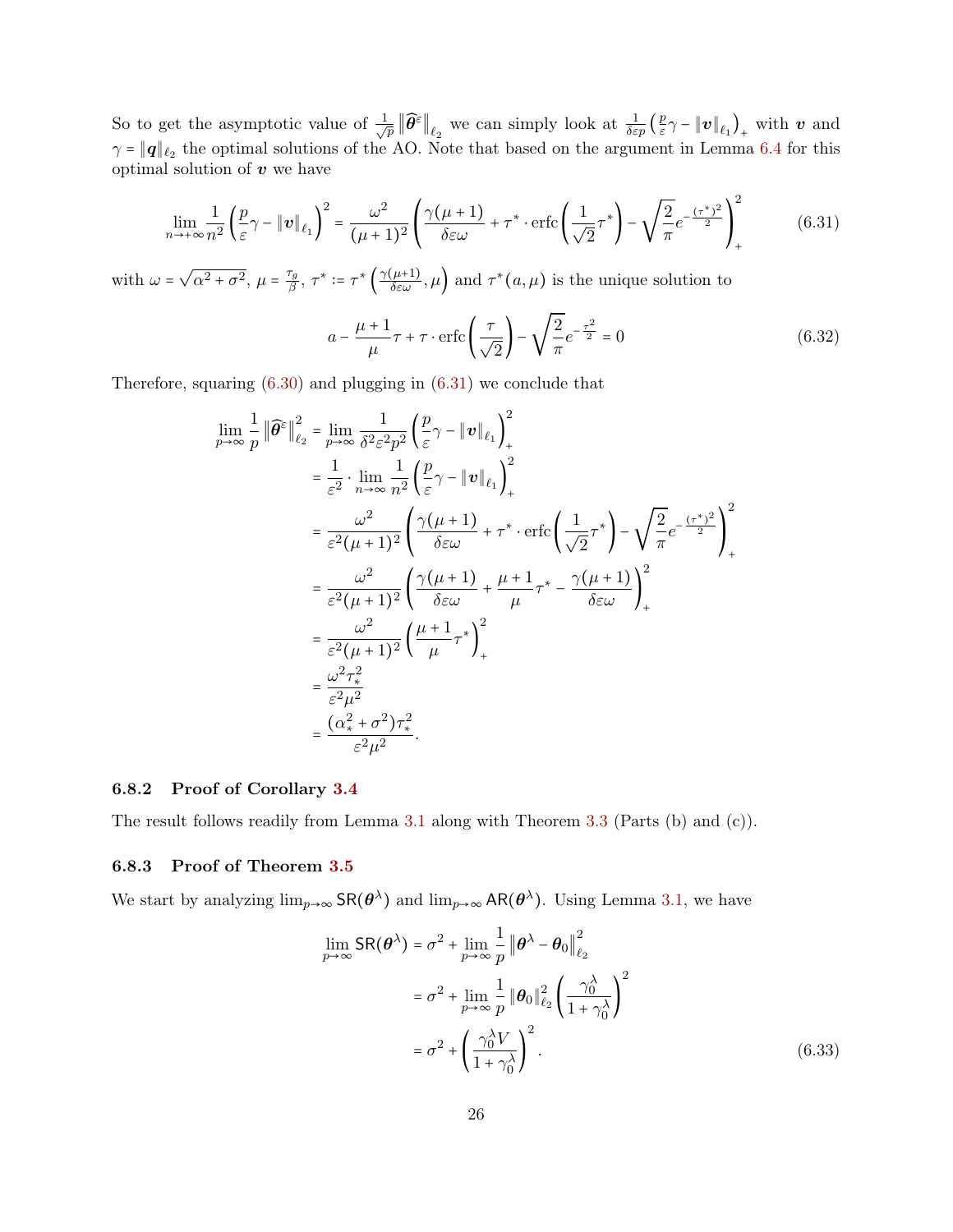So to get the asymptotic value of $\frac{1}{\sqrt{p}}\left\|\widehat{\boldsymbol{\theta}}^{\varepsilon}\right\|_{\ell_2}$ we can simply look at $\frac{1}{\delta\varepsilon p}\left(\frac{p}{\varepsilon}\gamma - \|\boldsymbol{v}\|_{\ell_1}\right)_+$ with $\boldsymbol{v}$ and $\gamma = \|\boldsymbol{q}\|_{\ell_2}$ the optimal solutions of the AO. Note that based on the argument in Lemma 6.4 for this optimal solution of $\boldsymbol{v}$ we have

$$\lim_{n\to+\infty}\frac{1}{n^2}\left(\frac{p}{\varepsilon}\gamma - \|\boldsymbol{v}\|_{\ell_1}\right)^2 = \frac{\omega^2}{(\mu+1)^2}\left(\frac{\gamma(\mu+1)}{\delta\varepsilon\omega} + \tau^*\cdot\operatorname{erfc}\left(\frac{1}{\sqrt{2}}\tau^*\right) - \sqrt{\frac{2}{\pi}}e^{-\frac{(\tau^*)^2}{2}}\right)_+^2 \tag{6.31}$$

with $\omega = \sqrt{\alpha^2+\sigma^2}$, $\mu = \frac{\tau_g}{\beta}$, $\tau^* := \tau^*\left(\frac{\gamma(\mu+1)}{\delta\varepsilon\omega}, \mu\right)$ and $\tau^*(a,\mu)$ is the unique solution to

$$a - \frac{\mu+1}{\mu}\tau + \tau\cdot\operatorname{erfc}\left(\frac{\tau}{\sqrt{2}}\right) - \sqrt{\frac{2}{\pi}}e^{-\frac{\tau^2}{2}} = 0 \tag{6.32}$$

Therefore, squaring (6.30) and plugging in (6.31) we conclude that

$$\begin{aligned}
\lim_{p\to\infty}\frac{1}{p}\left\|\widehat{\boldsymbol{\theta}}^{\varepsilon}\right\|_{\ell_2}^2 &= \lim_{p\to\infty}\frac{1}{\delta^2\varepsilon^2p^2}\left(\frac{p}{\varepsilon}\gamma - \|\boldsymbol{v}\|_{\ell_1}\right)_+^2 \\
&= \frac{1}{\varepsilon^2}\cdot\lim_{n\to\infty}\frac{1}{n^2}\left(\frac{p}{\varepsilon}\gamma - \|\boldsymbol{v}\|_{\ell_1}\right)_+^2 \\
&= \frac{\omega^2}{\varepsilon^2(\mu+1)^2}\left(\frac{\gamma(\mu+1)}{\delta\varepsilon\omega} + \tau^*\cdot\operatorname{erfc}\left(\frac{1}{\sqrt{2}}\tau^*\right) - \sqrt{\frac{2}{\pi}}e^{-\frac{(\tau^*)^2}{2}}\right)_+^2 \\
&= \frac{\omega^2}{\varepsilon^2(\mu+1)^2}\left(\frac{\gamma(\mu+1)}{\delta\varepsilon\omega} + \frac{\mu+1}{\mu}\tau^* - \frac{\gamma(\mu+1)}{\delta\varepsilon\omega}\right)_+^2 \\
&= \frac{\omega^2}{\varepsilon^2(\mu+1)^2}\left(\frac{\mu+1}{\mu}\tau^*\right)_+^2 \\
&= \frac{\omega^2\tau_*^2}{\varepsilon^2\mu^2} \\
&= \frac{(\alpha_*^2+\sigma^2)\tau_*^2}{\varepsilon^2\mu^2}.
\end{aligned}$$

#### 6.8.2 Proof of Corollary 3.4

The result follows readily from Lemma 3.1 along with Theorem 3.3 (Parts (b) and (c)).

#### 6.8.3 Proof of Theorem 3.5

We start by analyzing $\lim_{p\to\infty}\mathsf{SR}(\boldsymbol{\theta}^\lambda)$ and $\lim_{p\to\infty}\mathsf{AR}(\boldsymbol{\theta}^\lambda)$. Using Lemma 3.1, we have

$$\begin{aligned}
\lim_{p\to\infty}\mathsf{SR}(\boldsymbol{\theta}^\lambda) &= \sigma^2 + \lim_{p\to\infty}\frac{1}{p}\left\|\boldsymbol{\theta}^\lambda - \boldsymbol{\theta}_0\right\|_{\ell_2}^2 \\
&= \sigma^2 + \lim_{p\to\infty}\frac{1}{p}\|\boldsymbol{\theta}_0\|_{\ell_2}^2\left(\frac{\gamma_0^\lambda}{1+\gamma_0^\lambda}\right)^2 \\
&= \sigma^2 + \left(\frac{\gamma_0^\lambda V}{1+\gamma_0^\lambda}\right)^2.
\end{aligned} \tag{6.33}$$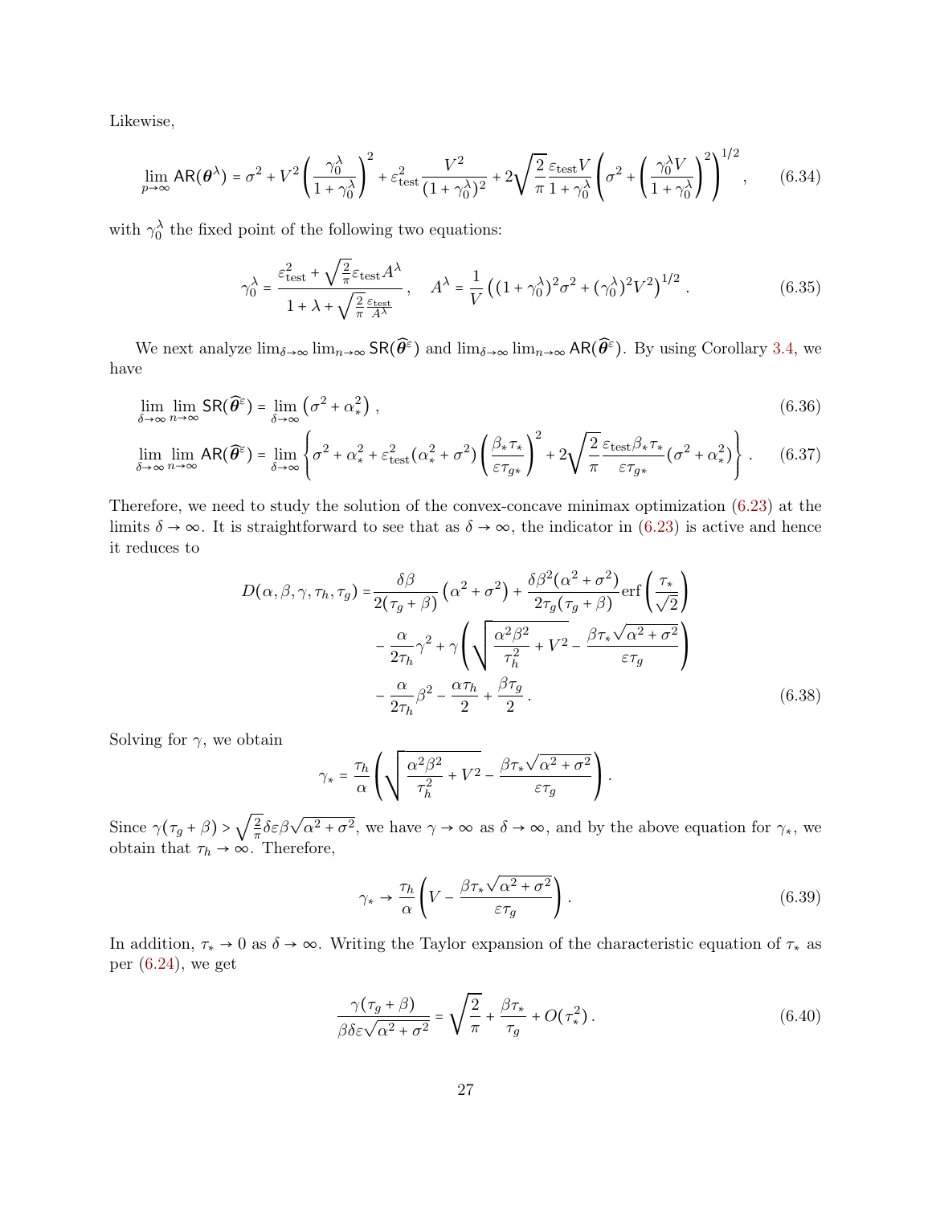Likewise,

$$\lim_{p\to\infty} \mathsf{AR}(\boldsymbol{\theta}^\lambda) = \sigma^2 + V^2\left(\frac{\gamma_0^\lambda}{1+\gamma_0^\lambda}\right)^2 + \varepsilon_{\text{test}}^2 \frac{V^2}{(1+\gamma_0^\lambda)^2} + 2\sqrt{\frac{2}{\pi}}\frac{\varepsilon_{\text{test}} V}{1+\gamma_0^\lambda}\left(\sigma^2 + \left(\frac{\gamma_0^\lambda V}{1+\gamma_0^\lambda}\right)^2\right)^{1/2}, \tag{6.34}$$

with $\gamma_0^\lambda$ the fixed point of the following two equations:

$$\gamma_0^\lambda = \frac{\varepsilon_{\text{test}}^2 + \sqrt{\frac{2}{\pi}}\varepsilon_{\text{test}} A^\lambda}{1+\lambda+\sqrt{\frac{2}{\pi}}\frac{\varepsilon_{\text{test}}}{A^\lambda}}, \quad A^\lambda = \frac{1}{V}\left((1+\gamma_0^\lambda)^2\sigma^2 + (\gamma_0^\lambda)^2 V^2\right)^{1/2}. \tag{6.35}$$

We next analyze $\lim_{\delta\to\infty}\lim_{n\to\infty}\mathsf{SR}(\widehat{\boldsymbol{\theta}}^\varepsilon)$ and $\lim_{\delta\to\infty}\lim_{n\to\infty}\mathsf{AR}(\widehat{\boldsymbol{\theta}}^\varepsilon)$. By using Corollary 3.4, we have

$$\lim_{\delta\to\infty}\lim_{n\to\infty}\mathsf{SR}(\widehat{\boldsymbol{\theta}}^\varepsilon) = \lim_{\delta\to\infty}\left(\sigma^2+\alpha_*^2\right), \tag{6.36}$$

$$\lim_{\delta\to\infty}\lim_{n\to\infty}\mathsf{AR}(\widehat{\boldsymbol{\theta}}^\varepsilon) = \lim_{\delta\to\infty}\left\{\sigma^2+\alpha_*^2+\varepsilon_{\text{test}}^2(\alpha_*^2+\sigma^2)\left(\frac{\beta_*\tau_*}{\varepsilon\tau_{g*}}\right)^2 + 2\sqrt{\frac{2}{\pi}}\frac{\varepsilon_{\text{test}}\beta_*\tau_*}{\varepsilon\tau_{g*}}(\sigma^2+\alpha_*^2)\right\}. \tag{6.37}$$

Therefore, we need to study the solution of the convex-concave minimax optimization (6.23) at the limits $\delta\to\infty$. It is straightforward to see that as $\delta\to\infty$, the indicator in (6.23) is active and hence it reduces to

$$\begin{aligned} D(\alpha,\beta,\gamma,\tau_h,\tau_g) =& \frac{\delta\beta}{2(\tau_g+\beta)}\left(\alpha^2+\sigma^2\right) + \frac{\delta\beta^2(\alpha^2+\sigma^2)}{2\tau_g(\tau_g+\beta)}\operatorname{erf}\left(\frac{\tau_*}{\sqrt{2}}\right) \\ & - \frac{\alpha}{2\tau_h}\gamma^2 + \gamma\left(\sqrt{\frac{\alpha^2\beta^2}{\tau_h^2}+V^2} - \frac{\beta\tau_*\sqrt{\alpha^2+\sigma^2}}{\varepsilon\tau_g}\right) \\ & - \frac{\alpha}{2\tau_h}\beta^2 - \frac{\alpha\tau_h}{2} + \frac{\beta\tau_g}{2}. \end{aligned} \tag{6.38}$$

Solving for $\gamma$, we obtain

$$\gamma_* = \frac{\tau_h}{\alpha}\left(\sqrt{\frac{\alpha^2\beta^2}{\tau_h^2}+V^2} - \frac{\beta\tau_*\sqrt{\alpha^2+\sigma^2}}{\varepsilon\tau_g}\right).$$

Since $\gamma(\tau_g+\beta) > \sqrt{\frac{2}{\pi}}\delta\varepsilon\beta\sqrt{\alpha^2+\sigma^2}$, we have $\gamma\to\infty$ as $\delta\to\infty$, and by the above equation for $\gamma_*$, we obtain that $\tau_h\to\infty$. Therefore,

$$\gamma_* \to \frac{\tau_h}{\alpha}\left(V - \frac{\beta\tau_*\sqrt{\alpha^2+\sigma^2}}{\varepsilon\tau_g}\right). \tag{6.39}$$

In addition, $\tau_*\to 0$ as $\delta\to\infty$. Writing the Taylor expansion of the characteristic equation of $\tau_*$ as per (6.24), we get

$$\frac{\gamma(\tau_g+\beta)}{\beta\delta\varepsilon\sqrt{\alpha^2+\sigma^2}} = \sqrt{\frac{2}{\pi}} + \frac{\beta\tau_*}{\tau_g} + O(\tau_*^2). \tag{6.40}$$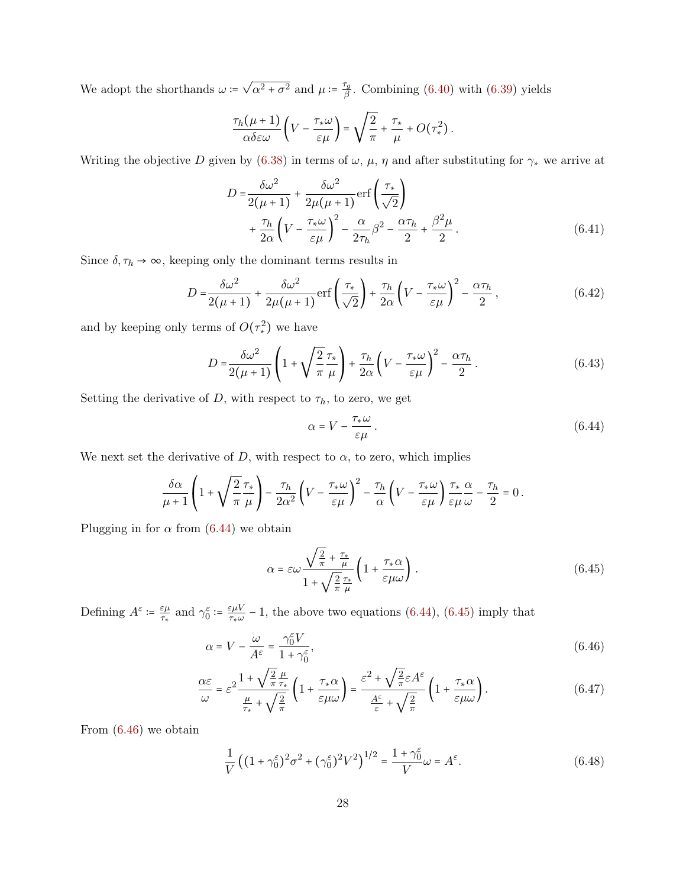We adopt the shorthands $\omega \coloneqq \sqrt{\alpha^2 + \sigma^2}$ and $\mu \coloneqq \frac{\tau_g}{\beta}$. Combining (6.40) with (6.39) yields

$$\frac{\tau_h(\mu+1)}{\alpha\delta\varepsilon\omega}\left(V - \frac{\tau_*\omega}{\varepsilon\mu}\right) = \sqrt{\frac{2}{\pi}} + \frac{\tau_*}{\mu} + O(\tau_*^2)\,.$$

Writing the objective $D$ given by (6.38) in terms of $\omega$, $\mu$, $\eta$ and after substituting for $\gamma_*$ we arrive at

$$\begin{aligned} D =& \frac{\delta\omega^2}{2(\mu+1)} + \frac{\delta\omega^2}{2\mu(\mu+1)}\mathrm{erf}\left(\frac{\tau_*}{\sqrt{2}}\right) \\ &+ \frac{\tau_h}{2\alpha}\left(V - \frac{\tau_*\omega}{\varepsilon\mu}\right)^2 - \frac{\alpha}{2\tau_h}\beta^2 - \frac{\alpha\tau_h}{2} + \frac{\beta^2\mu}{2}\,. \end{aligned} \tag{6.41}$$

Since $\delta, \tau_h \to \infty$, keeping only the dominant terms results in

$$D = \frac{\delta\omega^2}{2(\mu+1)} + \frac{\delta\omega^2}{2\mu(\mu+1)}\mathrm{erf}\left(\frac{\tau_*}{\sqrt{2}}\right) + \frac{\tau_h}{2\alpha}\left(V - \frac{\tau_*\omega}{\varepsilon\mu}\right)^2 - \frac{\alpha\tau_h}{2}\,, \tag{6.42}$$

and by keeping only terms of $O(\tau_*^2)$ we have

$$D = \frac{\delta\omega^2}{2(\mu+1)}\left(1 + \sqrt{\frac{2}{\pi}}\frac{\tau_*}{\mu}\right) + \frac{\tau_h}{2\alpha}\left(V - \frac{\tau_*\omega}{\varepsilon\mu}\right)^2 - \frac{\alpha\tau_h}{2}\,. \tag{6.43}$$

Setting the derivative of $D$, with respect to $\tau_h$, to zero, we get

$$\alpha = V - \frac{\tau_*\omega}{\varepsilon\mu}\,. \tag{6.44}$$

We next set the derivative of $D$, with respect to $\alpha$, to zero, which implies

$$\frac{\delta\alpha}{\mu+1}\left(1 + \sqrt{\frac{2}{\pi}}\frac{\tau_*}{\mu}\right) - \frac{\tau_h}{2\alpha^2}\left(V - \frac{\tau_*\omega}{\varepsilon\mu}\right)^2 - \frac{\tau_h}{\alpha}\left(V - \frac{\tau_*\omega}{\varepsilon\mu}\right)\frac{\tau_*}{\varepsilon\mu}\frac{\alpha}{\omega} - \frac{\tau_h}{2} = 0\,.$$

Plugging in for $\alpha$ from (6.44) we obtain

$$\alpha = \varepsilon\omega\frac{\sqrt{\frac{2}{\pi}} + \frac{\tau_*}{\mu}}{1 + \sqrt{\frac{2}{\pi}}\frac{\tau_*}{\mu}}\left(1 + \frac{\tau_*\alpha}{\varepsilon\mu\omega}\right)\,. \tag{6.45}$$

Defining $A^\varepsilon \coloneqq \frac{\varepsilon\mu}{\tau_*}$ and $\gamma_0^\varepsilon \coloneqq \frac{\varepsilon\mu V}{\tau_*\omega} - 1$, the above two equations (6.44), (6.45) imply that

$$\alpha = V - \frac{\omega}{A^\varepsilon} = \frac{\gamma_0^\varepsilon V}{1 + \gamma_0^\varepsilon}, \tag{6.46}$$

$$\frac{\alpha\varepsilon}{\omega} = \varepsilon^2\frac{1 + \sqrt{\frac{2}{\pi}}\frac{\mu}{\tau_*}}{\frac{\mu}{\tau_*} + \sqrt{\frac{2}{\pi}}}\left(1 + \frac{\tau_*\alpha}{\varepsilon\mu\omega}\right) = \frac{\varepsilon^2 + \sqrt{\frac{2}{\pi}}\varepsilon A^\varepsilon}{\frac{A^\varepsilon}{\varepsilon} + \sqrt{\frac{2}{\pi}}}\left(1 + \frac{\tau_*\alpha}{\varepsilon\mu\omega}\right). \tag{6.47}$$

From (6.46) we obtain

$$\frac{1}{V}\left((1+\gamma_0^\varepsilon)^2\sigma^2 + (\gamma_0^\varepsilon)^2V^2\right)^{1/2} = \frac{1+\gamma_0^\varepsilon}{V}\omega = A^\varepsilon. \tag{6.48}$$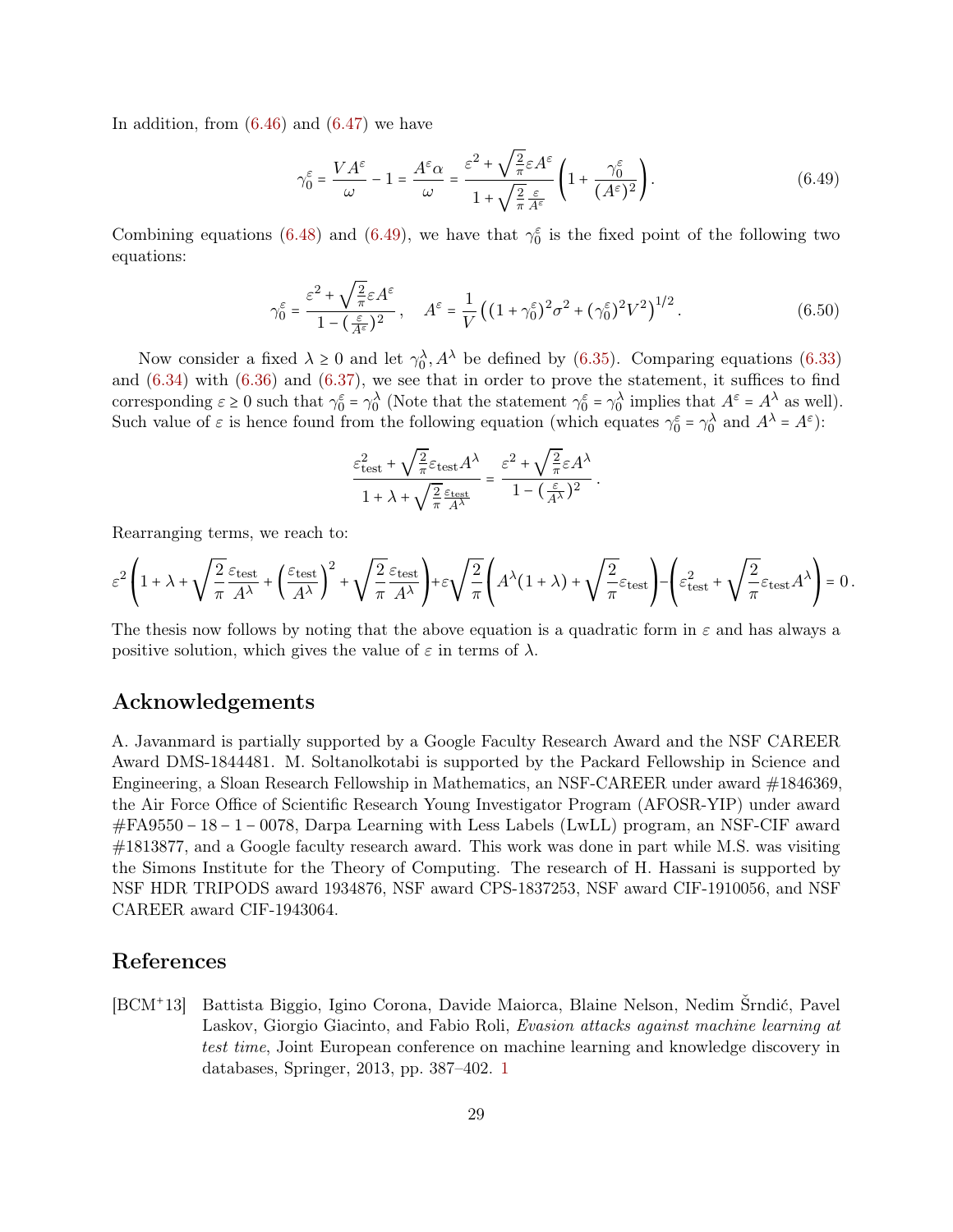In addition, from (6.46) and (6.47) we have

$$\gamma_0^\varepsilon = \frac{VA^\varepsilon}{\omega} - 1 = \frac{A^\varepsilon \alpha}{\omega} = \frac{\varepsilon^2 + \sqrt{\frac{2}{\pi}}\varepsilon A^\varepsilon}{1 + \sqrt{\frac{2}{\pi}}\frac{\varepsilon}{A^\varepsilon}}\left(1 + \frac{\gamma_0^\varepsilon}{(A^\varepsilon)^2}\right). \tag{6.49}$$

Combining equations (6.48) and (6.49), we have that $\gamma_0^\varepsilon$ is the fixed point of the following two equations:

$$\gamma_0^\varepsilon = \frac{\varepsilon^2 + \sqrt{\frac{2}{\pi}}\varepsilon A^\varepsilon}{1 - (\frac{\varepsilon}{A^\varepsilon})^2}, \quad A^\varepsilon = \frac{1}{V}\left((1+\gamma_0^\varepsilon)^2\sigma^2 + (\gamma_0^\varepsilon)^2 V^2\right)^{1/2}. \tag{6.50}$$

Now consider a fixed $\lambda \geq 0$ and let $\gamma_0^\lambda, A^\lambda$ be defined by (6.35). Comparing equations (6.33) and (6.34) with (6.36) and (6.37), we see that in order to prove the statement, it suffices to find corresponding $\varepsilon \geq 0$ such that $\gamma_0^\varepsilon = \gamma_0^\lambda$ (Note that the statement $\gamma_0^\varepsilon = \gamma_0^\lambda$ implies that $A^\varepsilon = A^\lambda$ as well). Such value of $\varepsilon$ is hence found from the following equation (which equates $\gamma_0^\varepsilon = \gamma_0^\lambda$ and $A^\lambda = A^\varepsilon$):

$$\frac{\varepsilon_{\rm test}^2 + \sqrt{\frac{2}{\pi}}\varepsilon_{\rm test}A^\lambda}{1 + \lambda + \sqrt{\frac{2}{\pi}}\frac{\varepsilon_{\rm test}}{A^\lambda}} = \frac{\varepsilon^2 + \sqrt{\frac{2}{\pi}}\varepsilon A^\lambda}{1 - (\frac{\varepsilon}{A^\lambda})^2}.$$

Rearranging terms, we reach to:

$$\varepsilon^2\left(1 + \lambda + \sqrt{\frac{2}{\pi}}\frac{\varepsilon_{\rm test}}{A^\lambda} + \left(\frac{\varepsilon_{\rm test}}{A^\lambda}\right)^2 + \sqrt{\frac{2}{\pi}}\frac{\varepsilon_{\rm test}}{A^\lambda}\right) + \varepsilon\sqrt{\frac{2}{\pi}}\left(A^\lambda(1+\lambda) + \sqrt{\frac{2}{\pi}}\varepsilon_{\rm test}\right) - \left(\varepsilon_{\rm test}^2 + \sqrt{\frac{2}{\pi}}\varepsilon_{\rm test}A^\lambda\right) = 0.$$

The thesis now follows by noting that the above equation is a quadratic form in $\varepsilon$ and has always a positive solution, which gives the value of $\varepsilon$ in terms of $\lambda$.

## Acknowledgements

A. Javanmard is partially supported by a Google Faculty Research Award and the NSF CAREER Award DMS-1844481. M. Soltanolkotabi is supported by the Packard Fellowship in Science and Engineering, a Sloan Research Fellowship in Mathematics, an NSF-CAREER under award #1846369, the Air Force Office of Scientific Research Young Investigator Program (AFOSR-YIP) under award #FA9550 − 18 − 1 − 0078, Darpa Learning with Less Labels (LwLL) program, an NSF-CIF award #1813877, and a Google faculty research award. This work was done in part while M.S. was visiting the Simons Institute for the Theory of Computing. The research of H. Hassani is supported by NSF HDR TRIPODS award 1934876, NSF award CPS-1837253, NSF award CIF-1910056, and NSF CAREER award CIF-1943064.

## References

[BCM+13] Battista Biggio, Igino Corona, Davide Maiorca, Blaine Nelson, Nedim Šrndić, Pavel Laskov, Giorgio Giacinto, and Fabio Roli, *Evasion attacks against machine learning at test time*, Joint European conference on machine learning and knowledge discovery in databases, Springer, 2013, pp. 387–402. 1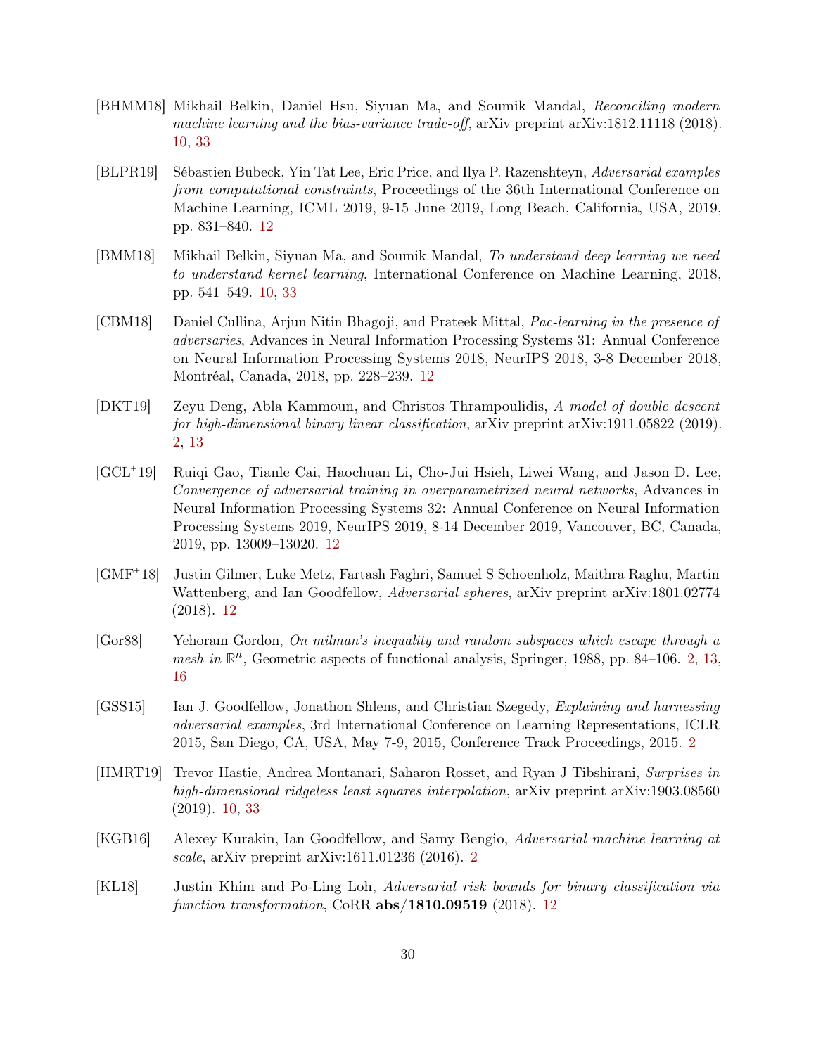[BHMM18] Mikhail Belkin, Daniel Hsu, Siyuan Ma, and Soumik Mandal, *Reconciling modern machine learning and the bias-variance trade-off*, arXiv preprint arXiv:1812.11118 (2018). 10, 33

[BLPR19] Sébastien Bubeck, Yin Tat Lee, Eric Price, and Ilya P. Razenshteyn, *Adversarial examples from computational constraints*, Proceedings of the 36th International Conference on Machine Learning, ICML 2019, 9-15 June 2019, Long Beach, California, USA, 2019, pp. 831–840. 12

[BMM18] Mikhail Belkin, Siyuan Ma, and Soumik Mandal, *To understand deep learning we need to understand kernel learning*, International Conference on Machine Learning, 2018, pp. 541–549. 10, 33

[CBM18] Daniel Cullina, Arjun Nitin Bhagoji, and Prateek Mittal, *Pac-learning in the presence of adversaries*, Advances in Neural Information Processing Systems 31: Annual Conference on Neural Information Processing Systems 2018, NeurIPS 2018, 3-8 December 2018, Montréal, Canada, 2018, pp. 228–239. 12

[DKT19] Zeyu Deng, Abla Kammoun, and Christos Thrampoulidis, *A model of double descent for high-dimensional binary linear classification*, arXiv preprint arXiv:1911.05822 (2019). 2, 13

[GCL+19] Ruiqi Gao, Tianle Cai, Haochuan Li, Cho-Jui Hsieh, Liwei Wang, and Jason D. Lee, *Convergence of adversarial training in overparametrized neural networks*, Advances in Neural Information Processing Systems 32: Annual Conference on Neural Information Processing Systems 2019, NeurIPS 2019, 8-14 December 2019, Vancouver, BC, Canada, 2019, pp. 13009–13020. 12

[GMF+18] Justin Gilmer, Luke Metz, Fartash Faghri, Samuel S Schoenholz, Maithra Raghu, Martin Wattenberg, and Ian Goodfellow, *Adversarial spheres*, arXiv preprint arXiv:1801.02774 (2018). 12

[Gor88] Yehoram Gordon, *On milman's inequality and random subspaces which escape through a mesh in $\mathbb{R}^n$*, Geometric aspects of functional analysis, Springer, 1988, pp. 84–106. 2, 13, 16

[GSS15] Ian J. Goodfellow, Jonathon Shlens, and Christian Szegedy, *Explaining and harnessing adversarial examples*, 3rd International Conference on Learning Representations, ICLR 2015, San Diego, CA, USA, May 7-9, 2015, Conference Track Proceedings, 2015. 2

[HMRT19] Trevor Hastie, Andrea Montanari, Saharon Rosset, and Ryan J Tibshirani, *Surprises in high-dimensional ridgeless least squares interpolation*, arXiv preprint arXiv:1903.08560 (2019). 10, 33

[KGB16] Alexey Kurakin, Ian Goodfellow, and Samy Bengio, *Adversarial machine learning at scale*, arXiv preprint arXiv:1611.01236 (2016). 2

[KL18] Justin Khim and Po-Ling Loh, *Adversarial risk bounds for binary classification via function transformation*, CoRR **abs/1810.09519** (2018). 12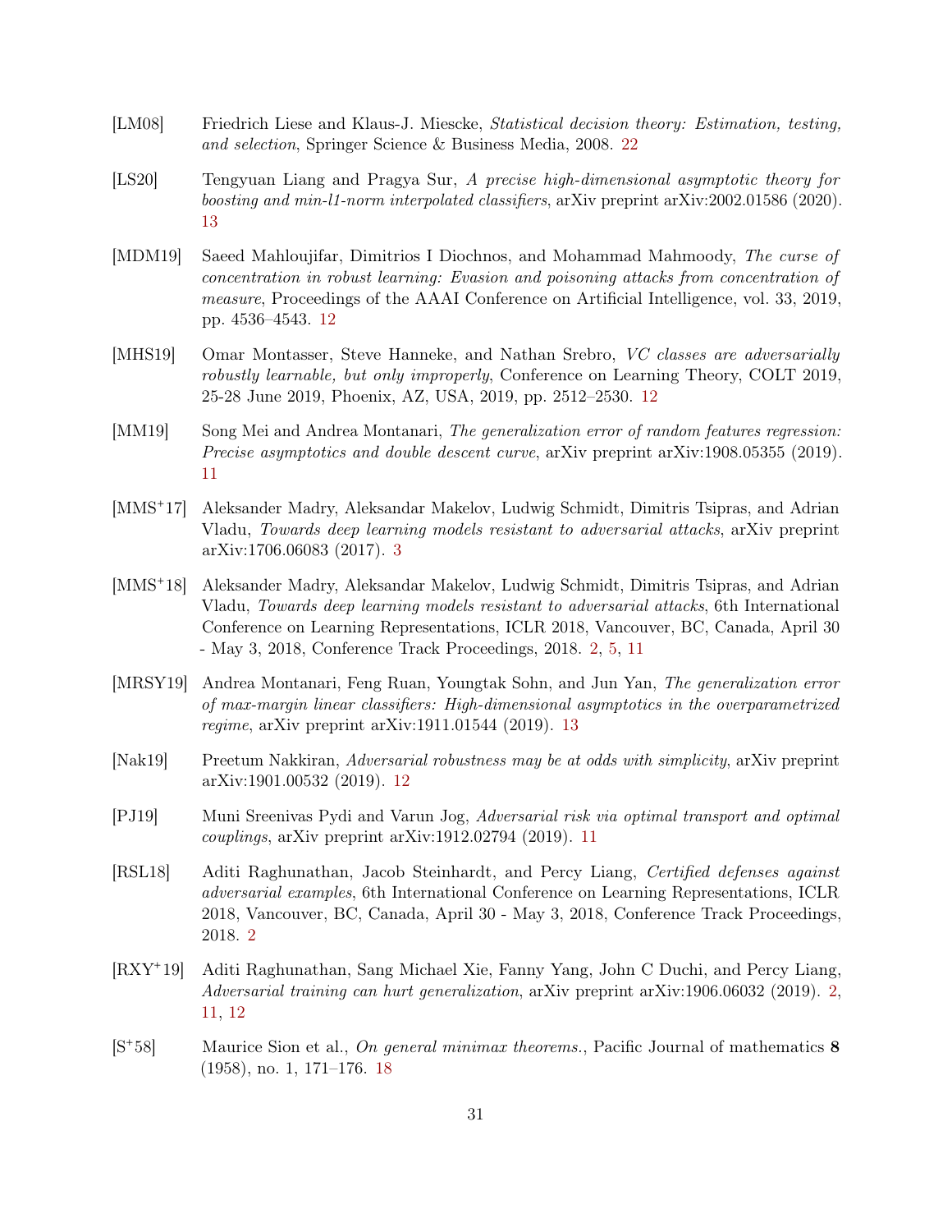[LM08] Friedrich Liese and Klaus-J. Miescke, *Statistical decision theory: Estimation, testing, and selection*, Springer Science & Business Media, 2008. 22

[LS20] Tengyuan Liang and Pragya Sur, *A precise high-dimensional asymptotic theory for boosting and min-l1-norm interpolated classifiers*, arXiv preprint arXiv:2002.01586 (2020). 13

[MDM19] Saeed Mahloujifar, Dimitrios I Diochnos, and Mohammad Mahmoody, *The curse of concentration in robust learning: Evasion and poisoning attacks from concentration of measure*, Proceedings of the AAAI Conference on Artificial Intelligence, vol. 33, 2019, pp. 4536–4543. 12

[MHS19] Omar Montasser, Steve Hanneke, and Nathan Srebro, *VC classes are adversarially robustly learnable, but only improperly*, Conference on Learning Theory, COLT 2019, 25-28 June 2019, Phoenix, AZ, USA, 2019, pp. 2512–2530. 12

[MM19] Song Mei and Andrea Montanari, *The generalization error of random features regression: Precise asymptotics and double descent curve*, arXiv preprint arXiv:1908.05355 (2019). 11

[MMS+17] Aleksander Madry, Aleksandar Makelov, Ludwig Schmidt, Dimitris Tsipras, and Adrian Vladu, *Towards deep learning models resistant to adversarial attacks*, arXiv preprint arXiv:1706.06083 (2017). 3

[MMS+18] Aleksander Madry, Aleksandar Makelov, Ludwig Schmidt, Dimitris Tsipras, and Adrian Vladu, *Towards deep learning models resistant to adversarial attacks*, 6th International Conference on Learning Representations, ICLR 2018, Vancouver, BC, Canada, April 30 - May 3, 2018, Conference Track Proceedings, 2018. 2, 5, 11

[MRSY19] Andrea Montanari, Feng Ruan, Youngtak Sohn, and Jun Yan, *The generalization error of max-margin linear classifiers: High-dimensional asymptotics in the overparametrized regime*, arXiv preprint arXiv:1911.01544 (2019). 13

[Nak19] Preetum Nakkiran, *Adversarial robustness may be at odds with simplicity*, arXiv preprint arXiv:1901.00532 (2019). 12

[PJ19] Muni Sreenivas Pydi and Varun Jog, *Adversarial risk via optimal transport and optimal couplings*, arXiv preprint arXiv:1912.02794 (2019). 11

[RSL18] Aditi Raghunathan, Jacob Steinhardt, and Percy Liang, *Certified defenses against adversarial examples*, 6th International Conference on Learning Representations, ICLR 2018, Vancouver, BC, Canada, April 30 - May 3, 2018, Conference Track Proceedings, 2018. 2

[RXY+19] Aditi Raghunathan, Sang Michael Xie, Fanny Yang, John C Duchi, and Percy Liang, *Adversarial training can hurt generalization*, arXiv preprint arXiv:1906.06032 (2019). 2, 11, 12

[S+58] Maurice Sion et al., *On general minimax theorems.*, Pacific Journal of mathematics **8** (1958), no. 1, 171–176. 18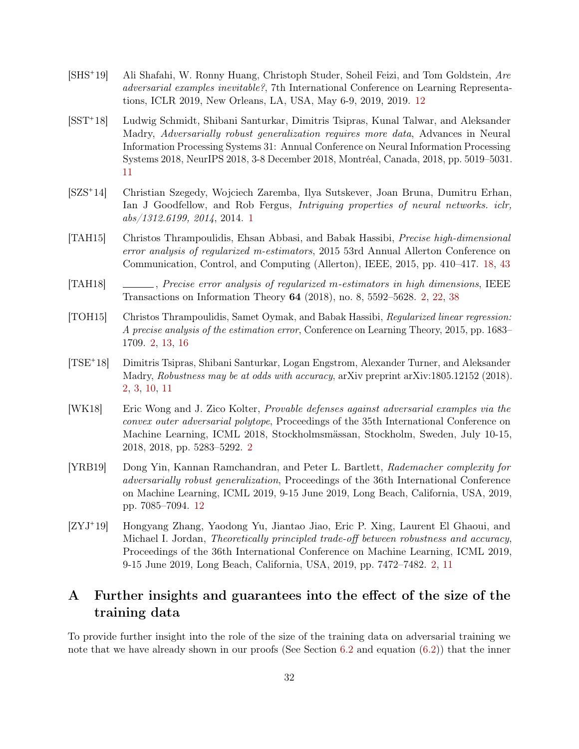[SHS[+]19] Ali Shafahi, W. Ronny Huang, Christoph Studer, Soheil Feizi, and Tom Goldstein, *Are adversarial examples inevitable?*, 7th International Conference on Learning Representations, ICLR 2019, New Orleans, LA, USA, May 6-9, 2019, 2019. 12

[SST[+]18] Ludwig Schmidt, Shibani Santurkar, Dimitris Tsipras, Kunal Talwar, and Aleksander Madry, *Adversarially robust generalization requires more data*, Advances in Neural Information Processing Systems 31: Annual Conference on Neural Information Processing Systems 2018, NeurIPS 2018, 3-8 December 2018, Montréal, Canada, 2018, pp. 5019–5031. 11

[SZS[+]14] Christian Szegedy, Wojciech Zaremba, Ilya Sutskever, Joan Bruna, Dumitru Erhan, Ian J Goodfellow, and Rob Fergus, *Intriguing properties of neural networks. iclr, abs/1312.6199, 2014*, 2014. 1

[TAH15] Christos Thrampoulidis, Ehsan Abbasi, and Babak Hassibi, *Precise high-dimensional error analysis of regularized m-estimators*, 2015 53rd Annual Allerton Conference on Communication, Control, and Computing (Allerton), IEEE, 2015, pp. 410–417. 18, 43

[TAH18] ______, *Precise error analysis of regularized m-estimators in high dimensions*, IEEE Transactions on Information Theory **64** (2018), no. 8, 5592–5628. 2, 22, 38

[TOH15] Christos Thrampoulidis, Samet Oymak, and Babak Hassibi, *Regularized linear regression: A precise analysis of the estimation error*, Conference on Learning Theory, 2015, pp. 1683–1709. 2, 13, 16

[TSE[+]18] Dimitris Tsipras, Shibani Santurkar, Logan Engstrom, Alexander Turner, and Aleksander Madry, *Robustness may be at odds with accuracy*, arXiv preprint arXiv:1805.12152 (2018). 2, 3, 10, 11

[WK18] Eric Wong and J. Zico Kolter, *Provable defenses against adversarial examples via the convex outer adversarial polytope*, Proceedings of the 35th International Conference on Machine Learning, ICML 2018, Stockholmsmässan, Stockholm, Sweden, July 10-15, 2018, 2018, pp. 5283–5292. 2

[YRB19] Dong Yin, Kannan Ramchandran, and Peter L. Bartlett, *Rademacher complexity for adversarially robust generalization*, Proceedings of the 36th International Conference on Machine Learning, ICML 2019, 9-15 June 2019, Long Beach, California, USA, 2019, pp. 7085–7094. 12

[ZYJ[+]19] Hongyang Zhang, Yaodong Yu, Jiantao Jiao, Eric P. Xing, Laurent El Ghaoui, and Michael I. Jordan, *Theoretically principled trade-off between robustness and accuracy*, Proceedings of the 36th International Conference on Machine Learning, ICML 2019, 9-15 June 2019, Long Beach, California, USA, 2019, pp. 7472–7482. 2, 11

# A Further insights and guarantees into the effect of the size of the training data

To provide further insight into the role of the size of the training data on adversarial training we note that we have already shown in our proofs (See Section 6.2 and equation (6.2)) that the inner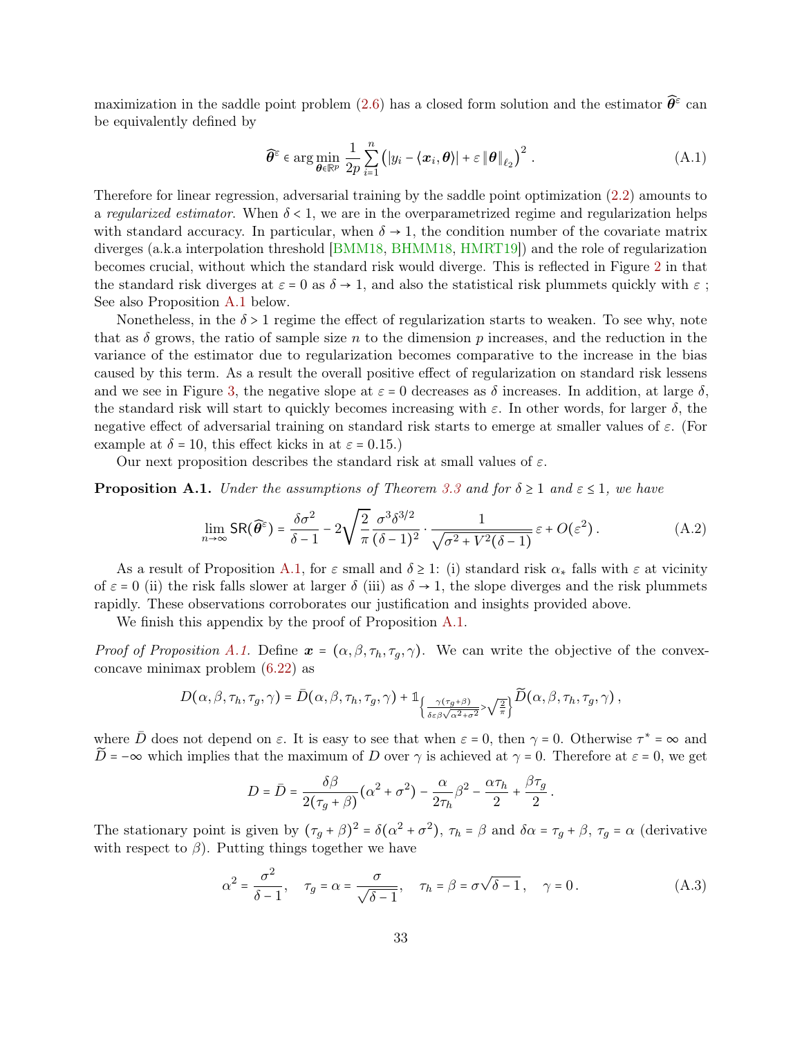maximization in the saddle point problem (2.6) has a closed form solution and the estimator $\widehat{\boldsymbol{\theta}}^{\varepsilon}$ can be equivalently defined by

$$\widehat{\boldsymbol{\theta}}^{\varepsilon} \in \arg\min_{\boldsymbol{\theta}\in\mathbb{R}^p} \frac{1}{2p}\sum_{i=1}^{n}\left(|y_i - \langle \boldsymbol{x}_i, \boldsymbol{\theta}\rangle| + \varepsilon \|\boldsymbol{\theta}\|_{\ell_2}\right)^2 . \tag{A.1}$$

Therefore for linear regression, adversarial training by the saddle point optimization (2.2) amounts to a *regularized estimator*. When $\delta < 1$, we are in the overparametrized regime and regularization helps with standard accuracy. In particular, when $\delta \to 1$, the condition number of the covariate matrix diverges (a.k.a interpolation threshold [BMM18, BHMM18, HMRT19]) and the role of regularization becomes crucial, without which the standard risk would diverge. This is reflected in Figure 2 in that the standard risk diverges at $\varepsilon = 0$ as $\delta \to 1$, and also the statistical risk plummets quickly with $\varepsilon$ ; See also Proposition A.1 below.

Nonetheless, in the $\delta > 1$ regime the effect of regularization starts to weaken. To see why, note that as $\delta$ grows, the ratio of sample size $n$ to the dimension $p$ increases, and the reduction in the variance of the estimator due to regularization becomes comparative to the increase in the bias caused by this term. As a result the overall positive effect of regularization on standard risk lessens and we see in Figure 3, the negative slope at $\varepsilon = 0$ decreases as $\delta$ increases. In addition, at large $\delta$, the standard risk will start to quickly becomes increasing with $\varepsilon$. In other words, for larger $\delta$, the negative effect of adversarial training on standard risk starts to emerge at smaller values of $\varepsilon$. (For example at $\delta = 10$, this effect kicks in at $\varepsilon = 0.15$.)

Our next proposition describes the standard risk at small values of $\varepsilon$.

**Proposition A.1.** *Under the assumptions of Theorem 3.3 and for $\delta \ge 1$ and $\varepsilon \le 1$, we have*

$$\lim_{n\to\infty} \mathsf{SR}(\widehat{\boldsymbol{\theta}}^{\varepsilon}) = \frac{\delta\sigma^2}{\delta - 1} - 2\sqrt{\frac{2}{\pi}}\frac{\sigma^3\delta^{3/2}}{(\delta-1)^2}\cdot\frac{1}{\sqrt{\sigma^2 + V^2(\delta - 1)}}\,\varepsilon + O(\varepsilon^2)\,. \tag{A.2}$$

As a result of Proposition A.1, for $\varepsilon$ small and $\delta \ge 1$: (i) standard risk $\alpha_*$ falls with $\varepsilon$ at vicinity of $\varepsilon = 0$ (ii) the risk falls slower at larger $\delta$ (iii) as $\delta \to 1$, the slope diverges and the risk plummets rapidly. These observations corroborates our justification and insights provided above.

We finish this appendix by the proof of Proposition A.1.

*Proof of Proposition A.1.* Define $\boldsymbol{x} = (\alpha, \beta, \tau_h, \tau_g, \gamma)$. We can write the objective of the convex-concave minimax problem (6.22) as

$$D(\alpha,\beta,\tau_h,\tau_g,\gamma) = \bar{D}(\alpha,\beta,\tau_h,\tau_g,\gamma) + \mathbb{1}_{\left\{\frac{\gamma(\tau_g+\beta)}{\delta\varepsilon\beta\sqrt{\alpha^2+\sigma^2}} > \sqrt{\frac{2}{\pi}}\right\}}\widetilde{D}(\alpha,\beta,\tau_h,\tau_g,\gamma)\,,$$

where $\bar{D}$ does not depend on $\varepsilon$. It is easy to see that when $\varepsilon = 0$, then $\gamma = 0$. Otherwise $\tau^* = \infty$ and $\widetilde{D} = -\infty$ which implies that the maximum of $D$ over $\gamma$ is achieved at $\gamma = 0$. Therefore at $\varepsilon = 0$, we get

$$D = \bar{D} = \frac{\delta\beta}{2(\tau_g + \beta)}(\alpha^2 + \sigma^2) - \frac{\alpha}{2\tau_h}\beta^2 - \frac{\alpha\tau_h}{2} + \frac{\beta\tau_g}{2}\,.$$

The stationary point is given by $(\tau_g + \beta)^2 = \delta(\alpha^2 + \sigma^2)$, $\tau_h = \beta$ and $\delta\alpha = \tau_g + \beta$, $\tau_g = \alpha$ (derivative with respect to $\beta$). Putting things together we have

$$\alpha^2 = \frac{\sigma^2}{\delta - 1}, \quad \tau_g = \alpha = \frac{\sigma}{\sqrt{\delta - 1}}, \quad \tau_h = \beta = \sigma\sqrt{\delta - 1}\,, \quad \gamma = 0\,. \tag{A.3}$$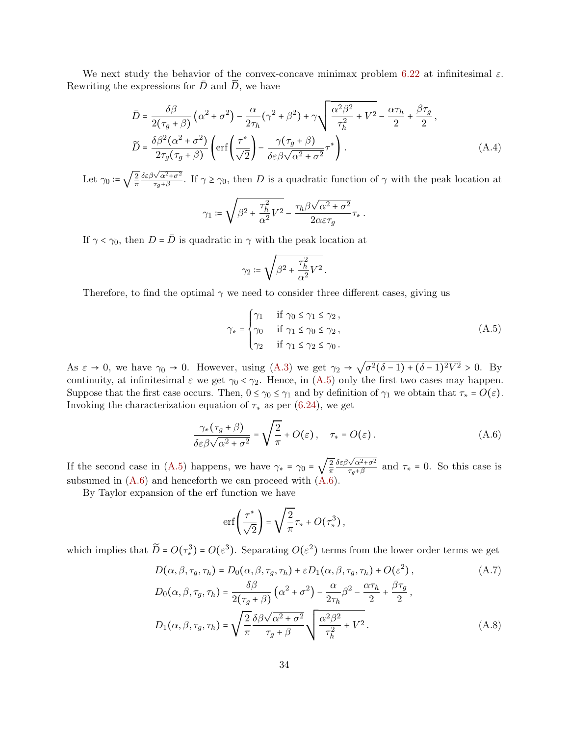We next study the behavior of the convex-concave minimax problem 6.22 at infinitesimal $\varepsilon$. Rewriting the expressions for $\bar{D}$ and $\widetilde{D}$, we have

$$
\begin{aligned}
\bar{D} &= \frac{\delta\beta}{2(\tau_g+\beta)}\left(\alpha^2+\sigma^2\right) - \frac{\alpha}{2\tau_h}(\gamma^2+\beta^2) + \gamma\sqrt{\frac{\alpha^2\beta^2}{\tau_h^2}+V^2} - \frac{\alpha\tau_h}{2} + \frac{\beta\tau_g}{2}\,,\\
\widetilde{D} &= \frac{\delta\beta^2(\alpha^2+\sigma^2)}{2\tau_g(\tau_g+\beta)}\left(\operatorname{erf}\left(\frac{\tau^*}{\sqrt{2}}\right) - \frac{\gamma(\tau_g+\beta)}{\delta\varepsilon\beta\sqrt{\alpha^2+\sigma^2}}\tau^*\right). \qquad \text{(A.4)}
\end{aligned}
$$

Let $\gamma_0 := \sqrt{\frac{2}{\pi}}\frac{\delta\varepsilon\beta\sqrt{\alpha^2+\sigma^2}}{\tau_g+\beta}$. If $\gamma \ge \gamma_0$, then $D$ is a quadratic function of $\gamma$ with the peak location at

$$
\gamma_1 := \sqrt{\beta^2 + \frac{\tau_h^2}{\alpha^2}V^2} - \frac{\tau_h\beta\sqrt{\alpha^2+\sigma^2}}{2\alpha\varepsilon\tau_g}\tau_*\,.
$$

If $\gamma < \gamma_0$, then $D = \bar{D}$ is quadratic in $\gamma$ with the peak location at

$$
\gamma_2 := \sqrt{\beta^2 + \frac{\tau_h^2}{\alpha^2}V^2}\,.
$$

Therefore, to find the optimal $\gamma$ we need to consider three different cases, giving us

$$
\gamma_* = \begin{cases} \gamma_1 & \text{if } \gamma_0 \le \gamma_1 \le \gamma_2\,,\\ \gamma_0 & \text{if } \gamma_1 \le \gamma_0 \le \gamma_2\,,\\ \gamma_2 & \text{if } \gamma_1 \le \gamma_2 \le \gamma_0\,. \end{cases} \qquad \text{(A.5)}
$$

As $\varepsilon \to 0$, we have $\gamma_0 \to 0$. However, using (A.3) we get $\gamma_2 \to \sqrt{\sigma^2(\delta-1)+(\delta-1)^2V^2} > 0$. By continuity, at infinitesimal $\varepsilon$ we get $\gamma_0 < \gamma_2$. Hence, in (A.5) only the first two cases may happen. Suppose that the first case occurs. Then, $0 \le \gamma_0 \le \gamma_1$ and by definition of $\gamma_1$ we obtain that $\tau_* = O(\varepsilon)$. Invoking the characterization equation of $\tau_*$ as per (6.24), we get

$$
\frac{\gamma_*(\tau_g+\beta)}{\delta\varepsilon\beta\sqrt{\alpha^2+\sigma^2}} = \sqrt{\frac{2}{\pi}} + O(\varepsilon)\,,\quad \tau_* = O(\varepsilon)\,. \qquad \text{(A.6)}
$$

If the second case in (A.5) happens, we have $\gamma_* = \gamma_0 = \sqrt{\frac{2}{\pi}}\frac{\delta\varepsilon\beta\sqrt{\alpha^2+\sigma^2}}{\tau_g+\beta}$ and $\tau_* = 0$. So this case is subsumed in (A.6) and henceforth we can proceed with (A.6).

By Taylor expansion of the erf function we have

$$
\operatorname{erf}\left(\frac{\tau^*}{\sqrt{2}}\right) = \sqrt{\frac{2}{\pi}}\tau_* + O(\tau_*^3)\,,
$$

which implies that $\widetilde{D} = O(\tau_*^3) = O(\varepsilon^3)$. Separating $O(\varepsilon^2)$ terms from the lower order terms we get

$$
\begin{aligned}
D(\alpha,\beta,\tau_g,\tau_h) &= D_0(\alpha,\beta,\tau_g,\tau_h) + \varepsilon D_1(\alpha,\beta,\tau_g,\tau_h) + O(\varepsilon^2)\,, \qquad \text{(A.7)}\\
D_0(\alpha,\beta,\tau_g,\tau_h) &= \frac{\delta\beta}{2(\tau_g+\beta)}\left(\alpha^2+\sigma^2\right) - \frac{\alpha}{2\tau_h}\beta^2 - \frac{\alpha\tau_h}{2} + \frac{\beta\tau_g}{2}\,,\\
D_1(\alpha,\beta,\tau_g,\tau_h) &= \sqrt{\frac{2}{\pi}}\frac{\delta\beta\sqrt{\alpha^2+\sigma^2}}{\tau_g+\beta}\sqrt{\frac{\alpha^2\beta^2}{\tau_h^2}+V^2}\,. \qquad \text{(A.8)}
\end{aligned}
$$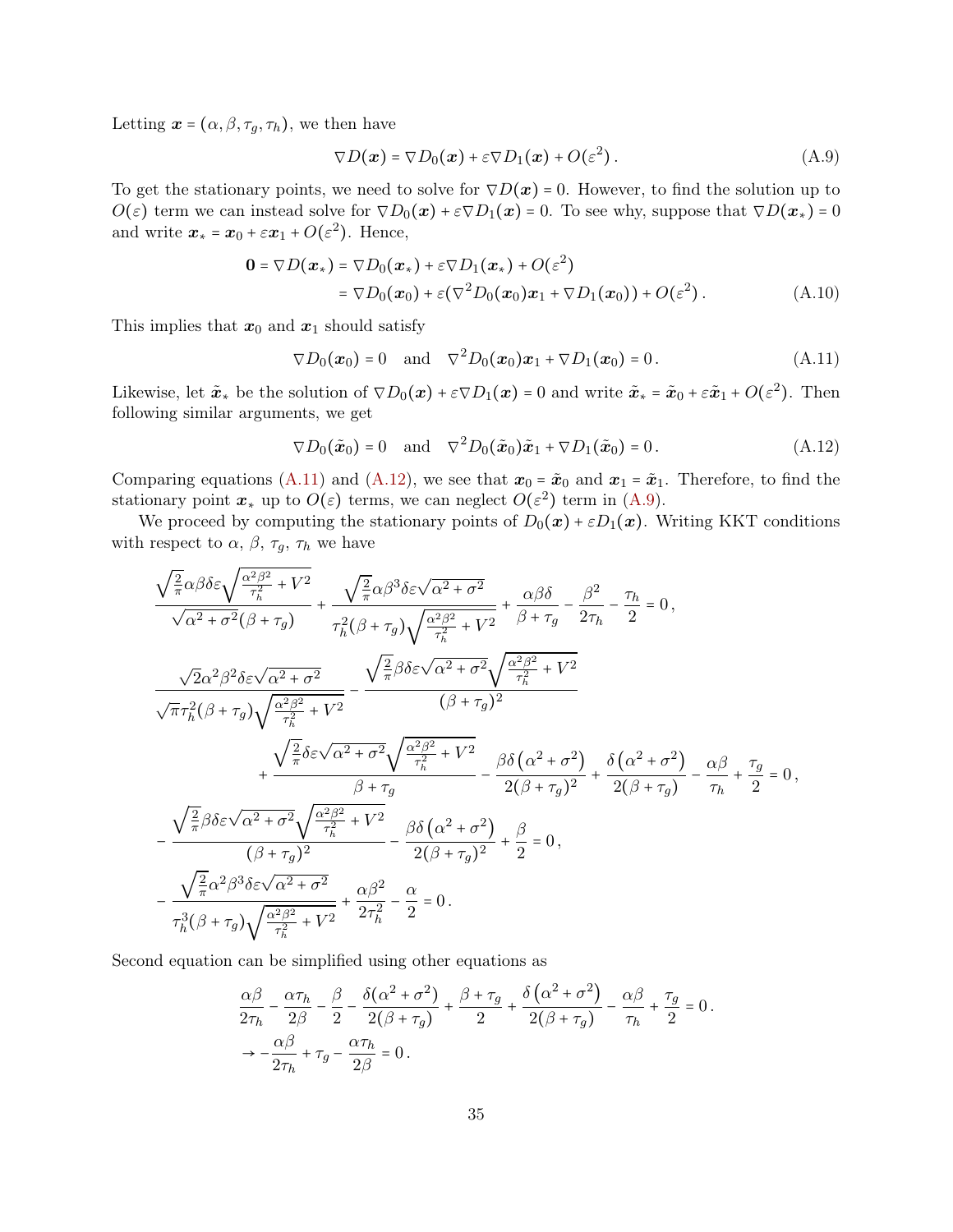Letting $\boldsymbol{x} = (\alpha, \beta, \tau_g, \tau_h)$, we then have

$$\nabla D(\boldsymbol{x}) = \nabla D_0(\boldsymbol{x}) + \varepsilon \nabla D_1(\boldsymbol{x}) + O(\varepsilon^2)\,. \tag{A.9}$$

To get the stationary points, we need to solve for $\nabla D(\boldsymbol{x}) = 0$. However, to find the solution up to $O(\varepsilon)$ term we can instead solve for $\nabla D_0(\boldsymbol{x}) + \varepsilon \nabla D_1(\boldsymbol{x}) = 0$. To see why, suppose that $\nabla D(\boldsymbol{x}_*) = 0$ and write $\boldsymbol{x}_* = \boldsymbol{x}_0 + \varepsilon \boldsymbol{x}_1 + O(\varepsilon^2)$. Hence,

$$\begin{aligned}
\mathbf{0} = \nabla D(\boldsymbol{x}_*) &= \nabla D_0(\boldsymbol{x}_*) + \varepsilon \nabla D_1(\boldsymbol{x}_*) + O(\varepsilon^2) \\
&= \nabla D_0(\boldsymbol{x}_0) + \varepsilon(\nabla^2 D_0(\boldsymbol{x}_0)\boldsymbol{x}_1 + \nabla D_1(\boldsymbol{x}_0)) + O(\varepsilon^2)\,.
\end{aligned} \tag{A.10}$$

This implies that $\boldsymbol{x}_0$ and $\boldsymbol{x}_1$ should satisfy

$$\nabla D_0(\boldsymbol{x}_0) = 0 \quad \text{and} \quad \nabla^2 D_0(\boldsymbol{x}_0)\boldsymbol{x}_1 + \nabla D_1(\boldsymbol{x}_0) = 0\,. \tag{A.11}$$

Likewise, let $\tilde{\boldsymbol{x}}_*$ be the solution of $\nabla D_0(\boldsymbol{x}) + \varepsilon \nabla D_1(\boldsymbol{x}) = 0$ and write $\tilde{\boldsymbol{x}}_* = \tilde{\boldsymbol{x}}_0 + \varepsilon \tilde{\boldsymbol{x}}_1 + O(\varepsilon^2)$. Then following similar arguments, we get

$$\nabla D_0(\tilde{\boldsymbol{x}}_0) = 0 \quad \text{and} \quad \nabla^2 D_0(\tilde{\boldsymbol{x}}_0)\tilde{\boldsymbol{x}}_1 + \nabla D_1(\tilde{\boldsymbol{x}}_0) = 0\,. \tag{A.12}$$

Comparing equations (A.11) and (A.12), we see that $\boldsymbol{x}_0 = \tilde{\boldsymbol{x}}_0$ and $\boldsymbol{x}_1 = \tilde{\boldsymbol{x}}_1$. Therefore, to find the stationary point $\boldsymbol{x}_*$ up to $O(\varepsilon)$ terms, we can neglect $O(\varepsilon^2)$ term in (A.9).

We proceed by computing the stationary points of $D_0(\boldsymbol{x}) + \varepsilon D_1(\boldsymbol{x})$. Writing KKT conditions with respect to $\alpha$, $\beta$, $\tau_g$, $\tau_h$ we have

$$\frac{\sqrt{\frac{2}{\pi}}\alpha\beta\delta\varepsilon\sqrt{\frac{\alpha^2\beta^2}{\tau_h^2}+V^2}}{\sqrt{\alpha^2+\sigma^2}(\beta+\tau_g)} + \frac{\sqrt{\frac{2}{\pi}}\alpha\beta^3\delta\varepsilon\sqrt{\alpha^2+\sigma^2}}{\tau_h^2(\beta+\tau_g)\sqrt{\frac{\alpha^2\beta^2}{\tau_h^2}+V^2}} + \frac{\alpha\beta\delta}{\beta+\tau_g} - \frac{\beta^2}{2\tau_h} - \frac{\tau_h}{2} = 0\,,$$

$$\begin{aligned}
&\frac{\sqrt{2}\alpha^2\beta^2\delta\varepsilon\sqrt{\alpha^2+\sigma^2}}{\sqrt{\pi}\tau_h^2(\beta+\tau_g)\sqrt{\frac{\alpha^2\beta^2}{\tau_h^2}+V^2}} - \frac{\sqrt{\frac{2}{\pi}}\beta\delta\varepsilon\sqrt{\alpha^2+\sigma^2}\sqrt{\frac{\alpha^2\beta^2}{\tau_h^2}+V^2}}{(\beta+\tau_g)^2} \\
&\qquad + \frac{\sqrt{\frac{2}{\pi}}\delta\varepsilon\sqrt{\alpha^2+\sigma^2}\sqrt{\frac{\alpha^2\beta^2}{\tau_h^2}+V^2}}{\beta+\tau_g} - \frac{\beta\delta\left(\alpha^2+\sigma^2\right)}{2(\beta+\tau_g)^2} + \frac{\delta\left(\alpha^2+\sigma^2\right)}{2(\beta+\tau_g)} - \frac{\alpha\beta}{\tau_h} + \frac{\tau_g}{2} = 0\,,
\end{aligned}$$

$$-\frac{\sqrt{\frac{2}{\pi}}\beta\delta\varepsilon\sqrt{\alpha^2+\sigma^2}\sqrt{\frac{\alpha^2\beta^2}{\tau_h^2}+V^2}}{(\beta+\tau_g)^2} - \frac{\beta\delta\left(\alpha^2+\sigma^2\right)}{2(\beta+\tau_g)^2} + \frac{\beta}{2} = 0\,,$$

$$-\frac{\sqrt{\frac{2}{\pi}}\alpha^2\beta^3\delta\varepsilon\sqrt{\alpha^2+\sigma^2}}{\tau_h^3(\beta+\tau_g)\sqrt{\frac{\alpha^2\beta^2}{\tau_h^2}+V^2}} + \frac{\alpha\beta^2}{2\tau_h^2} - \frac{\alpha}{2} = 0\,.$$

Second equation can be simplified using other equations as

$$\begin{aligned}
&\frac{\alpha\beta}{2\tau_h} - \frac{\alpha\tau_h}{2\beta} - \frac{\beta}{2} - \frac{\delta(\alpha^2+\sigma^2)}{2(\beta+\tau_g)} + \frac{\beta+\tau_g}{2} + \frac{\delta\left(\alpha^2+\sigma^2\right)}{2(\beta+\tau_g)} - \frac{\alpha\beta}{\tau_h} + \frac{\tau_g}{2} = 0\,. \\
&\to -\frac{\alpha\beta}{2\tau_h} + \tau_g - \frac{\alpha\tau_h}{2\beta} = 0\,.
\end{aligned}$$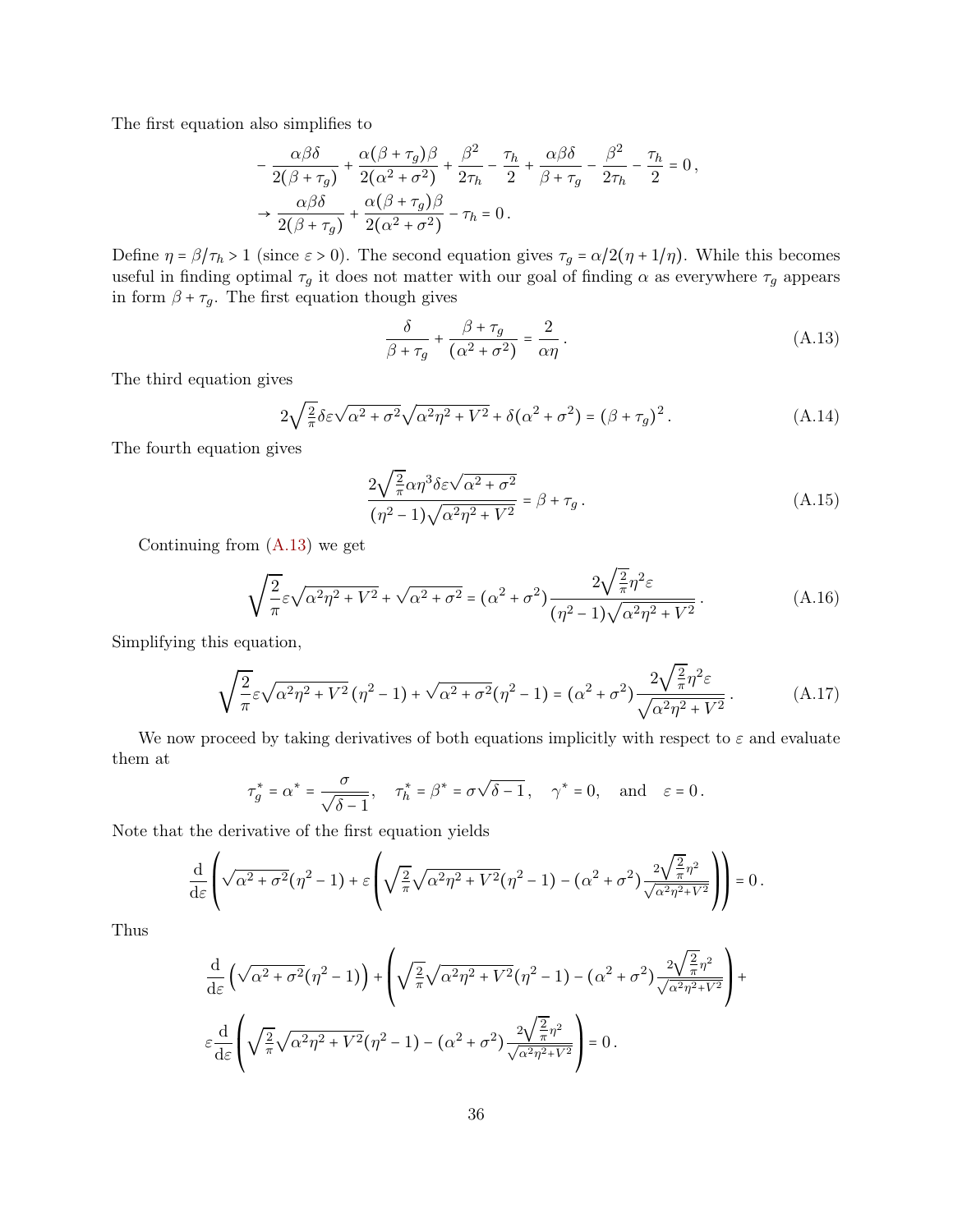The first equation also simplifies to

$$
\begin{aligned}
&-\frac{\alpha\beta\delta}{2(\beta+\tau_g)} + \frac{\alpha(\beta+\tau_g)\beta}{2(\alpha^2+\sigma^2)} + \frac{\beta^2}{2\tau_h} - \frac{\tau_h}{2} + \frac{\alpha\beta\delta}{\beta+\tau_g} - \frac{\beta^2}{2\tau_h} - \frac{\tau_h}{2} = 0\,, \\
&\rightarrow \frac{\alpha\beta\delta}{2(\beta+\tau_g)} + \frac{\alpha(\beta+\tau_g)\beta}{2(\alpha^2+\sigma^2)} - \tau_h = 0\,.
\end{aligned}
$$

Define $\eta = \beta/\tau_h > 1$ (since $\varepsilon > 0$). The second equation gives $\tau_g = \alpha/2(\eta + 1/\eta)$. While this becomes useful in finding optimal $\tau_g$ it does not matter with our goal of finding $\alpha$ as everywhere $\tau_g$ appears in form $\beta + \tau_g$. The first equation though gives

$$
\frac{\delta}{\beta+\tau_g} + \frac{\beta+\tau_g}{(\alpha^2+\sigma^2)} = \frac{2}{\alpha\eta}\,. \tag{A.13}
$$

The third equation gives

$$
2\sqrt{\tfrac{2}{\pi}}\delta\varepsilon\sqrt{\alpha^2+\sigma^2}\sqrt{\alpha^2\eta^2+V^2} + \delta(\alpha^2+\sigma^2) = (\beta+\tau_g)^2\,. \tag{A.14}
$$

The fourth equation gives

$$
\frac{2\sqrt{\frac{2}{\pi}}\alpha\eta^3\delta\varepsilon\sqrt{\alpha^2+\sigma^2}}{(\eta^2-1)\sqrt{\alpha^2\eta^2+V^2}} = \beta+\tau_g\,. \tag{A.15}
$$

Continuing from (A.13) we get

$$
\sqrt{\frac{2}{\pi}}\varepsilon\sqrt{\alpha^2\eta^2+V^2} + \sqrt{\alpha^2+\sigma^2} = (\alpha^2+\sigma^2)\frac{2\sqrt{\frac{2}{\pi}}\eta^2\varepsilon}{(\eta^2-1)\sqrt{\alpha^2\eta^2+V^2}}\,. \tag{A.16}
$$

Simplifying this equation,

$$
\sqrt{\frac{2}{\pi}}\varepsilon\sqrt{\alpha^2\eta^2+V^2}\,(\eta^2-1) + \sqrt{\alpha^2+\sigma^2}(\eta^2-1) = (\alpha^2+\sigma^2)\frac{2\sqrt{\frac{2}{\pi}}\eta^2\varepsilon}{\sqrt{\alpha^2\eta^2+V^2}}\,. \tag{A.17}
$$

We now proceed by taking derivatives of both equations implicitly with respect to $\varepsilon$ and evaluate them at

$$
\tau_g^* = \alpha^* = \frac{\sigma}{\sqrt{\delta-1}}, \quad \tau_h^* = \beta^* = \sigma\sqrt{\delta-1}\,, \quad \gamma^* = 0, \quad \text{and} \quad \varepsilon = 0\,.
$$

Note that the derivative of the first equation yields

$$
\frac{\mathrm{d}}{\mathrm{d}\varepsilon}\left(\sqrt{\alpha^2+\sigma^2}(\eta^2-1) + \varepsilon\left(\sqrt{\tfrac{2}{\pi}}\sqrt{\alpha^2\eta^2+V^2}(\eta^2-1) - (\alpha^2+\sigma^2)\frac{2\sqrt{\frac{2}{\pi}}\eta^2}{\sqrt{\alpha^2\eta^2+V^2}}\right)\right) = 0\,.
$$

Thus

$$
\begin{aligned}
&\frac{\mathrm{d}}{\mathrm{d}\varepsilon}\left(\sqrt{\alpha^2+\sigma^2}(\eta^2-1)\right) + \left(\sqrt{\tfrac{2}{\pi}}\sqrt{\alpha^2\eta^2+V^2}(\eta^2-1) - (\alpha^2+\sigma^2)\frac{2\sqrt{\frac{2}{\pi}}\eta^2}{\sqrt{\alpha^2\eta^2+V^2}}\right) + \\
&\varepsilon\frac{\mathrm{d}}{\mathrm{d}\varepsilon}\left(\sqrt{\tfrac{2}{\pi}}\sqrt{\alpha^2\eta^2+V^2}(\eta^2-1) - (\alpha^2+\sigma^2)\frac{2\sqrt{\frac{2}{\pi}}\eta^2}{\sqrt{\alpha^2\eta^2+V^2}}\right) = 0\,.
\end{aligned}
$$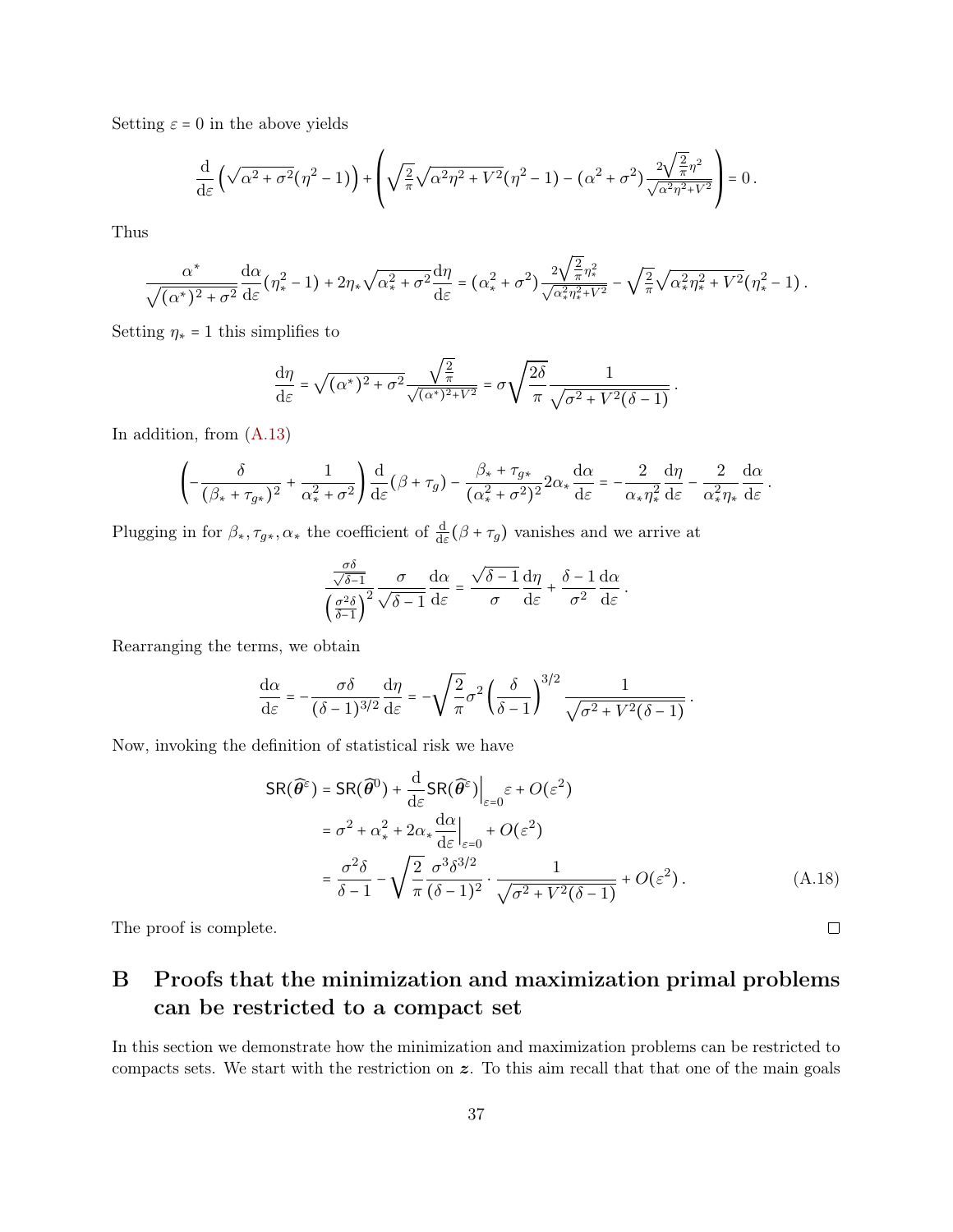Setting $\varepsilon = 0$ in the above yields

$$\frac{\mathrm{d}}{\mathrm{d}\varepsilon}\left(\sqrt{\alpha^2+\sigma^2}(\eta^2-1)\right) + \left(\sqrt{\tfrac{2}{\pi}}\sqrt{\alpha^2\eta^2+V^2}(\eta^2-1) - (\alpha^2+\sigma^2)\frac{2\sqrt{\frac{2}{\pi}}\eta^2}{\sqrt{\alpha^2\eta^2+V^2}}\right) = 0\,.$$

Thus

$$\frac{\alpha^*}{\sqrt{(\alpha^*)^2+\sigma^2}}\frac{\mathrm{d}\alpha}{\mathrm{d}\varepsilon}(\eta_*^2-1) + 2\eta_*\sqrt{\alpha_*^2+\sigma^2}\frac{\mathrm{d}\eta}{\mathrm{d}\varepsilon} = (\alpha_*^2+\sigma^2)\frac{2\sqrt{\frac{2}{\pi}}\eta_*^2}{\sqrt{\alpha_*^2\eta_*^2+V^2}} - \sqrt{\tfrac{2}{\pi}}\sqrt{\alpha_*^2\eta_*^2+V^2}(\eta_*^2-1)\,.$$

Setting $\eta_* = 1$ this simplifies to

$$\frac{\mathrm{d}\eta}{\mathrm{d}\varepsilon} = \sqrt{(\alpha^*)^2+\sigma^2}\frac{\sqrt{\frac{2}{\pi}}}{\sqrt{(\alpha^*)^2+V^2}} = \sigma\sqrt{\frac{2\delta}{\pi}}\frac{1}{\sqrt{\sigma^2+V^2(\delta-1)}}\,.$$

In addition, from (A.13)

$$\left(-\frac{\delta}{(\beta_*+\tau_{g*})^2} + \frac{1}{\alpha_*^2+\sigma^2}\right)\frac{\mathrm{d}}{\mathrm{d}\varepsilon}(\beta+\tau_g) - \frac{\beta_*+\tau_{g*}}{(\alpha_*^2+\sigma^2)^2}2\alpha_*\frac{\mathrm{d}\alpha}{\mathrm{d}\varepsilon} = -\frac{2}{\alpha_*\eta_*^2}\frac{\mathrm{d}\eta}{\mathrm{d}\varepsilon} - \frac{2}{\alpha_*^2\eta_*}\frac{\mathrm{d}\alpha}{\mathrm{d}\varepsilon}\,.$$

Plugging in for $\beta_*, \tau_{g*}, \alpha_*$ the coefficient of $\frac{\mathrm{d}}{\mathrm{d}\varepsilon}(\beta+\tau_g)$ vanishes and we arrive at

$$\frac{\frac{\sigma\delta}{\sqrt{\delta-1}}}{\left(\frac{\sigma^2\delta}{\delta-1}\right)^2}\frac{\sigma}{\sqrt{\delta-1}}\frac{\mathrm{d}\alpha}{\mathrm{d}\varepsilon} = \frac{\sqrt{\delta-1}}{\sigma}\frac{\mathrm{d}\eta}{\mathrm{d}\varepsilon} + \frac{\delta-1}{\sigma^2}\frac{\mathrm{d}\alpha}{\mathrm{d}\varepsilon}\,.$$

Rearranging the terms, we obtain

$$\frac{\mathrm{d}\alpha}{\mathrm{d}\varepsilon} = -\frac{\sigma\delta}{(\delta-1)^{3/2}}\frac{\mathrm{d}\eta}{\mathrm{d}\varepsilon} = -\sqrt{\frac{2}{\pi}}\sigma^2\left(\frac{\delta}{\delta-1}\right)^{3/2}\frac{1}{\sqrt{\sigma^2+V^2(\delta-1)}}\,.$$

Now, invoking the definition of statistical risk we have

$$\begin{aligned}
\mathsf{SR}(\widehat{\boldsymbol{\theta}}^{\varepsilon}) &= \mathsf{SR}(\widehat{\boldsymbol{\theta}}^{0}) + \frac{\mathrm{d}}{\mathrm{d}\varepsilon}\mathsf{SR}(\widehat{\boldsymbol{\theta}}^{\varepsilon})\Big|_{\varepsilon=0}\varepsilon + O(\varepsilon^2)\\
&= \sigma^2 + \alpha_*^2 + 2\alpha_*\frac{\mathrm{d}\alpha}{\mathrm{d}\varepsilon}\Big|_{\varepsilon=0} + O(\varepsilon^2)\\
&= \frac{\sigma^2\delta}{\delta-1} - \sqrt{\frac{2}{\pi}}\frac{\sigma^3\delta^{3/2}}{(\delta-1)^2}\cdot\frac{1}{\sqrt{\sigma^2+V^2(\delta-1)}} + O(\varepsilon^2)\,.
\end{aligned}\tag{A.18}$$

The proof is complete. ∎

# B Proofs that the minimization and maximization primal problems can be restricted to a compact set

In this section we demonstrate how the minimization and maximization problems can be restricted to compacts sets. We start with the restriction on $\boldsymbol{z}$. To this aim recall that that one of the main goals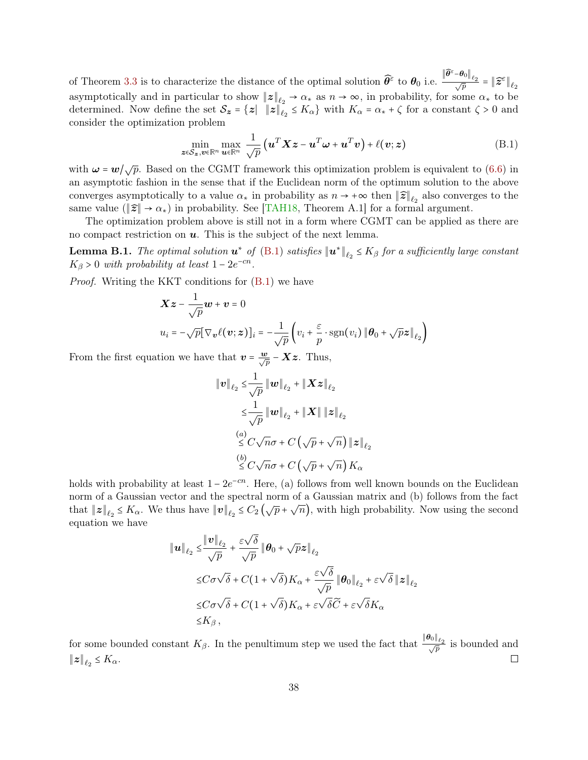of Theorem 3.3 is to characterize the distance of the optimal solution $\widehat{\boldsymbol{\theta}}^{\varepsilon}$ to $\boldsymbol{\theta}_0$ i.e. $\frac{\|\widehat{\boldsymbol{\theta}}^{\varepsilon}-\boldsymbol{\theta}_0\|_{\ell_2}}{\sqrt{p}} = \|\widehat{\boldsymbol{z}}^{\varepsilon}\|_{\ell_2}$ asymptotically and in particular to show $\|\boldsymbol{z}\|_{\ell_2} \to \alpha_*$ as $n \to \infty$, in probability, for some $\alpha_*$ to be determined. Now define the set $\mathcal{S}_{\boldsymbol{z}} = \{\boldsymbol{z} | \ \|\boldsymbol{z}\|_{\ell_2} \le K_\alpha\}$ with $K_\alpha = \alpha_* + \zeta$ for a constant $\zeta > 0$ and consider the optimization problem

$$\min_{\boldsymbol{z}\in\mathcal{S}_{\boldsymbol{z}}, \boldsymbol{v}\in\mathbb{R}^n} \max_{\boldsymbol{u}\in\mathbb{R}^n} \frac{1}{\sqrt{p}}\left(\boldsymbol{u}^T\boldsymbol{X}\boldsymbol{z} - \boldsymbol{u}^T\boldsymbol{\omega} + \boldsymbol{u}^T\boldsymbol{v}\right) + \ell(\boldsymbol{v};\boldsymbol{z}) \tag{B.1}$$

with $\boldsymbol{\omega} = \boldsymbol{w}/\sqrt{p}$. Based on the CGMT framework this optimization problem is equivalent to (6.6) in an asymptotic fashion in the sense that if the Euclidean norm of the optimum solution to the above converges asymptotically to a value $\alpha_*$ in probability as $n \to +\infty$ then $\|\widehat{\boldsymbol{z}}\|_{\ell_2}$ also converges to the same value ($\|\widehat{\boldsymbol{z}}\| \to \alpha_*$) in probability. See [TAH18, Theorem A.1] for a formal argument.

The optimization problem above is still not in a form where CGMT can be applied as there are no compact restriction on $\boldsymbol{u}$. This is the subject of the next lemma.

**Lemma B.1.** *The optimal solution $\boldsymbol{u}^*$ of (B.1) satisfies $\|\boldsymbol{u}^*\|_{\ell_2} \le K_\beta$ for a sufficiently large constant $K_\beta > 0$ with probability at least $1 - 2e^{-cn}$.*

*Proof.* Writing the KKT conditions for (B.1) we have

$$\boldsymbol{X}\boldsymbol{z} - \frac{1}{\sqrt{p}}\boldsymbol{w} + \boldsymbol{v} = 0$$

$$u_i = -\sqrt{p}[\nabla_{\boldsymbol{v}}\ell(\boldsymbol{v};\boldsymbol{z})]_i = -\frac{1}{\sqrt{p}}\left(v_i + \frac{\varepsilon}{p}\cdot \operatorname{sgn}(v_i)\,\|\boldsymbol{\theta}_0 + \sqrt{p}\boldsymbol{z}\|_{\ell_2}\right)$$

From the first equation we have that $\boldsymbol{v} = \frac{\boldsymbol{w}}{\sqrt{p}} - \boldsymbol{X}\boldsymbol{z}$. Thus,

$$\begin{aligned}
\|\boldsymbol{v}\|_{\ell_2} &\le \frac{1}{\sqrt{p}}\|\boldsymbol{w}\|_{\ell_2} + \|\boldsymbol{X}\boldsymbol{z}\|_{\ell_2} \\
&\le \frac{1}{\sqrt{p}}\|\boldsymbol{w}\|_{\ell_2} + \|\boldsymbol{X}\|\,\|\boldsymbol{z}\|_{\ell_2} \\
&\overset{(a)}{\le} C\sqrt{n}\sigma + C\left(\sqrt{p}+\sqrt{n}\right)\|\boldsymbol{z}\|_{\ell_2} \\
&\overset{(b)}{\le} C\sqrt{n}\sigma + C\left(\sqrt{p}+\sqrt{n}\right)K_\alpha
\end{aligned}$$

holds with probability at least $1 - 2e^{-cn}$. Here, (a) follows from well known bounds on the Euclidean norm of a Gaussian vector and the spectral norm of a Gaussian matrix and (b) follows from the fact that $\|\boldsymbol{z}\|_{\ell_2} \le K_\alpha$. We thus have $\|\boldsymbol{v}\|_{\ell_2} \le C_2\left(\sqrt{p}+\sqrt{n}\right)$, with high probability. Now using the second equation we have

$$\begin{aligned}
\|\boldsymbol{u}\|_{\ell_2} &\le \frac{\|\boldsymbol{v}\|_{\ell_2}}{\sqrt{p}} + \frac{\varepsilon\sqrt{\delta}}{\sqrt{p}}\|\boldsymbol{\theta}_0 + \sqrt{p}\boldsymbol{z}\|_{\ell_2} \\
&\le C\sigma\sqrt{\delta} + C(1+\sqrt{\delta})K_\alpha + \frac{\varepsilon\sqrt{\delta}}{\sqrt{p}}\|\boldsymbol{\theta}_0\|_{\ell_2} + \varepsilon\sqrt{\delta}\,\|\boldsymbol{z}\|_{\ell_2} \\
&\le C\sigma\sqrt{\delta} + C(1+\sqrt{\delta})K_\alpha + \varepsilon\sqrt{\delta}\widetilde{C} + \varepsilon\sqrt{\delta}K_\alpha \\
&\le K_\beta\,,
\end{aligned}$$

for some bounded constant $K_\beta$. In the penultimum step we used the fact that $\frac{\|\boldsymbol{\theta}_0\|_{\ell_2}}{\sqrt{p}}$ is bounded and $\|\boldsymbol{z}\|_{\ell_2} \le K_\alpha$. ◻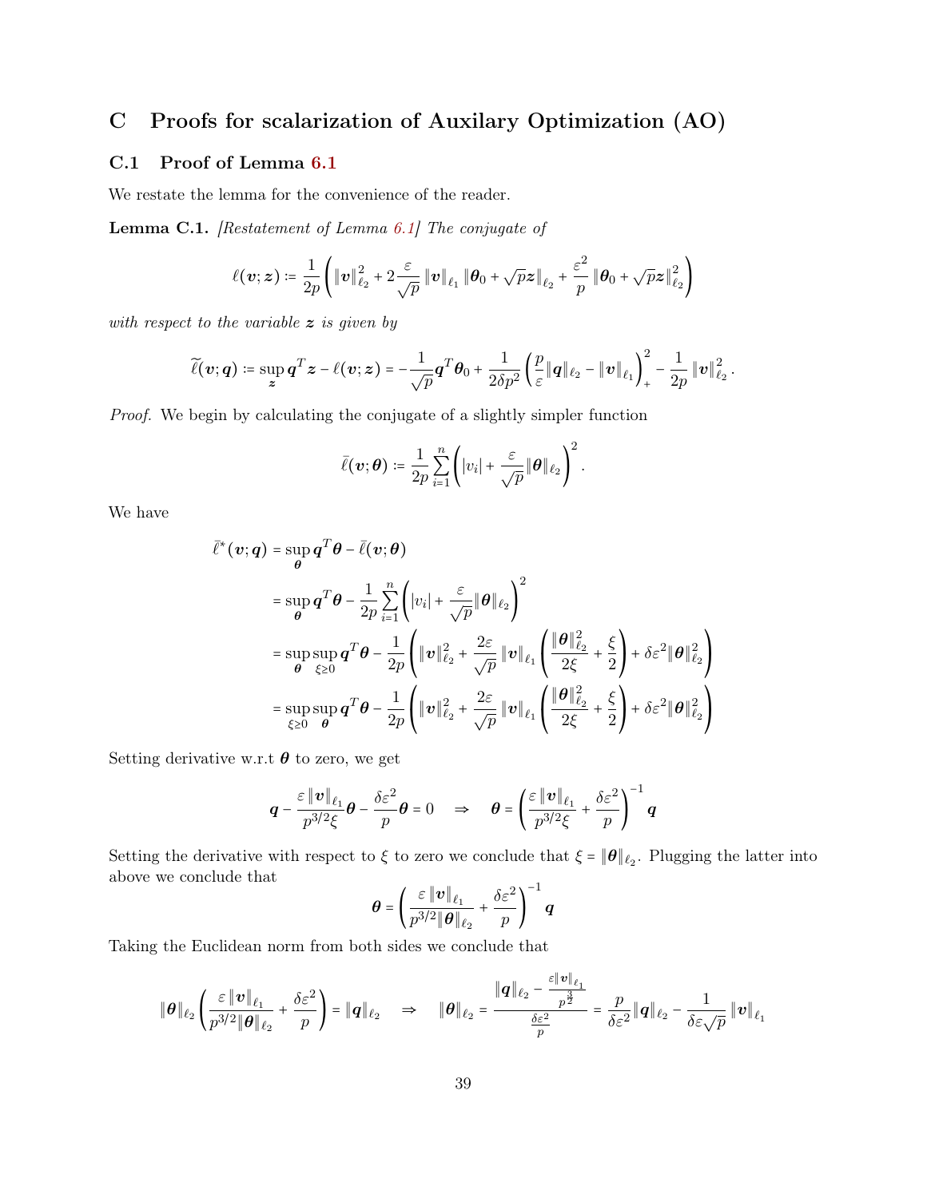# C Proofs for scalarization of Auxilary Optimization (AO)

## C.1 Proof of Lemma 6.1

We restate the lemma for the convenience of the reader.

**Lemma C.1.** *[Restatement of Lemma 6.1] The conjugate of*

$$\ell(\boldsymbol{v};\boldsymbol{z}) := \frac{1}{2p}\left(\|\boldsymbol{v}\|_{\ell_2}^2 + 2\frac{\varepsilon}{\sqrt{p}}\|\boldsymbol{v}\|_{\ell_1}\|\boldsymbol{\theta}_0 + \sqrt{p}\boldsymbol{z}\|_{\ell_2} + \frac{\varepsilon^2}{p}\|\boldsymbol{\theta}_0 + \sqrt{p}\boldsymbol{z}\|_{\ell_2}^2\right)$$

*with respect to the variable $\boldsymbol{z}$ is given by*

$$\widetilde{\ell}(\boldsymbol{v};\boldsymbol{q}) := \sup_{\boldsymbol{z}} \boldsymbol{q}^T\boldsymbol{z} - \ell(\boldsymbol{v};\boldsymbol{z}) = -\frac{1}{\sqrt{p}}\boldsymbol{q}^T\boldsymbol{\theta}_0 + \frac{1}{2\delta p^2}\left(\frac{p}{\varepsilon}\|\boldsymbol{q}\|_{\ell_2} - \|\boldsymbol{v}\|_{\ell_1}\right)_+^2 - \frac{1}{2p}\|\boldsymbol{v}\|_{\ell_2}^2.$$

*Proof.* We begin by calculating the conjugate of a slightly simpler function

$$\bar{\ell}(\boldsymbol{v};\boldsymbol{\theta}) := \frac{1}{2p}\sum_{i=1}^n\left(|v_i| + \frac{\varepsilon}{\sqrt{p}}\|\boldsymbol{\theta}\|_{\ell_2}\right)^2.$$

We have

$$\begin{aligned}
\bar{\ell}^*(\boldsymbol{v};\boldsymbol{q}) &= \sup_{\boldsymbol{\theta}} \boldsymbol{q}^T\boldsymbol{\theta} - \bar{\ell}(\boldsymbol{v};\boldsymbol{\theta})\\
&= \sup_{\boldsymbol{\theta}} \boldsymbol{q}^T\boldsymbol{\theta} - \frac{1}{2p}\sum_{i=1}^n\left(|v_i| + \frac{\varepsilon}{\sqrt{p}}\|\boldsymbol{\theta}\|_{\ell_2}\right)^2\\
&= \sup_{\boldsymbol{\theta}}\sup_{\xi\ge 0} \boldsymbol{q}^T\boldsymbol{\theta} - \frac{1}{2p}\left(\|\boldsymbol{v}\|_{\ell_2}^2 + \frac{2\varepsilon}{\sqrt{p}}\|\boldsymbol{v}\|_{\ell_1}\left(\frac{\|\boldsymbol{\theta}\|_{\ell_2}^2}{2\xi} + \frac{\xi}{2}\right) + \delta\varepsilon^2\|\boldsymbol{\theta}\|_{\ell_2}^2\right)\\
&= \sup_{\xi\ge 0}\sup_{\boldsymbol{\theta}} \boldsymbol{q}^T\boldsymbol{\theta} - \frac{1}{2p}\left(\|\boldsymbol{v}\|_{\ell_2}^2 + \frac{2\varepsilon}{\sqrt{p}}\|\boldsymbol{v}\|_{\ell_1}\left(\frac{\|\boldsymbol{\theta}\|_{\ell_2}^2}{2\xi} + \frac{\xi}{2}\right) + \delta\varepsilon^2\|\boldsymbol{\theta}\|_{\ell_2}^2\right)
\end{aligned}$$

Setting derivative w.r.t $\boldsymbol{\theta}$ to zero, we get

$$\boldsymbol{q} - \frac{\varepsilon\|\boldsymbol{v}\|_{\ell_1}}{p^{3/2}\xi}\boldsymbol{\theta} - \frac{\delta\varepsilon^2}{p}\boldsymbol{\theta} = 0 \quad\Rightarrow\quad \boldsymbol{\theta} = \left(\frac{\varepsilon\|\boldsymbol{v}\|_{\ell_1}}{p^{3/2}\xi} + \frac{\delta\varepsilon^2}{p}\right)^{-1}\boldsymbol{q}$$

Setting the derivative with respect to $\xi$ to zero we conclude that $\xi = \|\boldsymbol{\theta}\|_{\ell_2}$. Plugging the latter into above we conclude that

$$\boldsymbol{\theta} = \left(\frac{\varepsilon\|\boldsymbol{v}\|_{\ell_1}}{p^{3/2}\|\boldsymbol{\theta}\|_{\ell_2}} + \frac{\delta\varepsilon^2}{p}\right)^{-1}\boldsymbol{q}$$

Taking the Euclidean norm from both sides we conclude that

$$\|\boldsymbol{\theta}\|_{\ell_2}\left(\frac{\varepsilon\|\boldsymbol{v}\|_{\ell_1}}{p^{3/2}\|\boldsymbol{\theta}\|_{\ell_2}} + \frac{\delta\varepsilon^2}{p}\right) = \|\boldsymbol{q}\|_{\ell_2} \quad\Rightarrow\quad \|\boldsymbol{\theta}\|_{\ell_2} = \frac{\|\boldsymbol{q}\|_{\ell_2} - \frac{\varepsilon\|\boldsymbol{v}\|_{\ell_1}}{p^{\frac{3}{2}}}}{\frac{\delta\varepsilon^2}{p}} = \frac{p}{\delta\varepsilon^2}\|\boldsymbol{q}\|_{\ell_2} - \frac{1}{\delta\varepsilon\sqrt{p}}\|\boldsymbol{v}\|_{\ell_1}$$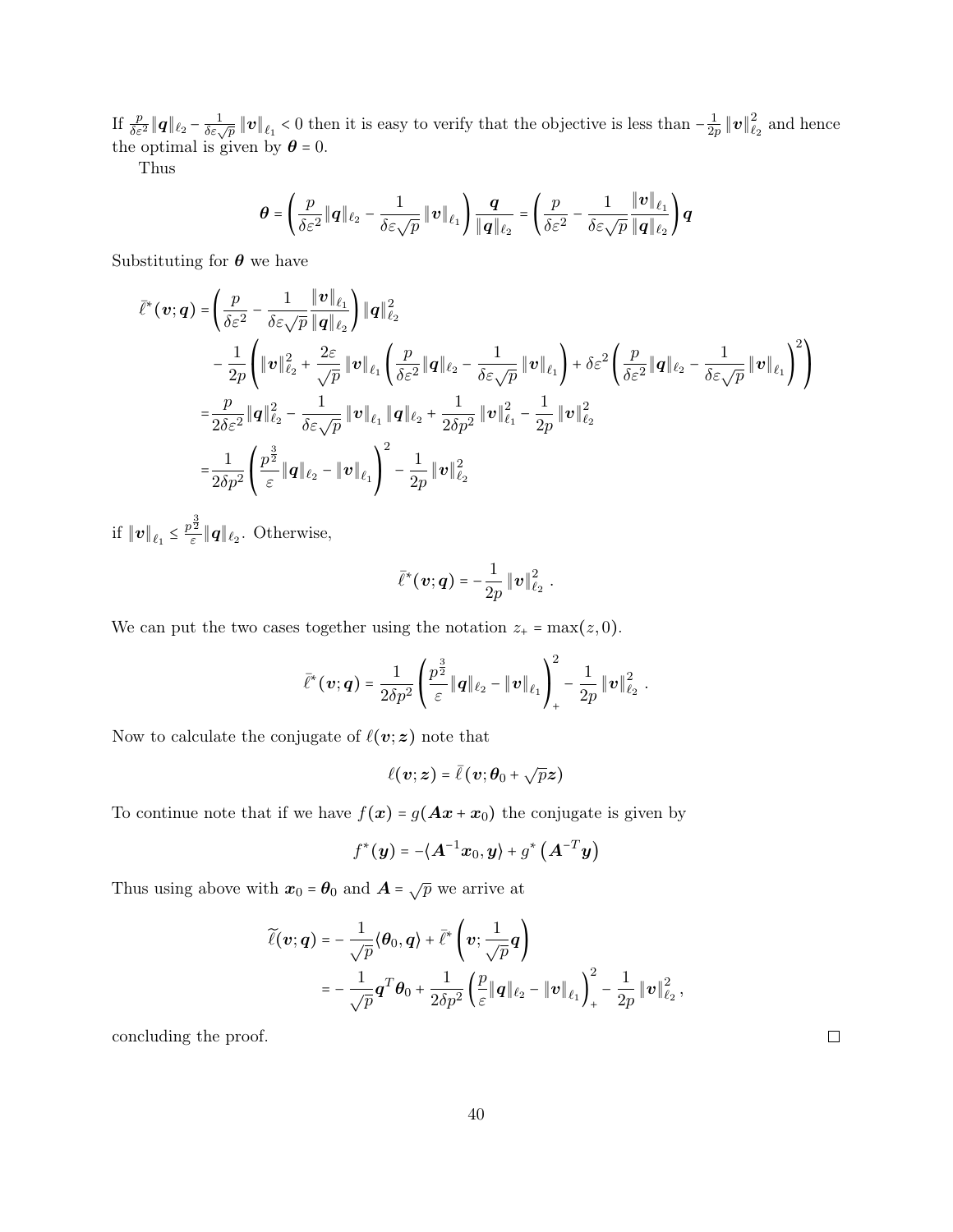If $\frac{p}{\delta\varepsilon^2}\|\boldsymbol{q}\|_{\ell_2} - \frac{1}{\delta\varepsilon\sqrt{p}}\|\boldsymbol{v}\|_{\ell_1} < 0$ then it is easy to verify that the objective is less than $-\frac{1}{2p}\|\boldsymbol{v}\|_{\ell_2}^2$ and hence the optimal is given by $\boldsymbol{\theta} = 0$.

Thus

$$
\boldsymbol{\theta} = \left(\frac{p}{\delta\varepsilon^2}\|\boldsymbol{q}\|_{\ell_2} - \frac{1}{\delta\varepsilon\sqrt{p}}\|\boldsymbol{v}\|_{\ell_1}\right)\frac{\boldsymbol{q}}{\|\boldsymbol{q}\|_{\ell_2}} = \left(\frac{p}{\delta\varepsilon^2} - \frac{1}{\delta\varepsilon\sqrt{p}}\frac{\|\boldsymbol{v}\|_{\ell_1}}{\|\boldsymbol{q}\|_{\ell_2}}\right)\boldsymbol{q}
$$

Substituting for $\boldsymbol{\theta}$ we have

$$
\begin{aligned}
\bar{\ell}^*(\boldsymbol{v};\boldsymbol{q}) =& \left(\frac{p}{\delta\varepsilon^2} - \frac{1}{\delta\varepsilon\sqrt{p}}\frac{\|\boldsymbol{v}\|_{\ell_1}}{\|\boldsymbol{q}\|_{\ell_2}}\right)\|\boldsymbol{q}\|_{\ell_2}^2 \\
&- \frac{1}{2p}\left(\|\boldsymbol{v}\|_{\ell_2}^2 + \frac{2\varepsilon}{\sqrt{p}}\|\boldsymbol{v}\|_{\ell_1}\left(\frac{p}{\delta\varepsilon^2}\|\boldsymbol{q}\|_{\ell_2} - \frac{1}{\delta\varepsilon\sqrt{p}}\|\boldsymbol{v}\|_{\ell_1}\right) + \delta\varepsilon^2\left(\frac{p}{\delta\varepsilon^2}\|\boldsymbol{q}\|_{\ell_2} - \frac{1}{\delta\varepsilon\sqrt{p}}\|\boldsymbol{v}\|_{\ell_1}\right)^2\right) \\
=& \frac{p}{2\delta\varepsilon^2}\|\boldsymbol{q}\|_{\ell_2}^2 - \frac{1}{\delta\varepsilon\sqrt{p}}\|\boldsymbol{v}\|_{\ell_1}\|\boldsymbol{q}\|_{\ell_2} + \frac{1}{2\delta p^2}\|\boldsymbol{v}\|_{\ell_1}^2 - \frac{1}{2p}\|\boldsymbol{v}\|_{\ell_2}^2 \\
=& \frac{1}{2\delta p^2}\left(\frac{p^{\frac{3}{2}}}{\varepsilon}\|\boldsymbol{q}\|_{\ell_2} - \|\boldsymbol{v}\|_{\ell_1}\right)^2 - \frac{1}{2p}\|\boldsymbol{v}\|_{\ell_2}^2
\end{aligned}
$$

if $\|\boldsymbol{v}\|_{\ell_1} \le \frac{p^{\frac{3}{2}}}{\varepsilon}\|\boldsymbol{q}\|_{\ell_2}$. Otherwise,

$$
\bar{\ell}^*(\boldsymbol{v};\boldsymbol{q}) = -\frac{1}{2p}\|\boldsymbol{v}\|_{\ell_2}^2 .
$$

We can put the two cases together using the notation $z_+ = \max(z, 0)$.

$$
\bar{\ell}^*(\boldsymbol{v};\boldsymbol{q}) = \frac{1}{2\delta p^2}\left(\frac{p^{\frac{3}{2}}}{\varepsilon}\|\boldsymbol{q}\|_{\ell_2} - \|\boldsymbol{v}\|_{\ell_1}\right)_+^2 - \frac{1}{2p}\|\boldsymbol{v}\|_{\ell_2}^2 .
$$

Now to calculate the conjugate of $\ell(\boldsymbol{v};\boldsymbol{z})$ note that

$$
\ell(\boldsymbol{v};\boldsymbol{z}) = \bar{\ell}\left(\boldsymbol{v};\boldsymbol{\theta}_0 + \sqrt{p}\boldsymbol{z}\right)
$$

To continue note that if we have $f(\boldsymbol{x}) = g(\boldsymbol{A}\boldsymbol{x} + \boldsymbol{x}_0)$ the conjugate is given by

$$
f^*(\boldsymbol{y}) = -\langle \boldsymbol{A}^{-1}\boldsymbol{x}_0, \boldsymbol{y}\rangle + g^*\left(\boldsymbol{A}^{-T}\boldsymbol{y}\right)
$$

Thus using above with $\boldsymbol{x}_0 = \boldsymbol{\theta}_0$ and $\boldsymbol{A} = \sqrt{p}$ we arrive at

$$
\begin{aligned}
\widetilde{\ell}(\boldsymbol{v};\boldsymbol{q}) =& -\frac{1}{\sqrt{p}}\langle \boldsymbol{\theta}_0, \boldsymbol{q}\rangle + \bar{\ell}^*\left(\boldsymbol{v}; \frac{1}{\sqrt{p}}\boldsymbol{q}\right) \\
=& -\frac{1}{\sqrt{p}}\boldsymbol{q}^T\boldsymbol{\theta}_0 + \frac{1}{2\delta p^2}\left(\frac{p}{\varepsilon}\|\boldsymbol{q}\|_{\ell_2} - \|\boldsymbol{v}\|_{\ell_1}\right)_+^2 - \frac{1}{2p}\|\boldsymbol{v}\|_{\ell_2}^2 ,
\end{aligned}
$$

concluding the proof. $\square$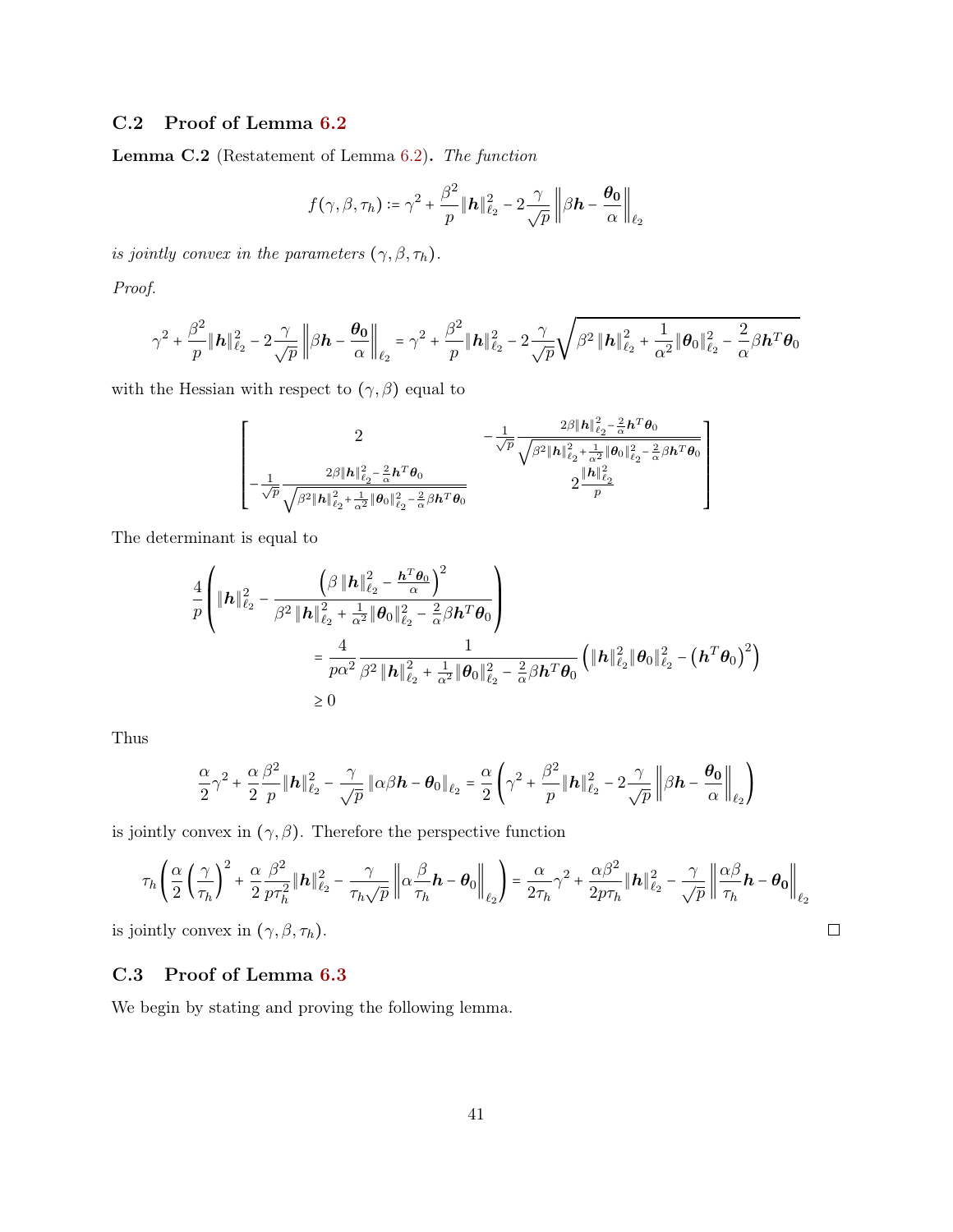### C.2 Proof of Lemma 6.2

**Lemma C.2** (Restatement of Lemma 6.2)**.** *The function*

$$f(\gamma,\beta,\tau_h) := \gamma^2 + \frac{\beta^2}{p}\|\boldsymbol{h}\|_{\ell_2}^2 - 2\frac{\gamma}{\sqrt{p}}\left\|\beta\boldsymbol{h} - \frac{\boldsymbol{\theta_0}}{\alpha}\right\|_{\ell_2}$$

*is jointly convex in the parameters* $(\gamma,\beta,\tau_h)$.

*Proof.*

$$\gamma^2 + \frac{\beta^2}{p}\|\boldsymbol{h}\|_{\ell_2}^2 - 2\frac{\gamma}{\sqrt{p}}\left\|\beta\boldsymbol{h} - \frac{\boldsymbol{\theta_0}}{\alpha}\right\|_{\ell_2} = \gamma^2 + \frac{\beta^2}{p}\|\boldsymbol{h}\|_{\ell_2}^2 - 2\frac{\gamma}{\sqrt{p}}\sqrt{\beta^2\|\boldsymbol{h}\|_{\ell_2}^2 + \frac{1}{\alpha^2}\|\boldsymbol{\theta}_0\|_{\ell_2}^2 - \frac{2}{\alpha}\beta\boldsymbol{h}^T\boldsymbol{\theta}_0}$$

with the Hessian with respect to $(\gamma,\beta)$ equal to

$$\begin{bmatrix} 2 & -\frac{1}{\sqrt{p}}\frac{2\beta\|\boldsymbol{h}\|_{\ell_2}^2 - \frac{2}{\alpha}\boldsymbol{h}^T\boldsymbol{\theta}_0}{\sqrt{\beta^2\|\boldsymbol{h}\|_{\ell_2}^2 + \frac{1}{\alpha^2}\|\boldsymbol{\theta}_0\|_{\ell_2}^2 - \frac{2}{\alpha}\beta\boldsymbol{h}^T\boldsymbol{\theta}_0}} \\ -\frac{1}{\sqrt{p}}\frac{2\beta\|\boldsymbol{h}\|_{\ell_2}^2 - \frac{2}{\alpha}\boldsymbol{h}^T\boldsymbol{\theta}_0}{\sqrt{\beta^2\|\boldsymbol{h}\|_{\ell_2}^2 + \frac{1}{\alpha^2}\|\boldsymbol{\theta}_0\|_{\ell_2}^2 - \frac{2}{\alpha}\beta\boldsymbol{h}^T\boldsymbol{\theta}_0}} & 2\frac{\|\boldsymbol{h}\|_{\ell_2}^2}{p} \end{bmatrix}$$

The determinant is equal to

$$\begin{aligned}
&\frac{4}{p}\left(\|\boldsymbol{h}\|_{\ell_2}^2 - \frac{\left(\beta\|\boldsymbol{h}\|_{\ell_2}^2 - \frac{\boldsymbol{h}^T\boldsymbol{\theta}_0}{\alpha}\right)^2}{\beta^2\|\boldsymbol{h}\|_{\ell_2}^2 + \frac{1}{\alpha^2}\|\boldsymbol{\theta}_0\|_{\ell_2}^2 - \frac{2}{\alpha}\beta\boldsymbol{h}^T\boldsymbol{\theta}_0}\right) \\
&\qquad = \frac{4}{p\alpha^2}\frac{1}{\beta^2\|\boldsymbol{h}\|_{\ell_2}^2 + \frac{1}{\alpha^2}\|\boldsymbol{\theta}_0\|_{\ell_2}^2 - \frac{2}{\alpha}\beta\boldsymbol{h}^T\boldsymbol{\theta}_0}\left(\|\boldsymbol{h}\|_{\ell_2}^2\|\boldsymbol{\theta}_0\|_{\ell_2}^2 - \left(\boldsymbol{h}^T\boldsymbol{\theta}_0\right)^2\right) \\
&\qquad \geq 0
\end{aligned}$$

Thus

$$\frac{\alpha}{2}\gamma^2 + \frac{\alpha}{2}\frac{\beta^2}{p}\|\boldsymbol{h}\|_{\ell_2}^2 - \frac{\gamma}{\sqrt{p}}\|\alpha\beta\boldsymbol{h} - \boldsymbol{\theta}_0\|_{\ell_2} = \frac{\alpha}{2}\left(\gamma^2 + \frac{\beta^2}{p}\|\boldsymbol{h}\|_{\ell_2}^2 - 2\frac{\gamma}{\sqrt{p}}\left\|\beta\boldsymbol{h} - \frac{\boldsymbol{\theta_0}}{\alpha}\right\|_{\ell_2}\right)$$

is jointly convex in $(\gamma,\beta)$. Therefore the perspective function

$$\tau_h\left(\frac{\alpha}{2}\left(\frac{\gamma}{\tau_h}\right)^2 + \frac{\alpha}{2}\frac{\beta^2}{p\tau_h^2}\|\boldsymbol{h}\|_{\ell_2}^2 - \frac{\gamma}{\tau_h\sqrt{p}}\left\|\alpha\frac{\beta}{\tau_h}\boldsymbol{h} - \boldsymbol{\theta}_0\right\|_{\ell_2}\right) = \frac{\alpha}{2\tau_h}\gamma^2 + \frac{\alpha\beta^2}{2p\tau_h}\|\boldsymbol{h}\|_{\ell_2}^2 - \frac{\gamma}{\sqrt{p}}\left\|\frac{\alpha\beta}{\tau_h}\boldsymbol{h} - \boldsymbol{\theta_0}\right\|_{\ell_2}$$

is jointly convex in $(\gamma,\beta,\tau_h)$. ∎

### C.3 Proof of Lemma 6.3

We begin by stating and proving the following lemma.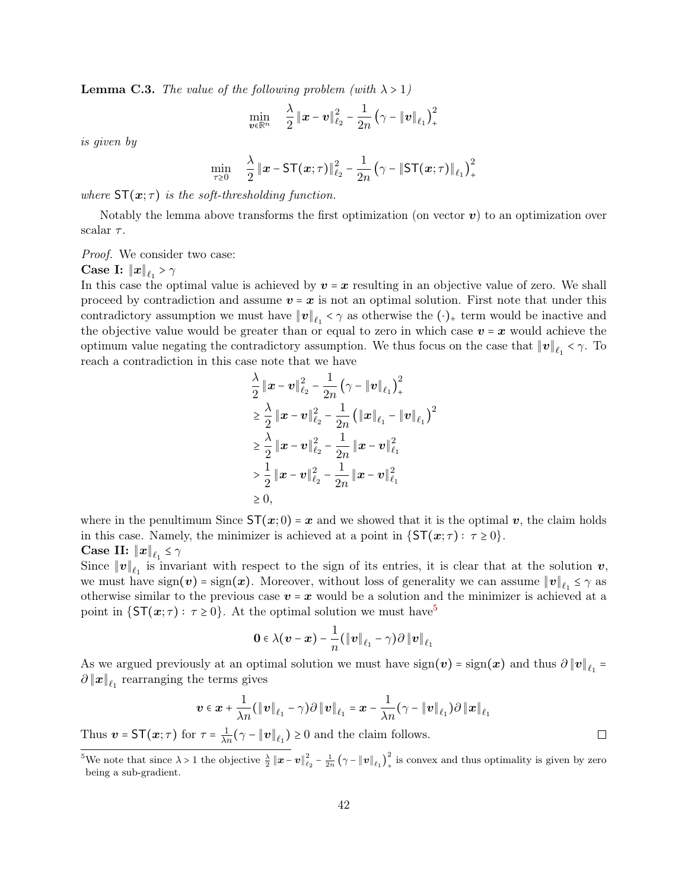**Lemma C.3.** *The value of the following problem (with $\lambda > 1$)*

$$\min_{\boldsymbol{v}\in\mathbb{R}^n} \quad \frac{\lambda}{2}\left\|\boldsymbol{x}-\boldsymbol{v}\right\|_{\ell_2}^2 - \frac{1}{2n}\left(\gamma - \left\|\boldsymbol{v}\right\|_{\ell_1}\right)_+^2$$

*is given by*

$$\min_{\tau\geq 0} \quad \frac{\lambda}{2}\left\|\boldsymbol{x}-\mathsf{ST}(\boldsymbol{x};\tau)\right\|_{\ell_2}^2 - \frac{1}{2n}\left(\gamma - \left\|\mathsf{ST}(\boldsymbol{x};\tau)\right\|_{\ell_1}\right)_+^2$$

*where $\mathsf{ST}(\boldsymbol{x};\tau)$ is the soft-thresholding function.*

Notably the lemma above transforms the first optimization (on vector $\boldsymbol{v}$) to an optimization over scalar $\tau$.

*Proof.* We consider two case:

**Case I: $\|\boldsymbol{x}\|_{\ell_1} > \gamma$**

In this case the optimal value is achieved by $\boldsymbol{v} = \boldsymbol{x}$ resulting in an objective value of zero. We shall proceed by contradiction and assume $\boldsymbol{v} = \boldsymbol{x}$ is not an optimal solution. First note that under this contradictory assumption we must have $\|\boldsymbol{v}\|_{\ell_1} < \gamma$ as otherwise the $(\cdot)_+$ term would be inactive and the objective value would be greater than or equal to zero in which case $\boldsymbol{v} = \boldsymbol{x}$ would achieve the optimum value negating the contradictory assumption. We thus focus on the case that $\|\boldsymbol{v}\|_{\ell_1} < \gamma$. To reach a contradiction in this case note that we have

$$\begin{aligned}
&\frac{\lambda}{2}\left\|\boldsymbol{x}-\boldsymbol{v}\right\|_{\ell_2}^2 - \frac{1}{2n}\left(\gamma - \left\|\boldsymbol{v}\right\|_{\ell_1}\right)_+^2 \\
&\geq \frac{\lambda}{2}\left\|\boldsymbol{x}-\boldsymbol{v}\right\|_{\ell_2}^2 - \frac{1}{2n}\left(\left\|\boldsymbol{x}\right\|_{\ell_1} - \left\|\boldsymbol{v}\right\|_{\ell_1}\right)^2 \\
&\geq \frac{\lambda}{2}\left\|\boldsymbol{x}-\boldsymbol{v}\right\|_{\ell_2}^2 - \frac{1}{2n}\left\|\boldsymbol{x}-\boldsymbol{v}\right\|_{\ell_1}^2 \\
&> \frac{1}{2}\left\|\boldsymbol{x}-\boldsymbol{v}\right\|_{\ell_2}^2 - \frac{1}{2n}\left\|\boldsymbol{x}-\boldsymbol{v}\right\|_{\ell_1}^2 \\
&\geq 0,
\end{aligned}$$

where in the penultimum Since $\mathsf{ST}(\boldsymbol{x};0) = \boldsymbol{x}$ and we showed that it is the optimal $\boldsymbol{v}$, the claim holds in this case. Namely, the minimizer is achieved at a point in $\{\mathsf{ST}(\boldsymbol{x};\tau) : \tau \geq 0\}$.

**Case II: $\|\boldsymbol{x}\|_{\ell_1} \leq \gamma$**

Since $\|\boldsymbol{v}\|_{\ell_1}$ is invariant with respect to the sign of its entries, it is clear that at the solution $\boldsymbol{v}$, we must have $\text{sign}(\boldsymbol{v}) = \text{sign}(\boldsymbol{x})$. Moreover, without loss of generality we can assume $\|\boldsymbol{v}\|_{\ell_1} \leq \gamma$ as otherwise similar to the previous case $\boldsymbol{v} = \boldsymbol{x}$ would be a solution and the minimizer is achieved at a point in $\{\mathsf{ST}(\boldsymbol{x};\tau) : \tau \geq 0\}$. At the optimal solution we must have[5]

$$\boldsymbol{0} \in \lambda(\boldsymbol{v}-\boldsymbol{x}) - \frac{1}{n}(\|\boldsymbol{v}\|_{\ell_1} - \gamma)\partial\|\boldsymbol{v}\|_{\ell_1}$$

As we argued previously at an optimal solution we must have $\text{sign}(\boldsymbol{v}) = \text{sign}(\boldsymbol{x})$ and thus $\partial\|\boldsymbol{v}\|_{\ell_1} = \partial\|\boldsymbol{x}\|_{\ell_1}$ rearranging the terms gives

$$\boldsymbol{v} \in \boldsymbol{x} + \frac{1}{\lambda n}(\|\boldsymbol{v}\|_{\ell_1} - \gamma)\partial\|\boldsymbol{v}\|_{\ell_1} = \boldsymbol{x} - \frac{1}{\lambda n}(\gamma - \|\boldsymbol{v}\|_{\ell_1})\partial\|\boldsymbol{x}\|_{\ell_1}$$

Thus $\boldsymbol{v} = \mathsf{ST}(\boldsymbol{x};\tau)$ for $\tau = \frac{1}{\lambda n}(\gamma - \|\boldsymbol{v}\|_{\ell_1}) \geq 0$ and the claim follows. ∎

[5] We note that since $\lambda > 1$ the objective $\frac{\lambda}{2}\|\boldsymbol{x}-\boldsymbol{v}\|_{\ell_2}^2 - \frac{1}{2n}\left(\gamma - \|\boldsymbol{v}\|_{\ell_1}\right)_+^2$ is convex and thus optimality is given by zero being a sub-gradient.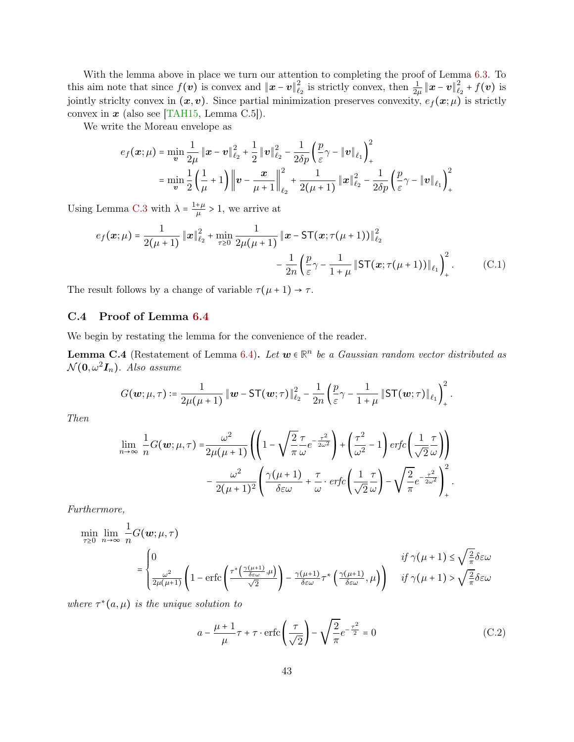With the lemma above in place we turn our attention to completing the proof of Lemma 6.3. To this aim note that since $f(\boldsymbol{v})$ is convex and $\|\boldsymbol{x}-\boldsymbol{v}\|_{\ell_2}^2$ is strictly convex, then $\frac{1}{2\mu}\|\boldsymbol{x}-\boldsymbol{v}\|_{\ell_2}^2 + f(\boldsymbol{v})$ is jointly striclty convex in $(\boldsymbol{x},\boldsymbol{v})$. Since partial minimization preserves convexity, $e_f(\boldsymbol{x};\mu)$ is strictly convex in $\boldsymbol{x}$ (also see [TAH15, Lemma C.5]).

We write the Moreau envelope as

$$
\begin{aligned}
e_f(\boldsymbol{x};\mu) &= \min_{\boldsymbol{v}} \frac{1}{2\mu}\|\boldsymbol{x}-\boldsymbol{v}\|_{\ell_2}^2 + \frac{1}{2}\|\boldsymbol{v}\|_{\ell_2}^2 - \frac{1}{2\delta p}\left(\frac{p}{\varepsilon}\gamma - \|\boldsymbol{v}\|_{\ell_1}\right)_+^2 \\
&= \min_{\boldsymbol{v}} \frac{1}{2}\left(\frac{1}{\mu}+1\right)\left\|\boldsymbol{v}-\frac{\boldsymbol{x}}{\mu+1}\right\|_{\ell_2}^2 + \frac{1}{2(\mu+1)}\|\boldsymbol{x}\|_{\ell_2}^2 - \frac{1}{2\delta p}\left(\frac{p}{\varepsilon}\gamma - \|\boldsymbol{v}\|_{\ell_1}\right)_+^2
\end{aligned}
$$

Using Lemma C.3 with $\lambda = \frac{1+\mu}{\mu} > 1$, we arrive at

$$
\begin{aligned}
e_f(\boldsymbol{x};\mu) = \frac{1}{2(\mu+1)}\|\boldsymbol{x}\|_{\ell_2}^2 + \min_{\tau\ge 0} \frac{1}{2\mu(\mu+1)}\|\boldsymbol{x}-\mathsf{ST}(\boldsymbol{x};\tau(\mu+1))\|_{\ell_2}^2 \\
- \frac{1}{2n}\left(\frac{p}{\varepsilon}\gamma - \frac{1}{1+\mu}\|\mathsf{ST}(\boldsymbol{x};\tau(\mu+1))\|_{\ell_1}\right)_+^2. \qquad \text{(C.1)}
\end{aligned}
$$

The result follows by a change of variable $\tau(\mu+1)\to\tau$.

## C.4 Proof of Lemma 6.4

We begin by restating the lemma for the convenience of the reader.

**Lemma C.4** (Restatement of Lemma 6.4)**.** *Let $\boldsymbol{w}\in\mathbb{R}^n$ be a Gaussian random vector distributed as $\mathcal{N}(\boldsymbol{0},\omega^2\boldsymbol{I}_n)$. Also assume*

$$
G(\boldsymbol{w};\mu,\tau) := \frac{1}{2\mu(\mu+1)}\|\boldsymbol{w}-\mathsf{ST}(\boldsymbol{w};\tau)\|_{\ell_2}^2 - \frac{1}{2n}\left(\frac{p}{\varepsilon}\gamma - \frac{1}{1+\mu}\|\mathsf{ST}(\boldsymbol{w};\tau)\|_{\ell_1}\right)_+^2.
$$

*Then*

$$
\begin{aligned}
\lim_{n\to\infty}\frac{1}{n}G(\boldsymbol{w};\mu,\tau) =& \frac{\omega^2}{2\mu(\mu+1)}\left(\left(1-\sqrt{\frac{2}{\pi}}\frac{\tau}{\omega}e^{-\frac{\tau^2}{2\omega^2}}\right) + \left(\frac{\tau^2}{\omega^2}-1\right)\mathit{erfc}\left(\frac{1}{\sqrt{2}}\frac{\tau}{\omega}\right)\right) \\
&- \frac{\omega^2}{2(\mu+1)^2}\left(\frac{\gamma(\mu+1)}{\delta\varepsilon\omega} + \frac{\tau}{\omega}\cdot\mathit{erfc}\left(\frac{1}{\sqrt{2}}\frac{\tau}{\omega}\right) - \sqrt{\frac{2}{\pi}}e^{-\frac{\tau^2}{2\omega^2}}\right)_+^2.
\end{aligned}
$$

*Furthermore,*

$$
\begin{aligned}
&\min_{\tau\ge 0}\lim_{n\to\infty}\frac{1}{n}G(\boldsymbol{w};\mu,\tau) \\
&= \begin{cases} 0 & \text{if } \gamma(\mu+1)\le\sqrt{\frac{2}{\pi}}\delta\varepsilon\omega \\ \frac{\omega^2}{2\mu(\mu+1)}\left(1-\mathrm{erfc}\left(\frac{\tau^*\left(\frac{\gamma(\mu+1)}{\delta\varepsilon\omega},\mu\right)}{\sqrt{2}}\right) - \frac{\gamma(\mu+1)}{\delta\varepsilon\omega}\tau^*\left(\frac{\gamma(\mu+1)}{\delta\varepsilon\omega},\mu\right)\right) & \text{if } \gamma(\mu+1)>\sqrt{\frac{2}{\pi}}\delta\varepsilon\omega \end{cases}
\end{aligned}
$$

*where $\tau^*(a,\mu)$ is the unique solution to*

$$
a - \frac{\mu+1}{\mu}\tau + \tau\cdot\mathrm{erfc}\left(\frac{\tau}{\sqrt{2}}\right) - \sqrt{\frac{2}{\pi}}e^{-\frac{\tau^2}{2}} = 0 \qquad \text{(C.2)}
$$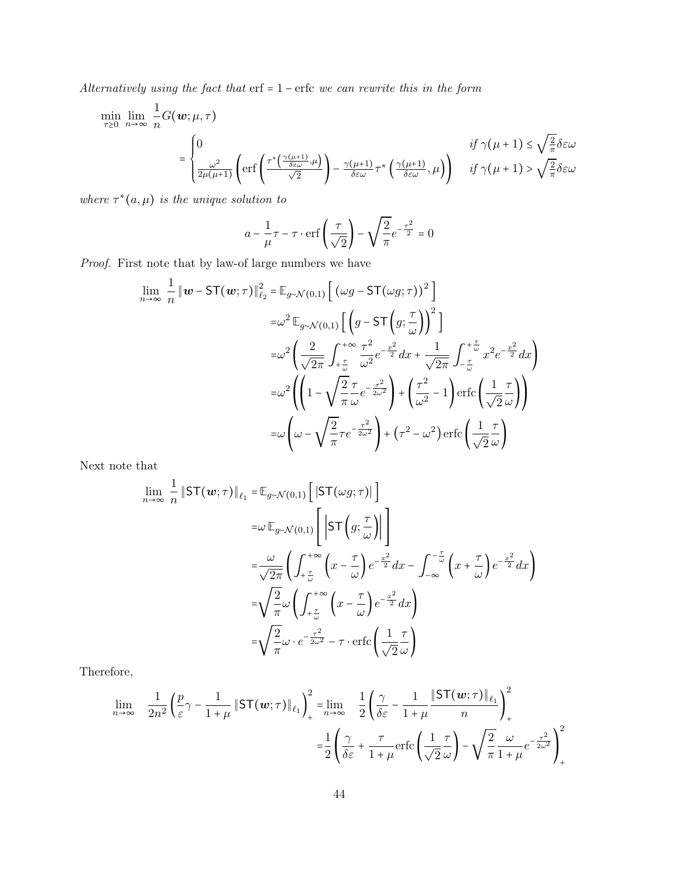*Alternatively using the fact that* erf = 1 − erfc *we can rewrite this in the form*

$$\min_{\tau\geq 0}\lim_{n\to\infty}\frac{1}{n}G(\boldsymbol{w};\mu,\tau)$$
$$=\begin{cases}0 & \text{if } \gamma(\mu+1)\leq\sqrt{\frac{2}{\pi}}\delta\varepsilon\omega\\ \frac{\omega^2}{2\mu(\mu+1)}\left(\text{erf}\left(\frac{\tau^*\left(\frac{\gamma(\mu+1)}{\delta\varepsilon\omega},\mu\right)}{\sqrt{2}}\right)-\frac{\gamma(\mu+1)}{\delta\varepsilon\omega}\tau^*\left(\frac{\gamma(\mu+1)}{\delta\varepsilon\omega},\mu\right)\right) & \text{if } \gamma(\mu+1)>\sqrt{\frac{2}{\pi}}\delta\varepsilon\omega\end{cases}$$

*where* $\tau^*(a,\mu)$ *is the unique solution to*

$$a-\frac{1}{\mu}\tau-\tau\cdot\text{erf}\left(\frac{\tau}{\sqrt{2}}\right)-\sqrt{\frac{2}{\pi}}e^{-\frac{\tau^2}{2}}=0$$

*Proof.* First note that by law-of large numbers we have

$$\begin{aligned}
\lim_{n\to\infty}\frac{1}{n}\|\boldsymbol{w}-\mathsf{ST}(\boldsymbol{w};\tau)\|_{\ell_2}^2 &= \mathbb{E}_{g\sim\mathcal{N}(0,1)}\left[\left(\omega g-\mathsf{ST}(\omega g;\tau)\right)^2\right]\\
&=\omega^2\,\mathbb{E}_{g\sim\mathcal{N}(0,1)}\left[\left(g-\mathsf{ST}\left(g;\frac{\tau}{\omega}\right)\right)^2\right]\\
&=\omega^2\left(\frac{2}{\sqrt{2\pi}}\int_{+\frac{\tau}{\omega}}^{+\infty}\frac{\tau^2}{\omega^2}e^{-\frac{x^2}{2}}dx+\frac{1}{\sqrt{2\pi}}\int_{-\frac{\tau}{\omega}}^{+\frac{\tau}{\omega}}x^2e^{-\frac{x^2}{2}}dx\right)\\
&=\omega^2\left(\left(1-\sqrt{\frac{2}{\pi}}\frac{\tau}{\omega}e^{-\frac{\tau^2}{2\omega^2}}\right)+\left(\frac{\tau^2}{\omega^2}-1\right)\text{erfc}\left(\frac{1}{\sqrt{2}}\frac{\tau}{\omega}\right)\right)\\
&=\omega\left(\omega-\sqrt{\frac{2}{\pi}}\tau e^{-\frac{\tau^2}{2\omega^2}}\right)+\left(\tau^2-\omega^2\right)\text{erfc}\left(\frac{1}{\sqrt{2}}\frac{\tau}{\omega}\right)
\end{aligned}$$

Next note that

$$\begin{aligned}
\lim_{n\to\infty}\frac{1}{n}\|\mathsf{ST}(\boldsymbol{w};\tau)\|_{\ell_1} &= \mathbb{E}_{g\sim\mathcal{N}(0,1)}\left[\,|\mathsf{ST}(\omega g;\tau)|\,\right]\\
&=\omega\,\mathbb{E}_{g\sim\mathcal{N}(0,1)}\left[\left|\mathsf{ST}\left(g;\frac{\tau}{\omega}\right)\right|\right]\\
&=\frac{\omega}{\sqrt{2\pi}}\left(\int_{+\frac{\tau}{\omega}}^{+\infty}\left(x-\frac{\tau}{\omega}\right)e^{-\frac{x^2}{2}}dx-\int_{-\infty}^{-\frac{\tau}{\omega}}\left(x+\frac{\tau}{\omega}\right)e^{-\frac{x^2}{2}}dx\right)\\
&=\sqrt{\frac{2}{\pi}}\omega\left(\int_{+\frac{\tau}{\omega}}^{+\infty}\left(x-\frac{\tau}{\omega}\right)e^{-\frac{x^2}{2}}dx\right)\\
&=\sqrt{\frac{2}{\pi}}\omega\cdot e^{-\frac{\tau^2}{2\omega^2}}-\tau\cdot\text{erfc}\left(\frac{1}{\sqrt{2}}\frac{\tau}{\omega}\right)
\end{aligned}$$

Therefore,

$$\begin{aligned}
\lim_{n\to\infty}\quad\frac{1}{2n^2}\left(\frac{p}{\varepsilon}\gamma-\frac{1}{1+\mu}\|\mathsf{ST}(\boldsymbol{w};\tau)\|_{\ell_1}\right)_+^2 &= \lim_{n\to\infty}\quad\frac{1}{2}\left(\frac{\gamma}{\delta\varepsilon}-\frac{1}{1+\mu}\frac{\|\mathsf{ST}(\boldsymbol{w};\tau)\|_{\ell_1}}{n}\right)_+^2\\
&=\frac{1}{2}\left(\frac{\gamma}{\delta\varepsilon}+\frac{\tau}{1+\mu}\text{erfc}\left(\frac{1}{\sqrt{2}}\frac{\tau}{\omega}\right)-\sqrt{\frac{2}{\pi}}\frac{\omega}{1+\mu}e^{-\frac{\tau^2}{2\omega^2}}\right)_+^2
\end{aligned}$$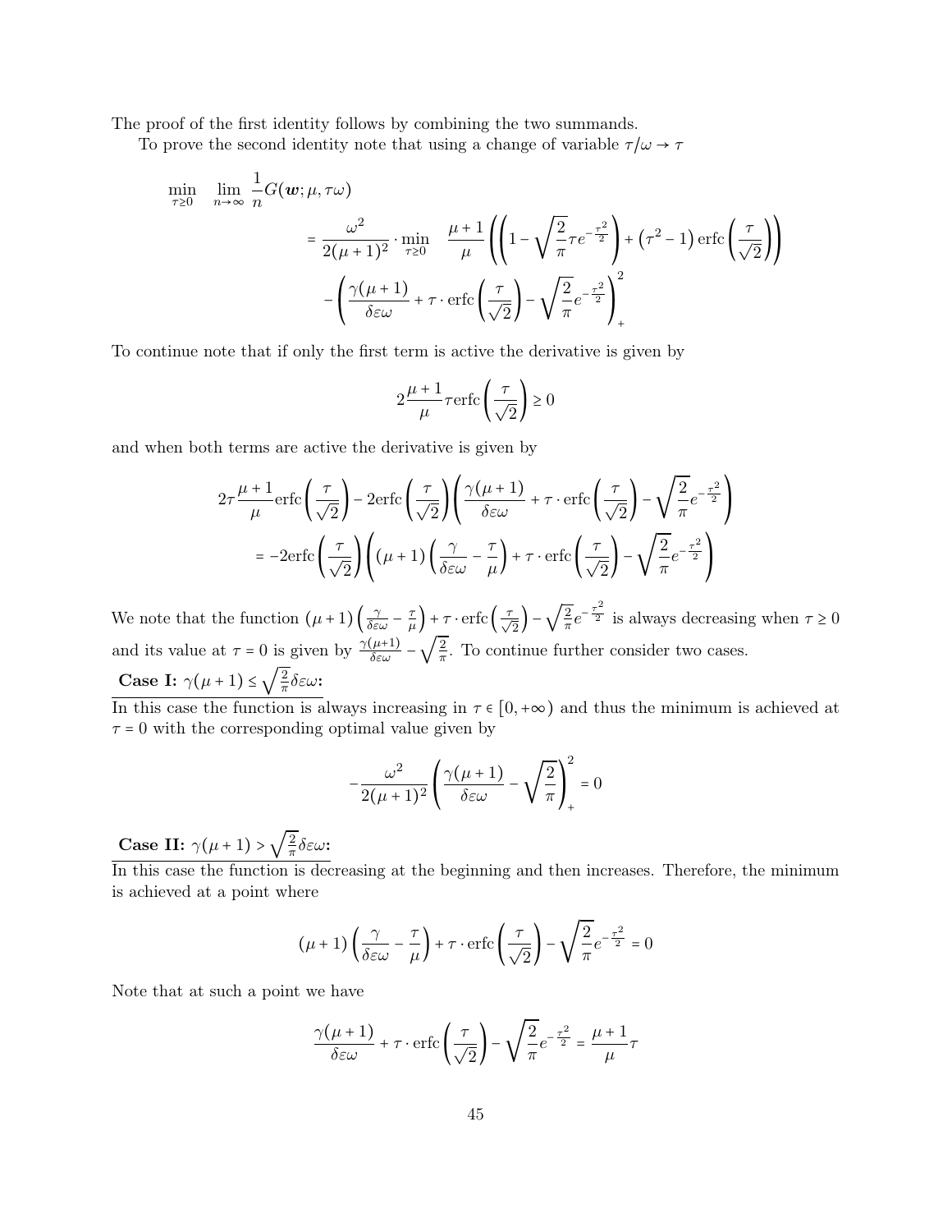The proof of the first identity follows by combining the two summands.

To prove the second identity note that using a change of variable $\tau/\omega \to \tau$

$$
\begin{aligned}
\min_{\tau \geq 0} \quad \lim_{n\to\infty} \frac{1}{n} G(\boldsymbol{w}; \mu, \tau\omega) \\
&= \frac{\omega^2}{2(\mu+1)^2} \cdot \min_{\tau \geq 0} \quad \frac{\mu+1}{\mu} \left( \left( 1 - \sqrt{\frac{2}{\pi}} \tau e^{-\frac{\tau^2}{2}} \right) + \left(\tau^2 - 1\right) \mathrm{erfc}\left(\frac{\tau}{\sqrt{2}}\right) \right) \\
&\quad - \left( \frac{\gamma(\mu+1)}{\delta\varepsilon\omega} + \tau \cdot \mathrm{erfc}\left(\frac{\tau}{\sqrt{2}}\right) - \sqrt{\frac{2}{\pi}} e^{-\frac{\tau^2}{2}} \right)_+^2
\end{aligned}
$$

To continue note that if only the first term is active the derivative is given by

$$
2\frac{\mu+1}{\mu} \tau \mathrm{erfc}\left(\frac{\tau}{\sqrt{2}}\right) \geq 0
$$

and when both terms are active the derivative is given by

$$
\begin{aligned}
2\tau\frac{\mu+1}{\mu}\mathrm{erfc}\left(\frac{\tau}{\sqrt{2}}\right) - 2\mathrm{erfc}\left(\frac{\tau}{\sqrt{2}}\right)\left(\frac{\gamma(\mu+1)}{\delta\varepsilon\omega} + \tau \cdot \mathrm{erfc}\left(\frac{\tau}{\sqrt{2}}\right) - \sqrt{\frac{2}{\pi}} e^{-\frac{\tau^2}{2}}\right) \\
= -2\mathrm{erfc}\left(\frac{\tau}{\sqrt{2}}\right)\left((\mu+1)\left(\frac{\gamma}{\delta\varepsilon\omega} - \frac{\tau}{\mu}\right) + \tau \cdot \mathrm{erfc}\left(\frac{\tau}{\sqrt{2}}\right) - \sqrt{\frac{2}{\pi}} e^{-\frac{\tau^2}{2}}\right)
\end{aligned}
$$

We note that the function $(\mu+1)\left(\frac{\gamma}{\delta\varepsilon\omega} - \frac{\tau}{\mu}\right) + \tau \cdot \mathrm{erfc}\left(\frac{\tau}{\sqrt{2}}\right) - \sqrt{\frac{2}{\pi}} e^{-\frac{\tau^2}{2}}$ is always decreasing when $\tau \geq 0$ and its value at $\tau = 0$ is given by $\frac{\gamma(\mu+1)}{\delta\varepsilon\omega} - \sqrt{\frac{2}{\pi}}$. To continue further consider two cases.

**Case I: $\gamma(\mu+1) \leq \sqrt{\frac{2}{\pi}}\delta\varepsilon\omega$:**

In this case the function is always increasing in $\tau \in [0, +\infty)$ and thus the minimum is achieved at $\tau = 0$ with the corresponding optimal value given by

$$
-\frac{\omega^2}{2(\mu+1)^2}\left(\frac{\gamma(\mu+1)}{\delta\varepsilon\omega} - \sqrt{\frac{2}{\pi}}\right)_+^2 = 0
$$

**Case II: $\gamma(\mu+1) > \sqrt{\frac{2}{\pi}}\delta\varepsilon\omega$:**

In this case the function is decreasing at the beginning and then increases. Therefore, the minimum is achieved at a point where

$$
(\mu+1)\left(\frac{\gamma}{\delta\varepsilon\omega} - \frac{\tau}{\mu}\right) + \tau \cdot \mathrm{erfc}\left(\frac{\tau}{\sqrt{2}}\right) - \sqrt{\frac{2}{\pi}} e^{-\frac{\tau^2}{2}} = 0
$$

Note that at such a point we have

$$
\frac{\gamma(\mu+1)}{\delta\varepsilon\omega} + \tau \cdot \mathrm{erfc}\left(\frac{\tau}{\sqrt{2}}\right) - \sqrt{\frac{2}{\pi}} e^{-\frac{\tau^2}{2}} = \frac{\mu+1}{\mu}\tau
$$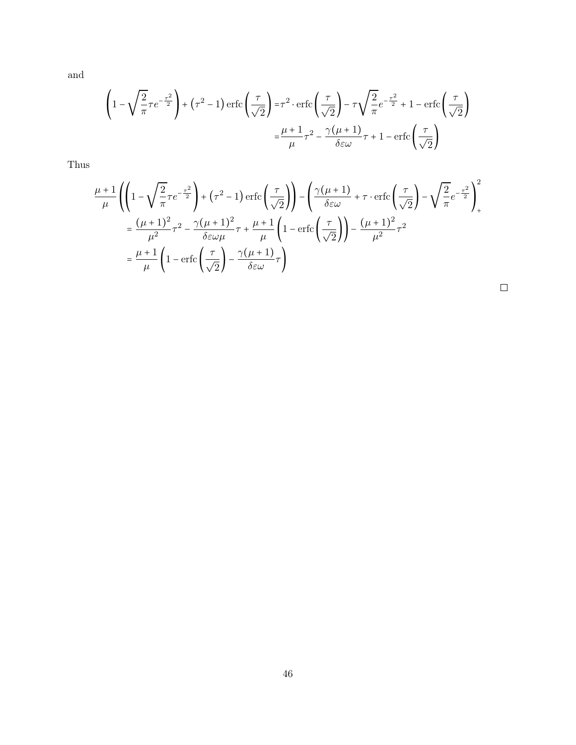and

$$
\begin{aligned}
\left(1-\sqrt{\frac{2}{\pi}}\tau e^{-\frac{\tau^2}{2}}\right)+\left(\tau^2-1\right)\operatorname{erfc}\left(\frac{\tau}{\sqrt{2}}\right) &= \tau^2\cdot\operatorname{erfc}\left(\frac{\tau}{\sqrt{2}}\right)-\tau\sqrt{\frac{2}{\pi}}e^{-\frac{\tau^2}{2}}+1-\operatorname{erfc}\left(\frac{\tau}{\sqrt{2}}\right)\\
&= \frac{\mu+1}{\mu}\tau^2-\frac{\gamma(\mu+1)}{\delta\varepsilon\omega}\tau+1-\operatorname{erfc}\left(\frac{\tau}{\sqrt{2}}\right)
\end{aligned}
$$

Thus

$$
\begin{aligned}
&\frac{\mu+1}{\mu}\left(\left(1-\sqrt{\frac{2}{\pi}}\tau e^{-\frac{\tau^2}{2}}\right)+\left(\tau^2-1\right)\operatorname{erfc}\left(\frac{\tau}{\sqrt{2}}\right)\right)-\left(\frac{\gamma(\mu+1)}{\delta\varepsilon\omega}+\tau\cdot\operatorname{erfc}\left(\frac{\tau}{\sqrt{2}}\right)-\sqrt{\frac{2}{\pi}}e^{-\frac{\tau^2}{2}}\right)_+^2\\
&\quad=\frac{(\mu+1)^2}{\mu^2}\tau^2-\frac{\gamma(\mu+1)^2}{\delta\varepsilon\omega\mu}\tau+\frac{\mu+1}{\mu}\left(1-\operatorname{erfc}\left(\frac{\tau}{\sqrt{2}}\right)\right)-\frac{(\mu+1)^2}{\mu^2}\tau^2\\
&\quad=\frac{\mu+1}{\mu}\left(1-\operatorname{erfc}\left(\frac{\tau}{\sqrt{2}}\right)-\frac{\gamma(\mu+1)}{\delta\varepsilon\omega}\tau\right)
\end{aligned}
$$

□